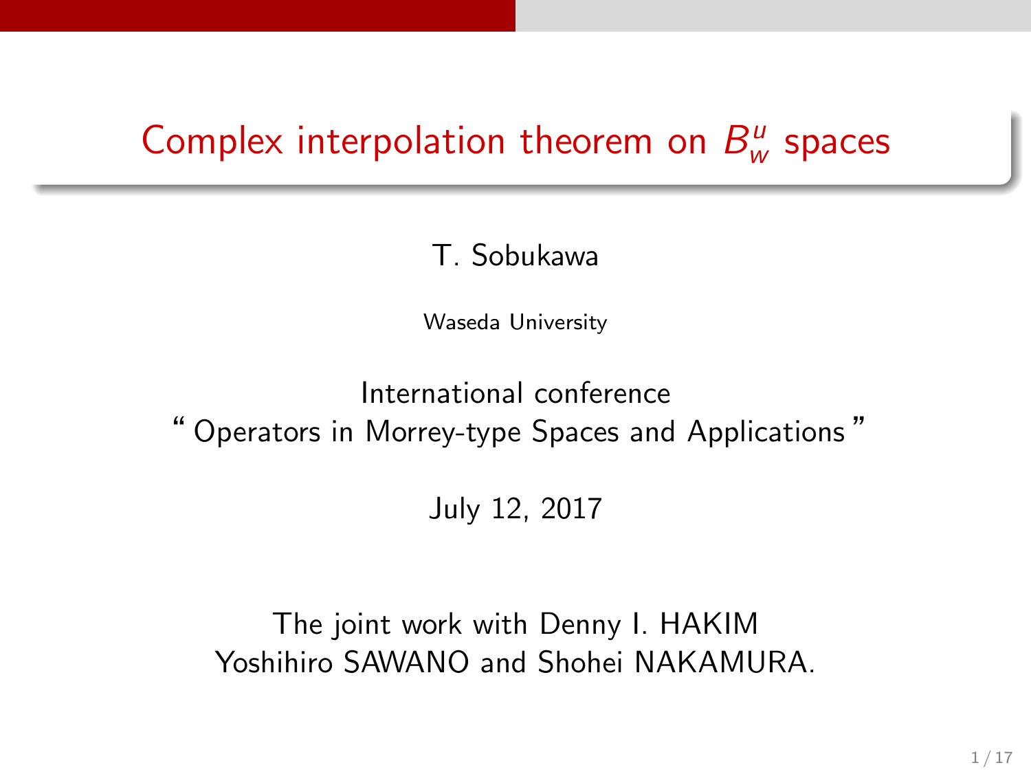# Complex interpolation theorem on $B_w^u$ spaces

T. Sobukawa

Waseda University

International conference
" Operators in Morrey-type Spaces and Applications "

July 12, 2017

The joint work with Denny I. HAKIM
Yoshihiro SAWANO and Shohei NAKAMURA.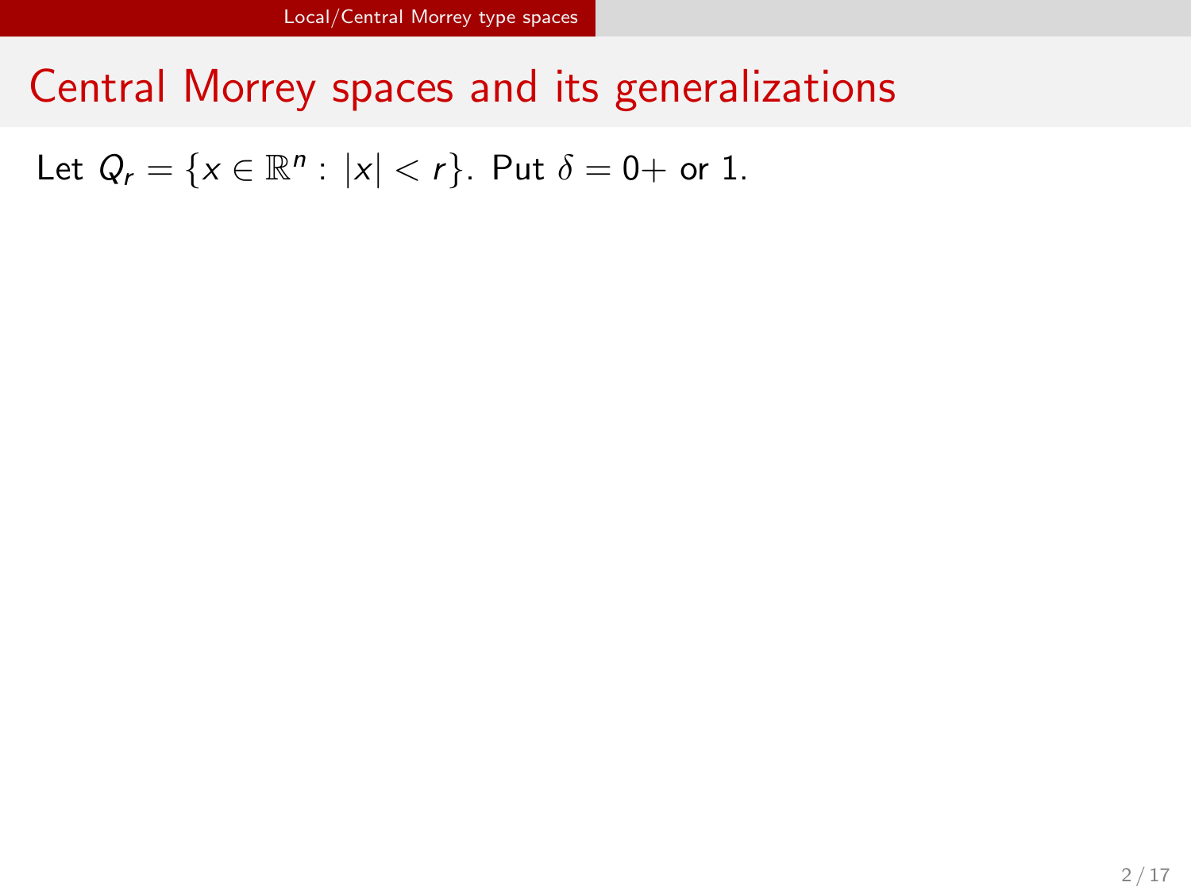# Central Morrey spaces and its generalizations

Let $Q_r = \{x \in \mathbb{R}^n : |x| < r\}$. Put $\delta = 0+$ or $1$.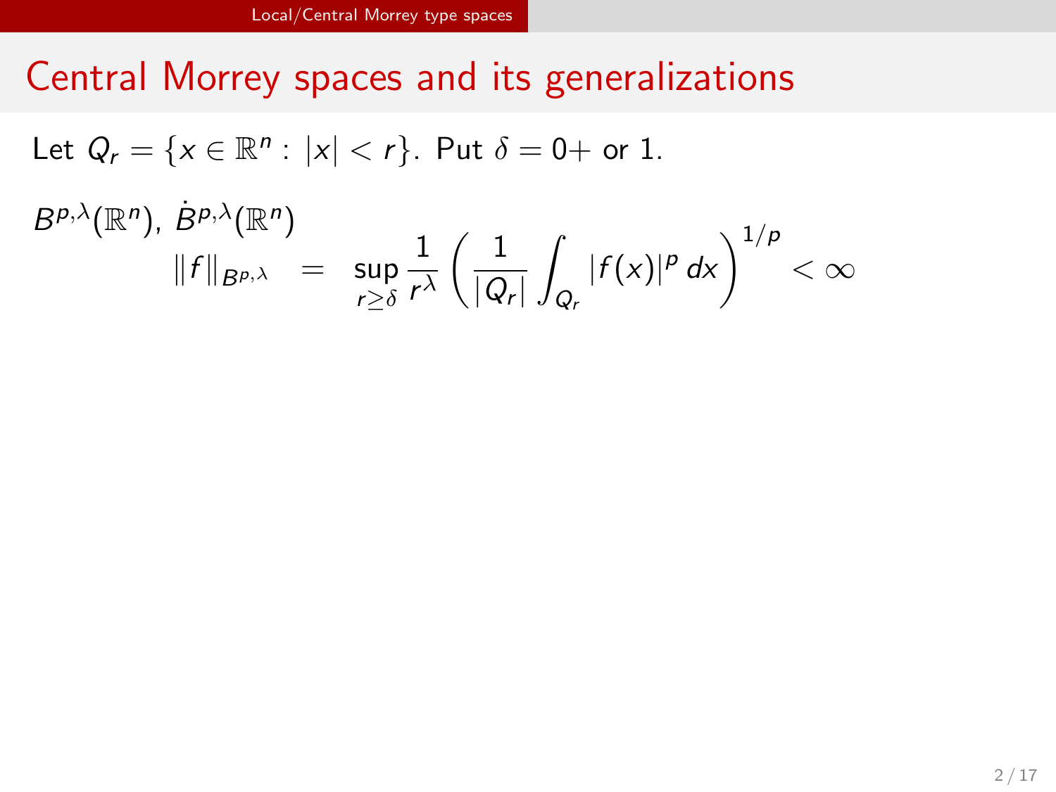# Central Morrey spaces and its generalizations

Let $Q_r = \{x \in \mathbb{R}^n : |x| < r\}$. Put $\delta = 0+$ or $1$.

$B^{p,\lambda}(\mathbb{R}^n)$, $\dot{B}^{p,\lambda}(\mathbb{R}^n)$

$$\|f\|_{B^{p,\lambda}} = \sup_{r \geq \delta} \frac{1}{r^\lambda} \left( \frac{1}{|Q_r|} \int_{Q_r} |f(x)|^p \, dx \right)^{1/p} < \infty$$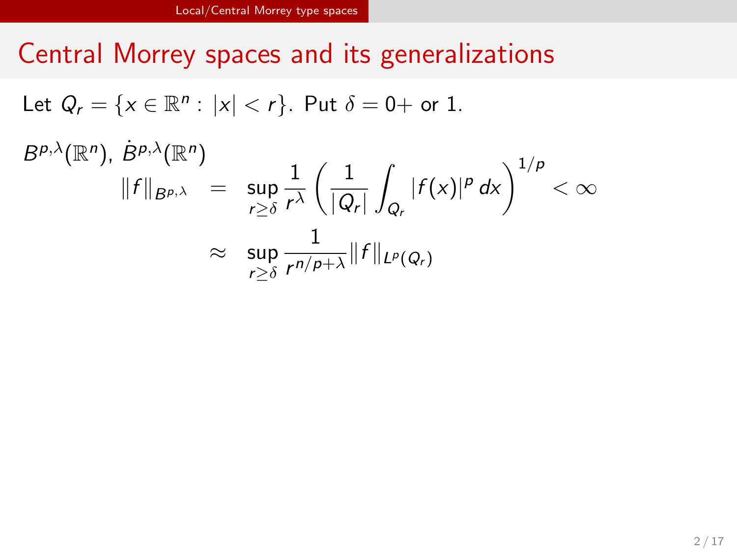# Central Morrey spaces and its generalizations

Let $Q_r = \{x \in \mathbb{R}^n : |x| < r\}$. Put $\delta = 0+$ or $1$.

$B^{p,\lambda}(\mathbb{R}^n)$, $\dot{B}^{p,\lambda}(\mathbb{R}^n)$

$$
\begin{aligned}
\|f\|_{B^{p,\lambda}} &= \sup_{r \geq \delta} \frac{1}{r^{\lambda}} \left( \frac{1}{|Q_r|} \int_{Q_r} |f(x)|^p \, dx \right)^{1/p} < \infty \\
&\approx \sup_{r \geq \delta} \frac{1}{r^{n/p+\lambda}} \|f\|_{L^p(Q_r)}
\end{aligned}
$$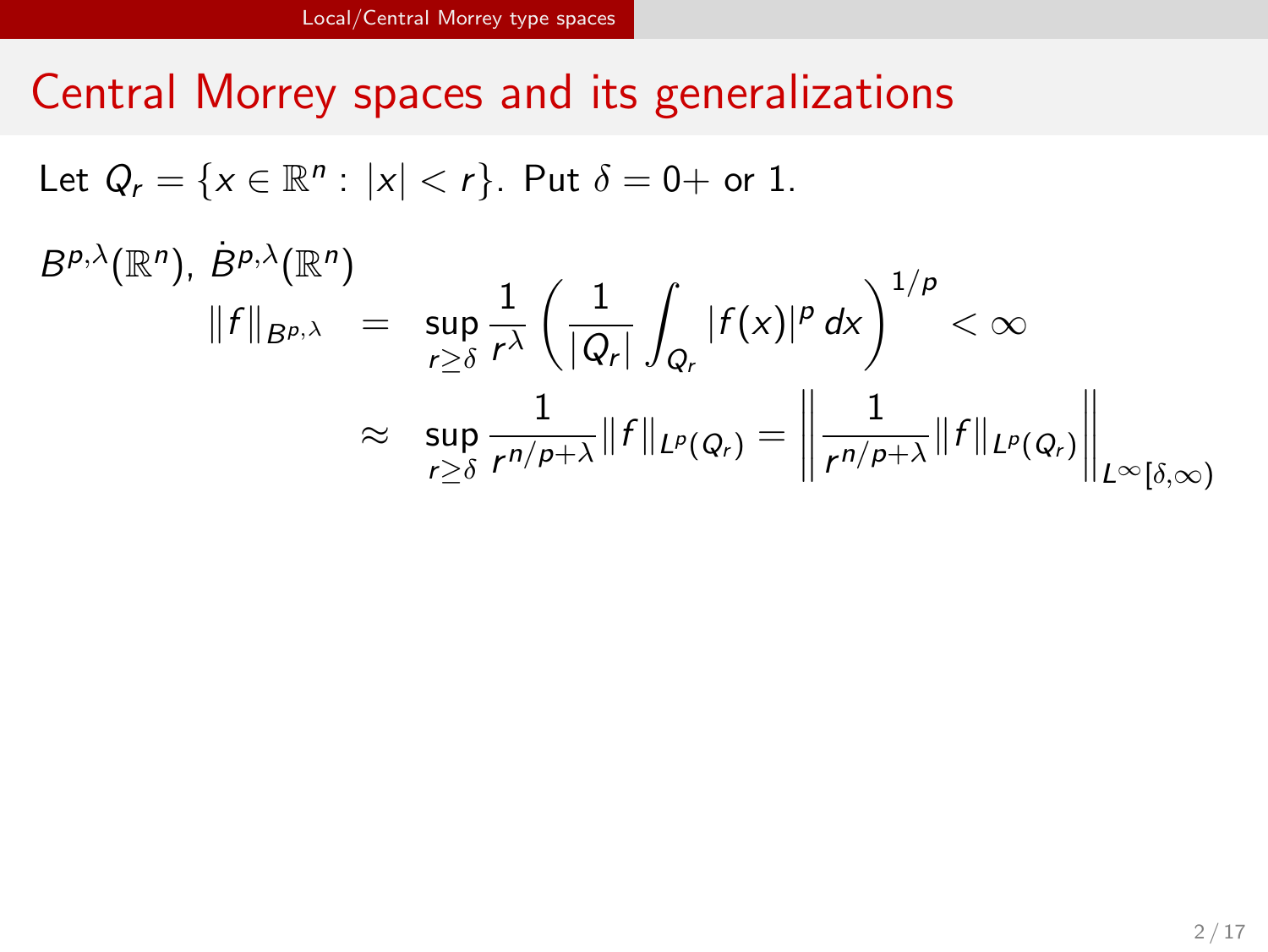# Central Morrey spaces and its generalizations

Let $Q_r = \{x \in \mathbb{R}^n : |x| < r\}$. Put $\delta = 0+$ or $1$.

$B^{p,\lambda}(\mathbb{R}^n)$, $\dot{B}^{p,\lambda}(\mathbb{R}^n)$

$$
\begin{aligned}
\|f\|_{B^{p,\lambda}} &= \sup_{r \ge \delta} \frac{1}{r^\lambda} \left( \frac{1}{|Q_r|} \int_{Q_r} |f(x)|^p \, dx \right)^{1/p} < \infty \\
&\approx \sup_{r \ge \delta} \frac{1}{r^{n/p+\lambda}} \|f\|_{L^p(Q_r)} = \left\| \frac{1}{r^{n/p+\lambda}} \|f\|_{L^p(Q_r)} \right\|_{L^\infty[\delta,\infty)}
\end{aligned}
$$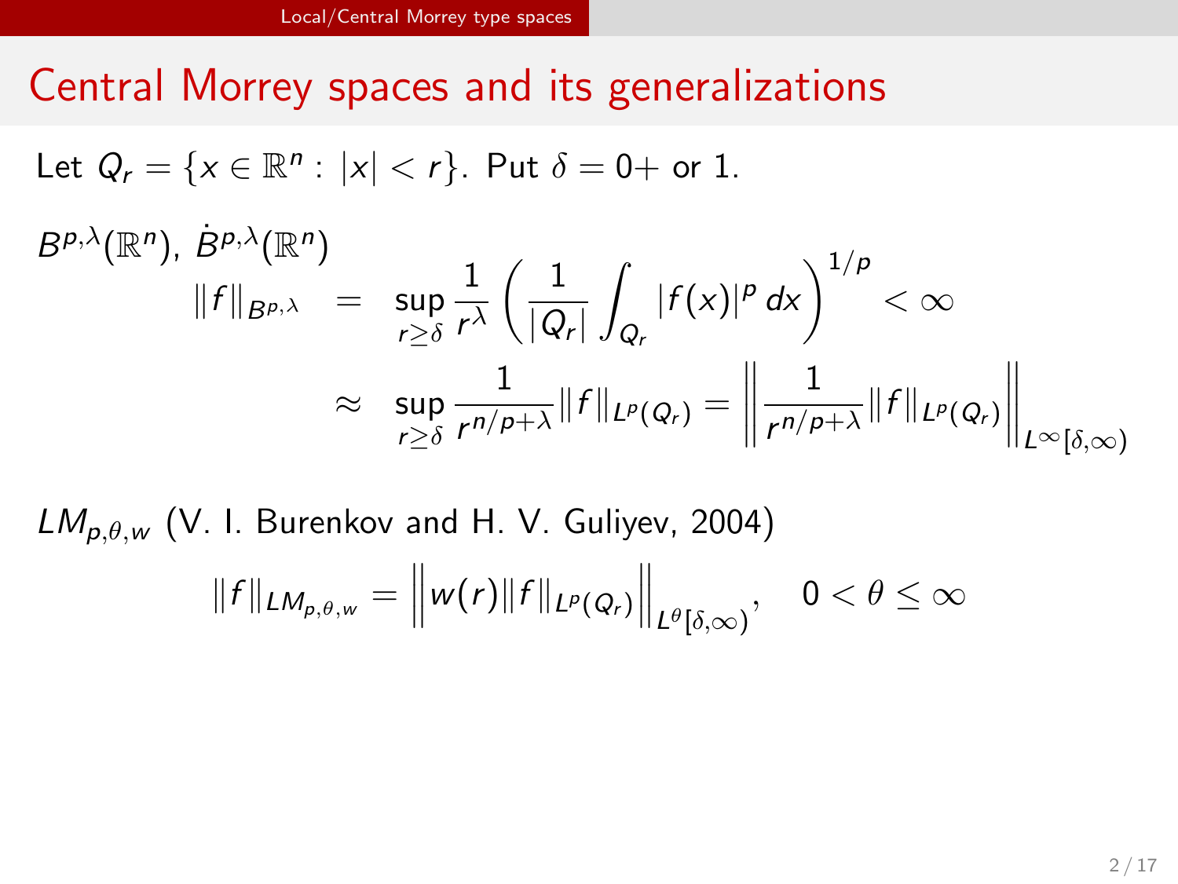# Central Morrey spaces and its generalizations

Let $Q_r = \{x \in \mathbb{R}^n : |x| < r\}$. Put $\delta = 0+$ or $1$.

$B^{p,\lambda}(\mathbb{R}^n)$, $\dot{B}^{p,\lambda}(\mathbb{R}^n)$

$$
\begin{aligned}
\|f\|_{B^{p,\lambda}} &= \sup_{r \geq \delta} \frac{1}{r^\lambda} \left( \frac{1}{|Q_r|} \int_{Q_r} |f(x)|^p \, dx \right)^{1/p} < \infty \\
&\approx \sup_{r \geq \delta} \frac{1}{r^{n/p+\lambda}} \|f\|_{L^p(Q_r)} = \left\| \frac{1}{r^{n/p+\lambda}} \|f\|_{L^p(Q_r)} \right\|_{L^\infty[\delta,\infty)}
\end{aligned}
$$

$LM_{p,\theta,w}$ (V. I. Burenkov and H. V. Guliyev, 2004)

$$
\|f\|_{LM_{p,\theta,w}} = \left\| w(r) \|f\|_{L^p(Q_r)} \right\|_{L^\theta[\delta,\infty)}, \quad 0 < \theta \leq \infty
$$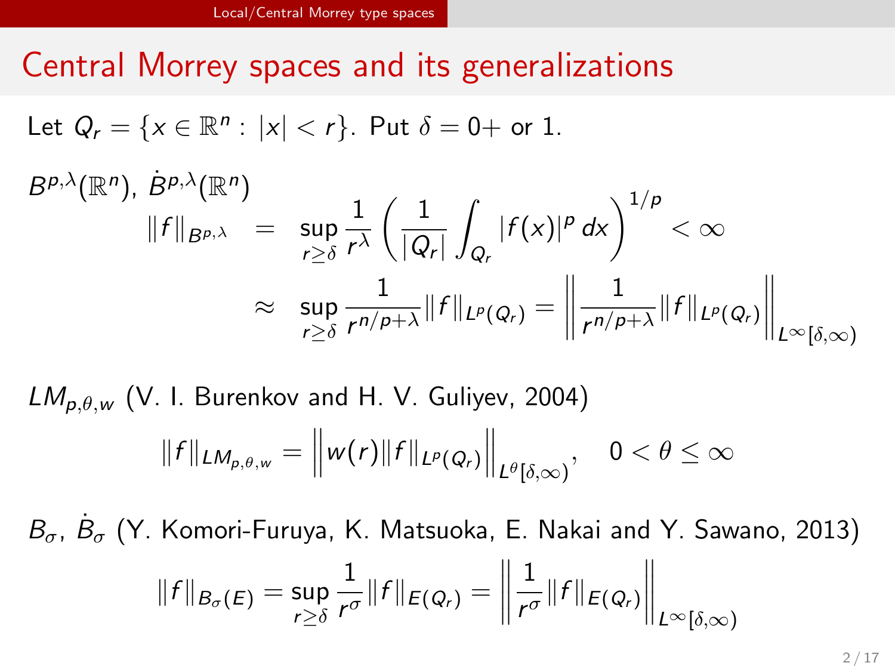# Central Morrey spaces and its generalizations

Let $Q_r = \{x \in \mathbb{R}^n : |x| < r\}$. Put $\delta = 0+$ or $1$.

$B^{p,\lambda}(\mathbb{R}^n)$, $\dot{B}^{p,\lambda}(\mathbb{R}^n)$

$$
\begin{aligned}
\|f\|_{B^{p,\lambda}} &= \sup_{r \geq \delta} \frac{1}{r^\lambda} \left( \frac{1}{|Q_r|} \int_{Q_r} |f(x)|^p \, dx \right)^{1/p} < \infty \\
&\approx \sup_{r \geq \delta} \frac{1}{r^{n/p+\lambda}} \|f\|_{L^p(Q_r)} = \left\| \frac{1}{r^{n/p+\lambda}} \|f\|_{L^p(Q_r)} \right\|_{L^\infty[\delta,\infty)}
\end{aligned}
$$

$LM_{p,\theta,w}$ (V. I. Burenkov and H. V. Guliyev, 2004)

$$
\|f\|_{LM_{p,\theta,w}} = \left\| w(r) \|f\|_{L^p(Q_r)} \right\|_{L^\theta[\delta,\infty)}, \quad 0 < \theta \leq \infty
$$

$B_\sigma$, $\dot{B}_\sigma$ (Y. Komori-Furuya, K. Matsuoka, E. Nakai and Y. Sawano, 2013)

$$
\|f\|_{B_\sigma(E)} = \sup_{r \geq \delta} \frac{1}{r^\sigma} \|f\|_{E(Q_r)} = \left\| \frac{1}{r^\sigma} \|f\|_{E(Q_r)} \right\|_{L^\infty[\delta,\infty)}
$$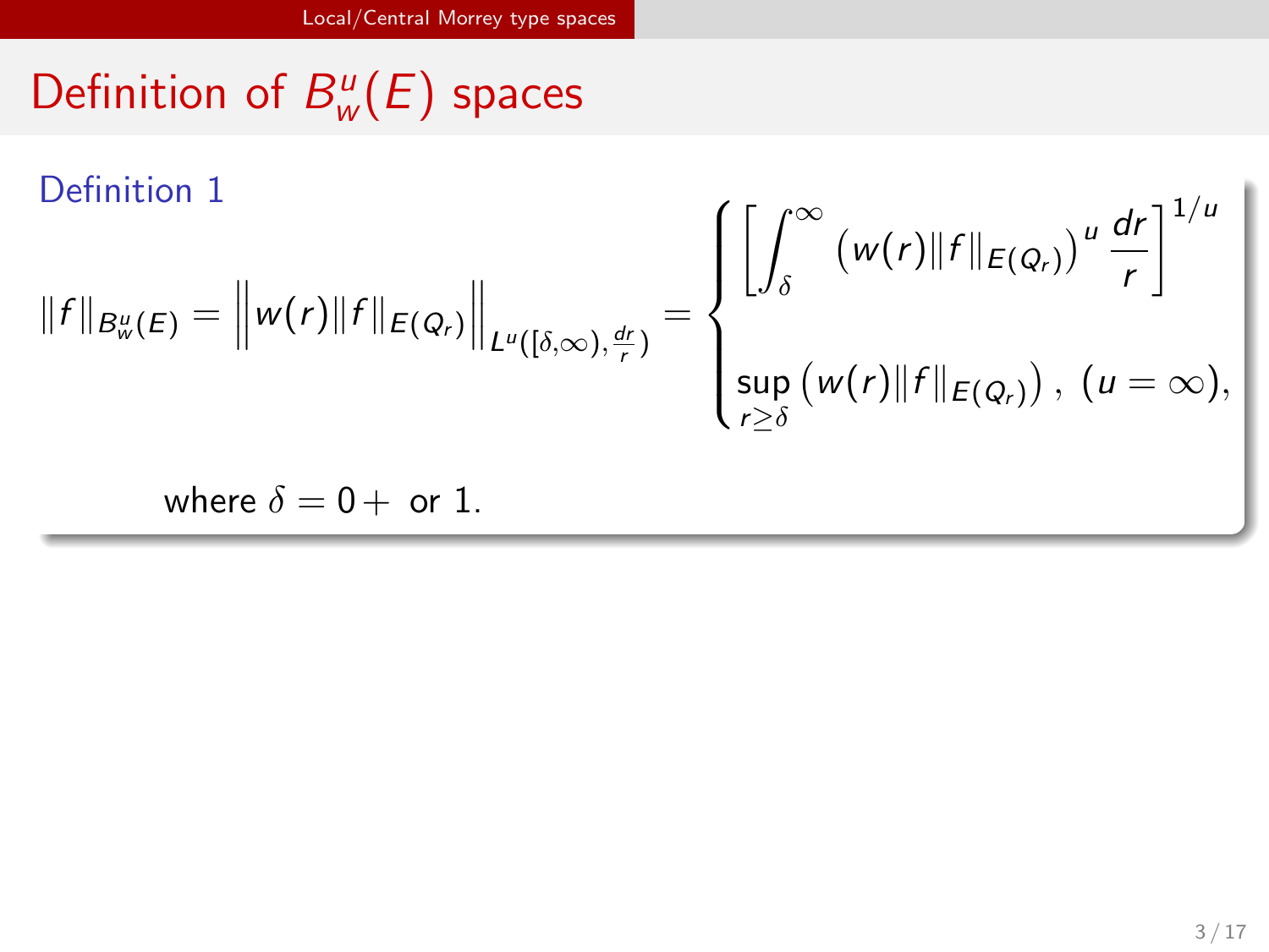# Definition of $B_w^u(E)$ spaces

**Definition 1**

$$
\|f\|_{B_w^u(E)} = \left\| w(r)\|f\|_{E(Q_r)} \right\|_{L^u([\delta,\infty),\frac{dr}{r})} = \begin{cases} \left[ \int_\delta^\infty \left( w(r)\|f\|_{E(Q_r)} \right)^u \frac{dr}{r} \right]^{1/u} \\ \sup_{r\geq\delta} \left( w(r)\|f\|_{E(Q_r)} \right), \ (u=\infty), \end{cases}
$$

where $\delta = 0+$ or $1$.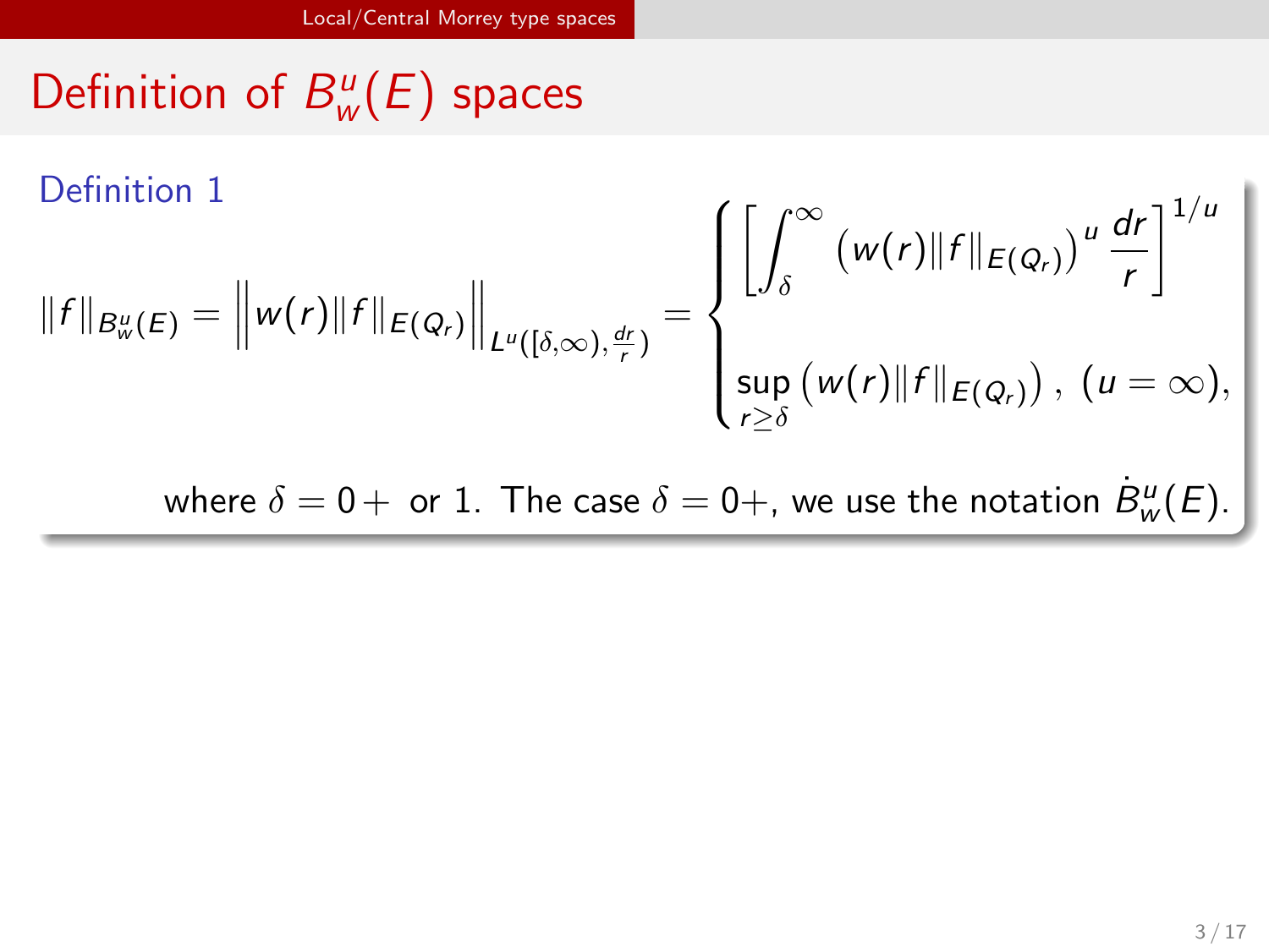# Definition of $B_w^u(E)$ spaces

**Definition 1**

$$\|f\|_{B_w^u(E)} = \left\| w(r)\|f\|_{E(Q_r)} \right\|_{L^u([\delta,\infty),\frac{dr}{r})} = \begin{cases} \left[ \int_\delta^\infty \left( w(r)\|f\|_{E(Q_r)} \right)^u \frac{dr}{r} \right]^{1/u} \\ \sup_{r\geq\delta} \left( w(r)\|f\|_{E(Q_r)} \right), \ (u=\infty), \end{cases}$$

where $\delta = 0+$ or $1$. The case $\delta = 0+$, we use the notation $\dot{B}_w^u(E)$.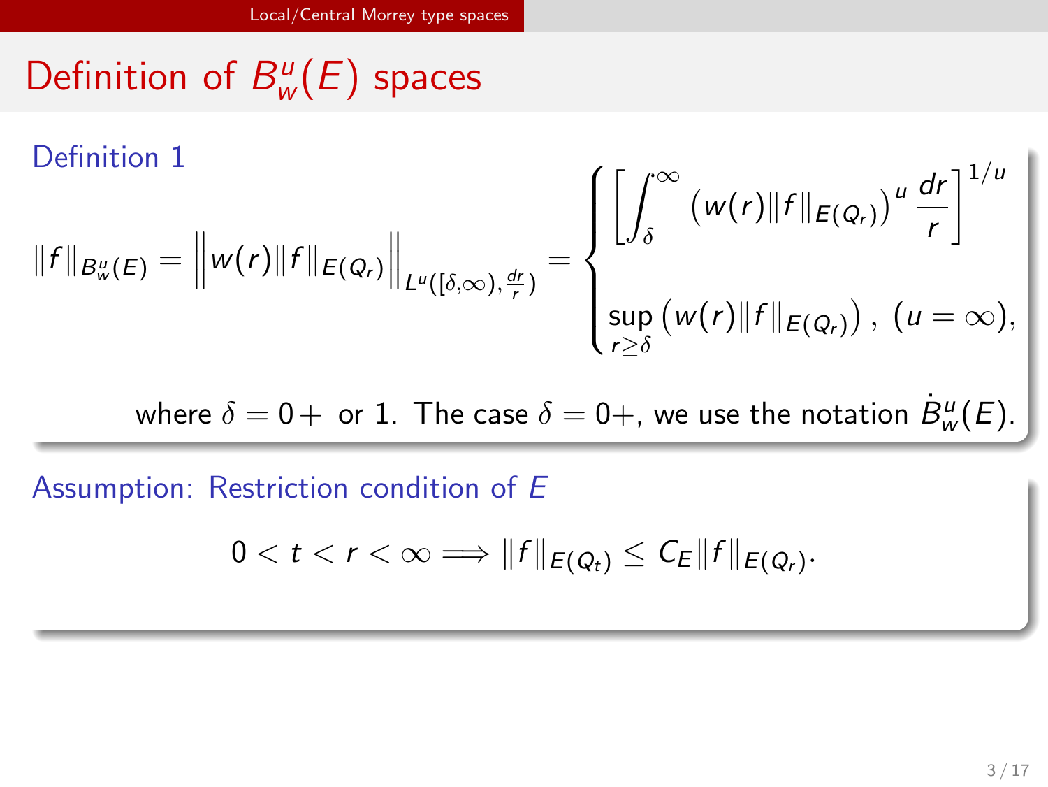# Definition of $B^u_w(E)$ spaces

**Definition 1**

$$\|f\|_{B^u_w(E)} = \left\| w(r)\|f\|_{E(Q_r)} \right\|_{L^u([\delta,\infty),\frac{dr}{r})} = \begin{cases} \left[ \int_\delta^\infty \left( w(r)\|f\|_{E(Q_r)} \right)^u \frac{dr}{r} \right]^{1/u} \\ \sup_{r\geq\delta} \left( w(r)\|f\|_{E(Q_r)} \right), \ (u=\infty), \end{cases}$$

where $\delta = 0+$ or $1$. The case $\delta = 0+$, we use the notation $\dot{B}^u_w(E)$.

**Assumption: Restriction condition of $E$**

$$0 < t < r < \infty \Longrightarrow \|f\|_{E(Q_t)} \leq C_E \|f\|_{E(Q_r)}.$$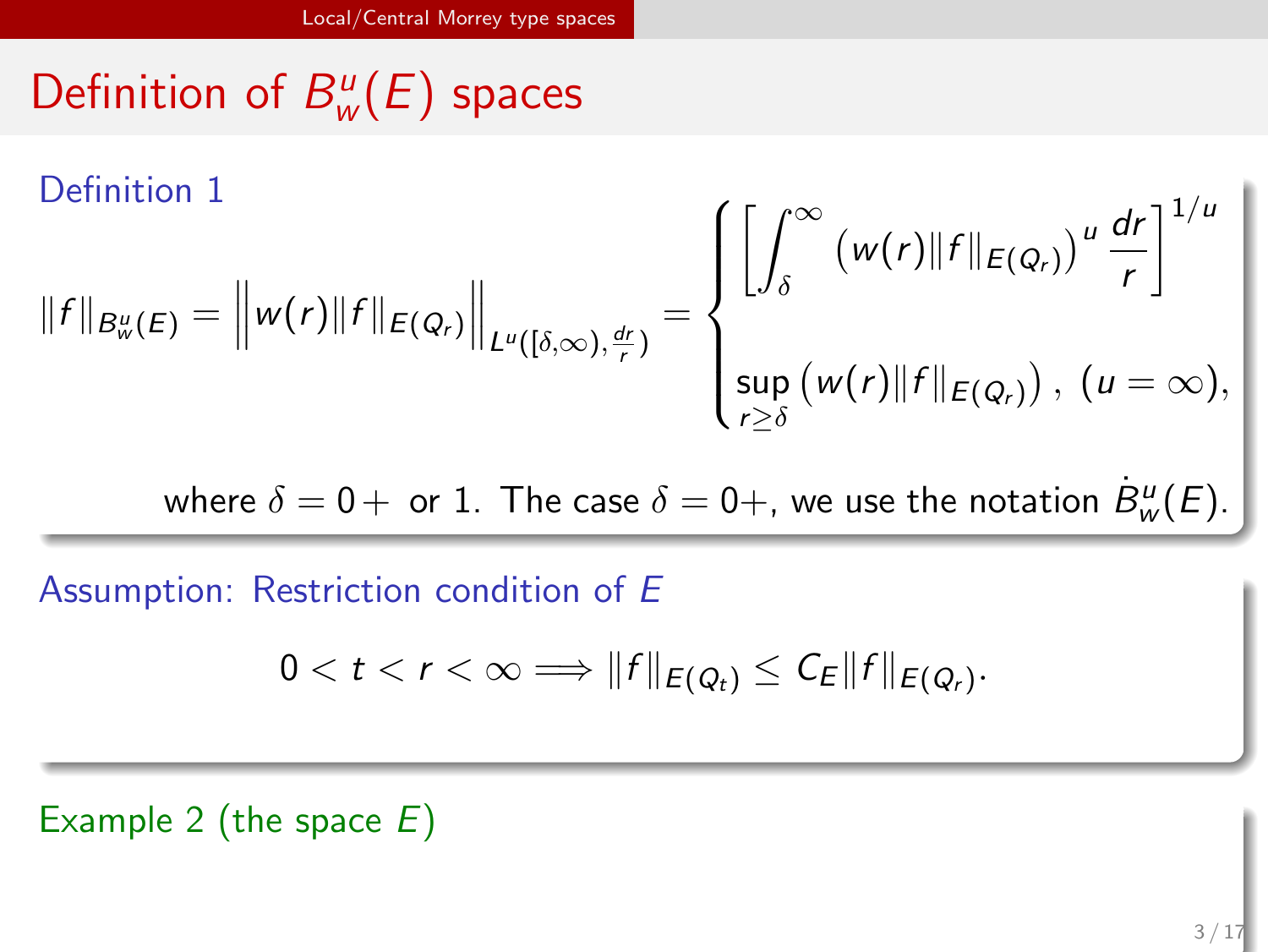# Definition of $B^u_w(E)$ spaces

**Definition 1**

$$\|f\|_{B^u_w(E)} = \left\| w(r)\|f\|_{E(Q_r)} \right\|_{L^u([\delta,\infty),\frac{dr}{r})} = \begin{cases} \left[ \displaystyle\int_\delta^\infty \left( w(r)\|f\|_{E(Q_r)} \right)^u \frac{dr}{r} \right]^{1/u} \\ \displaystyle\sup_{r\geq\delta} \left( w(r)\|f\|_{E(Q_r)} \right), \ (u=\infty), \end{cases}$$

where $\delta = 0+$ or 1. The case $\delta = 0+$, we use the notation $\dot{B}^u_w(E)$.

**Assumption: Restriction condition of $E$**

$$0 < t < r < \infty \Longrightarrow \|f\|_{E(Q_t)} \leq C_E \|f\|_{E(Q_r)}.$$

**Example 2 (the space $E$)**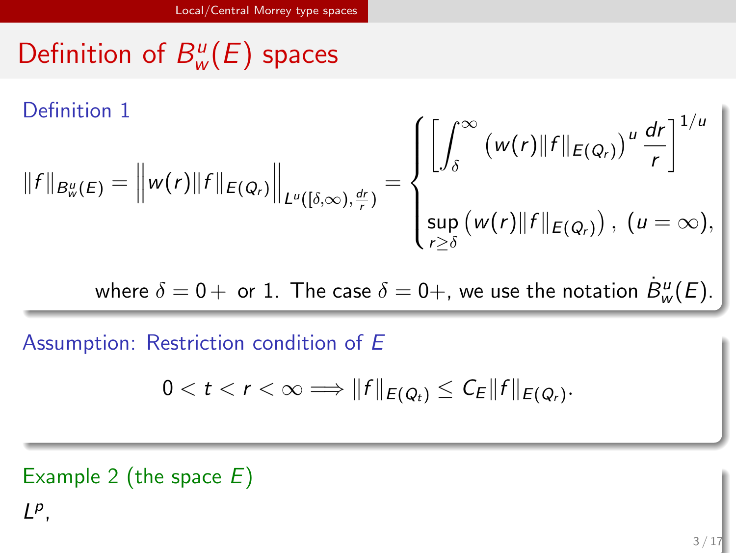# Definition of $B^u_w(E)$ spaces

**Definition 1**

$$\|f\|_{B^u_w(E)} = \left\| w(r)\|f\|_{E(Q_r)} \right\|_{L^u([\delta,\infty),\frac{dr}{r})} = \begin{cases} \left[ \displaystyle\int_\delta^\infty \left( w(r)\|f\|_{E(Q_r)} \right)^u \frac{dr}{r} \right]^{1/u} \\ \displaystyle\sup_{r \geq \delta} \left( w(r)\|f\|_{E(Q_r)} \right), \ (u = \infty), \end{cases}$$

where $\delta = 0+$ or 1. The case $\delta = 0+$, we use the notation $\dot{B}^u_w(E)$.

**Assumption: Restriction condition of $E$**

$$0 < t < r < \infty \Longrightarrow \|f\|_{E(Q_t)} \leq C_E \|f\|_{E(Q_r)}.$$

**Example 2 (the space $E$)**

$L^p$,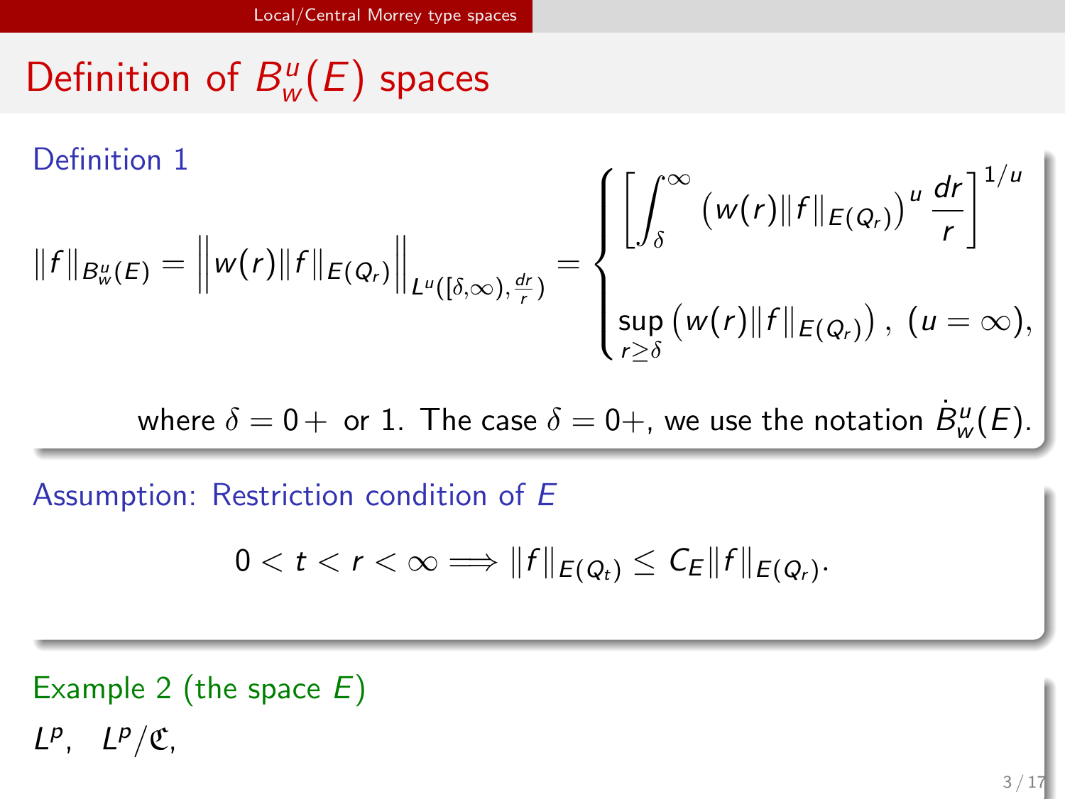# Definition of $B^u_w(E)$ spaces

**Definition 1**

$$\|f\|_{B^u_w(E)} = \Big\| w(r)\|f\|_{E(Q_r)} \Big\|_{L^u([\delta,\infty),\frac{dr}{r})} = \begin{cases} \left[ \displaystyle\int_\delta^\infty \left( w(r)\|f\|_{E(Q_r)} \right)^u \frac{dr}{r} \right]^{1/u} \\ \displaystyle\sup_{r\geq\delta} \left( w(r)\|f\|_{E(Q_r)} \right), \ (u=\infty), \end{cases}$$

where $\delta = 0+$ or $1$. The case $\delta = 0+$, we use the notation $\dot{B}^u_w(E)$.

**Assumption: Restriction condition of $E$**

$$0 < t < r < \infty \Longrightarrow \|f\|_{E(Q_t)} \leq C_E \|f\|_{E(Q_r)}.$$

**Example 2 (the space $E$)**

$L^p$, $L^p/\mathfrak{C}$,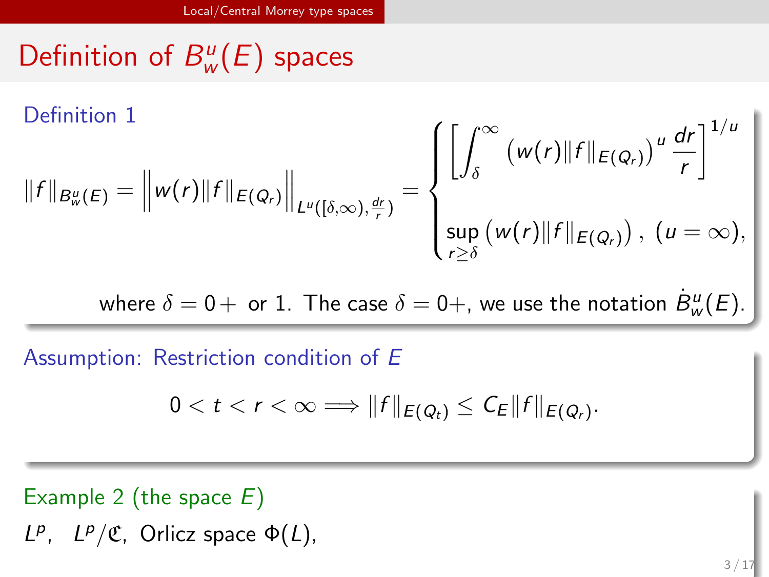# Definition of $B^u_w(E)$ spaces

**Definition 1**

$$\|f\|_{B^u_w(E)} = \left\| w(r)\|f\|_{E(Q_r)} \right\|_{L^u([\delta,\infty),\frac{dr}{r})} = \begin{cases} \left[ \int_\delta^\infty \left( w(r)\|f\|_{E(Q_r)} \right)^u \frac{dr}{r} \right]^{1/u} \\ \sup_{r\geq\delta} \left( w(r)\|f\|_{E(Q_r)} \right), \ (u=\infty), \end{cases}$$

where $\delta = 0+$ or $1$. The case $\delta = 0+$, we use the notation $\dot{B}^u_w(E)$.

**Assumption: Restriction condition of $E$**

$$0 < t < r < \infty \Longrightarrow \|f\|_{E(Q_t)} \leq C_E \|f\|_{E(Q_r)}.$$

**Example 2 (the space $E$)**

$L^p$, $L^p/\mathfrak{C}$, Orlicz space $\Phi(L)$,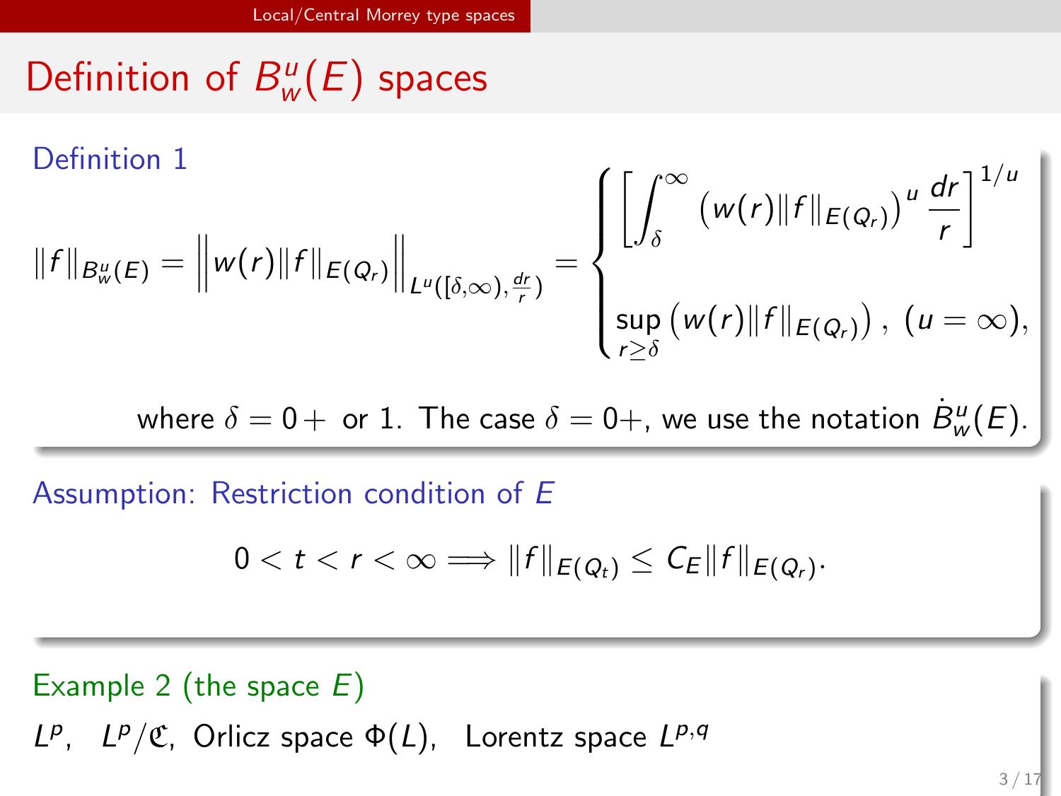# Definition of $B_w^u(E)$ spaces

**Definition 1**

$$\|f\|_{B_w^u(E)} = \left\| w(r)\|f\|_{E(Q_r)} \right\|_{L^u([\delta,\infty),\frac{dr}{r})} = \begin{cases} \left[ \int_\delta^\infty \left( w(r)\|f\|_{E(Q_r)} \right)^u \frac{dr}{r} \right]^{1/u} \\ \sup_{r\geq\delta} \left( w(r)\|f\|_{E(Q_r)} \right), \ (u=\infty), \end{cases}$$

where $\delta = 0+$ or 1. The case $\delta = 0+$, we use the notation $\dot{B}_w^u(E)$.

**Assumption: Restriction condition of $E$**

$$0 < t < r < \infty \Longrightarrow \|f\|_{E(Q_t)} \leq C_E \|f\|_{E(Q_r)}.$$

**Example 2 (the space $E$)**

$L^p$, $L^p/\mathfrak{C}$, Orlicz space $\Phi(L)$, Lorentz space $L^{p,q}$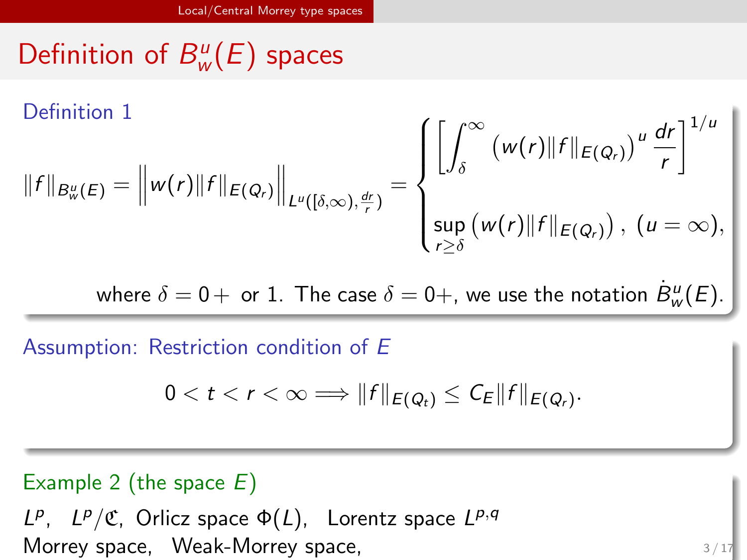# Definition of $B^u_w(E)$ spaces

**Definition 1**

$$\|f\|_{B^u_w(E)} = \left\| w(r)\|f\|_{E(Q_r)} \right\|_{L^u([\delta,\infty),\frac{dr}{r})} = \begin{cases} \left[ \displaystyle\int_\delta^\infty \left( w(r)\|f\|_{E(Q_r)} \right)^u \frac{dr}{r} \right]^{1/u} \\ \displaystyle\sup_{r\geq\delta} \left( w(r)\|f\|_{E(Q_r)} \right), \ (u=\infty), \end{cases}$$

where $\delta = 0+$ or $1$. The case $\delta = 0+$, we use the notation $\dot{B}^u_w(E)$.

**Assumption: Restriction condition of $E$**

$$0 < t < r < \infty \Longrightarrow \|f\|_{E(Q_t)} \leq C_E \|f\|_{E(Q_r)}.$$

**Example 2 (the space $E$)**

$L^p$, $L^p/\mathfrak{C}$, Orlicz space $\Phi(L)$, Lorentz space $L^{p,q}$
Morrey space, Weak-Morrey space,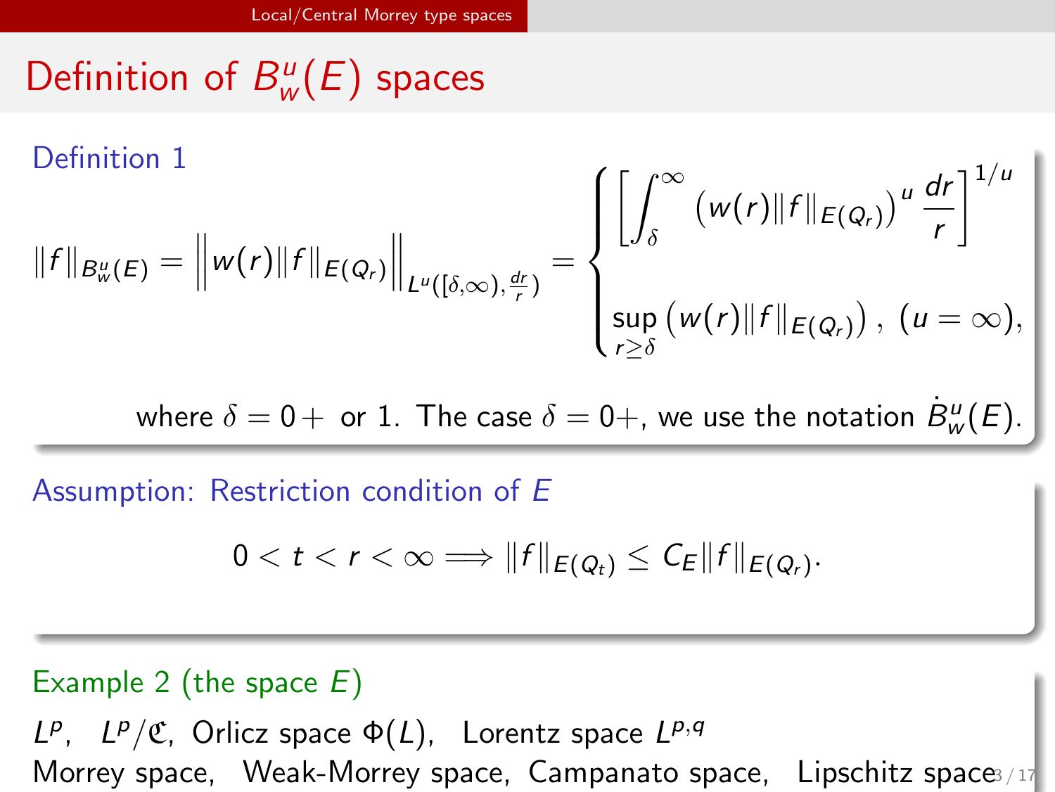# Definition of $B^u_w(E)$ spaces

**Definition 1**

$$\|f\|_{B^u_w(E)} = \Big\| w(r)\|f\|_{E(Q_r)} \Big\|_{L^u([\delta,\infty),\frac{dr}{r})} = \begin{cases} \left[ \displaystyle\int_\delta^\infty \left( w(r)\|f\|_{E(Q_r)} \right)^u \frac{dr}{r} \right]^{1/u} \\ \displaystyle\sup_{r\geq\delta} \left( w(r)\|f\|_{E(Q_r)} \right), \ (u=\infty), \end{cases}$$

where $\delta = 0+$ or 1. The case $\delta = 0+$, we use the notation $\dot{B}^u_w(E)$.

**Assumption: Restriction condition of $E$**

$$0 < t < r < \infty \Longrightarrow \|f\|_{E(Q_t)} \leq C_E \|f\|_{E(Q_r)}.$$

**Example 2 (the space $E$)**

$L^p$, $L^p/\mathfrak{C}$, Orlicz space $\Phi(L)$, Lorentz space $L^{p,q}$
Morrey space, Weak-Morrey space, Campanato space, Lipschitz space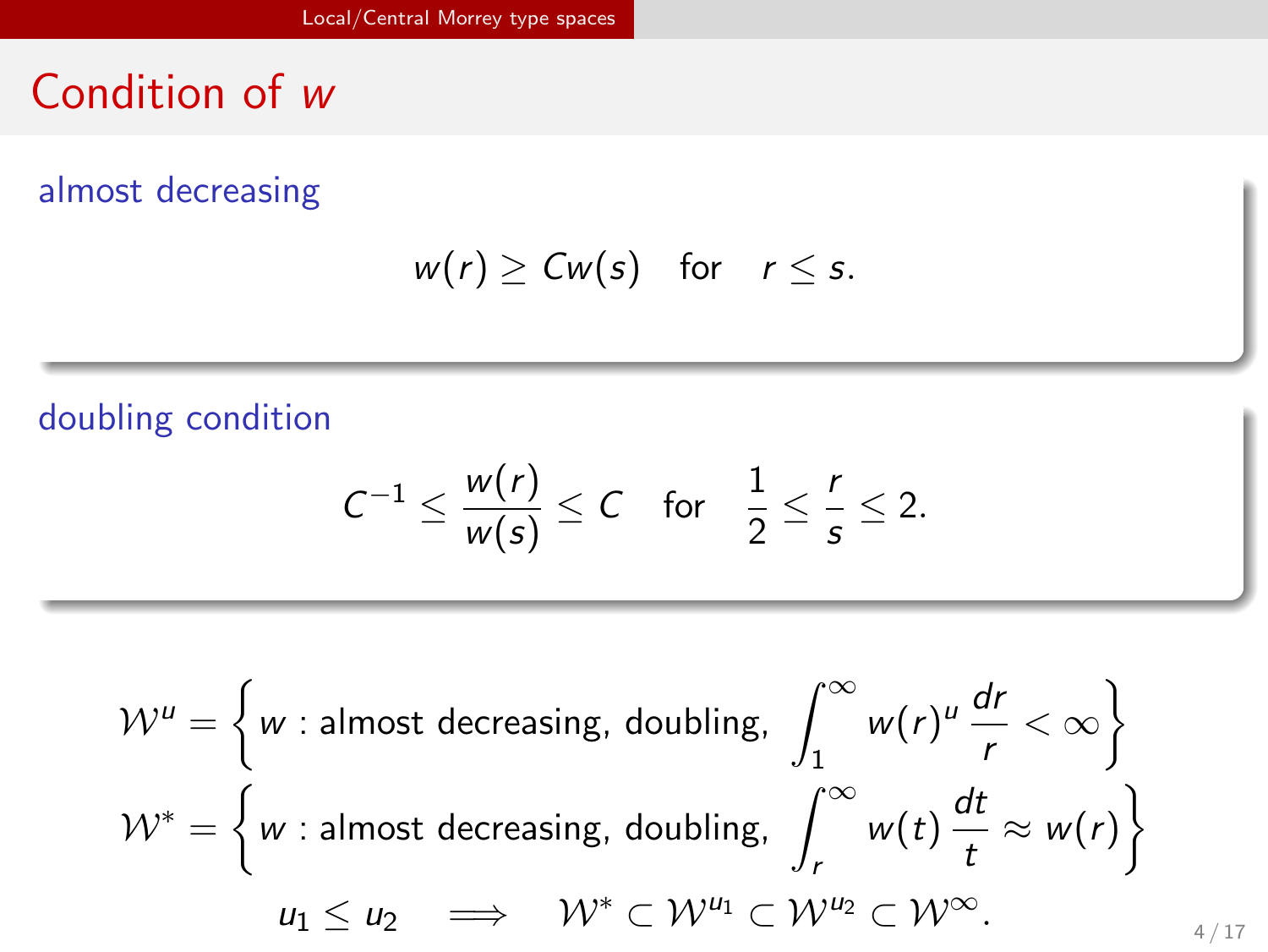# Condition of $w$

**almost decreasing**

$$w(r) \geq Cw(s) \quad \text{for} \quad r \leq s.$$

**doubling condition**

$$C^{-1} \leq \frac{w(r)}{w(s)} \leq C \quad \text{for} \quad \frac{1}{2} \leq \frac{r}{s} \leq 2.$$

$$\mathcal{W}^u = \left\{ w : \text{almost decreasing, doubling, } \int_1^\infty w(r)^u \frac{dr}{r} < \infty \right\}$$

$$\mathcal{W}^* = \left\{ w : \text{almost decreasing, doubling, } \int_r^\infty w(t) \frac{dt}{t} \approx w(r) \right\}$$

$$u_1 \leq u_2 \quad \Longrightarrow \quad \mathcal{W}^* \subset \mathcal{W}^{u_1} \subset \mathcal{W}^{u_2} \subset \mathcal{W}^\infty.$$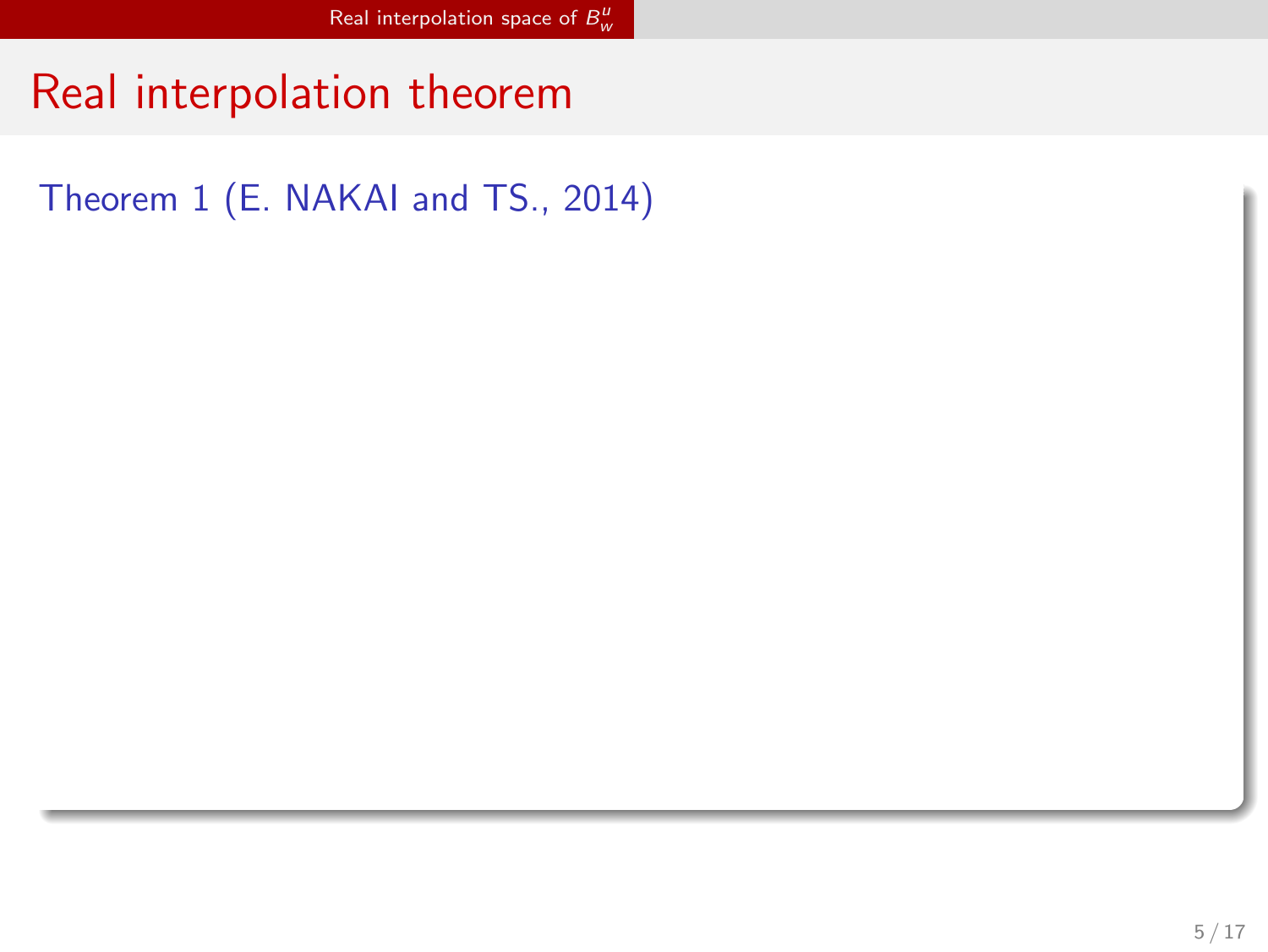# Real interpolation theorem

Theorem 1 (E. NAKAI and TS., 2014)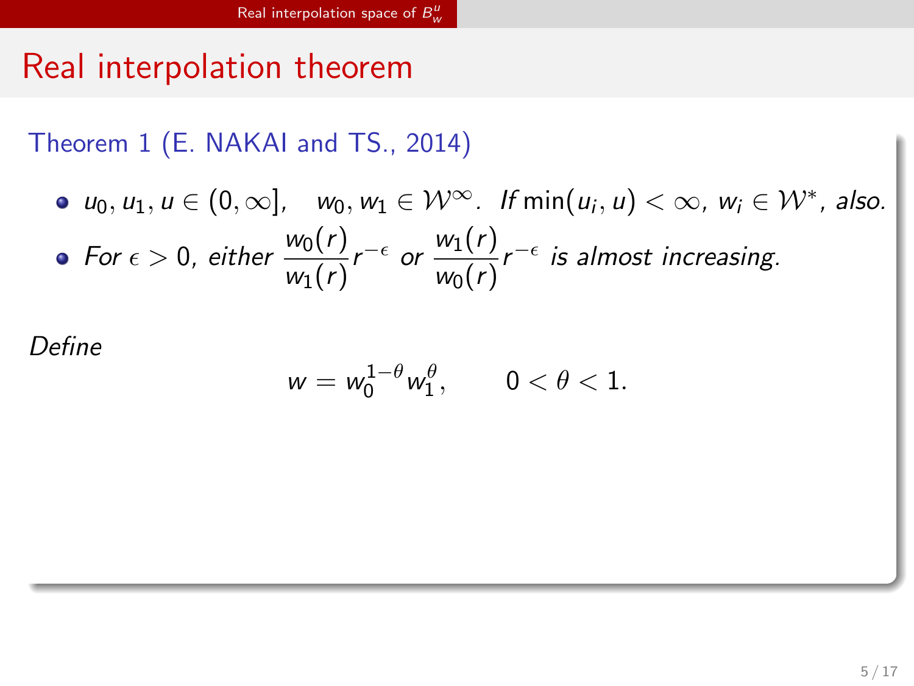# Real interpolation theorem

**Theorem 1 (E. NAKAI and TS., 2014)**

- $u_0, u_1, u \in (0, \infty]$, $\quad w_0, w_1 \in \mathcal{W}^\infty$. *If* $\min(u_i, u) < \infty$, $w_i \in \mathcal{W}^*$, *also.*
- *For* $\epsilon > 0$, *either* $\dfrac{w_0(r)}{w_1(r)} r^{-\epsilon}$ *or* $\dfrac{w_1(r)}{w_0(r)} r^{-\epsilon}$ *is almost increasing.*

*Define*

$$w = w_0^{1-\theta} w_1^{\theta}, \qquad 0 < \theta < 1.$$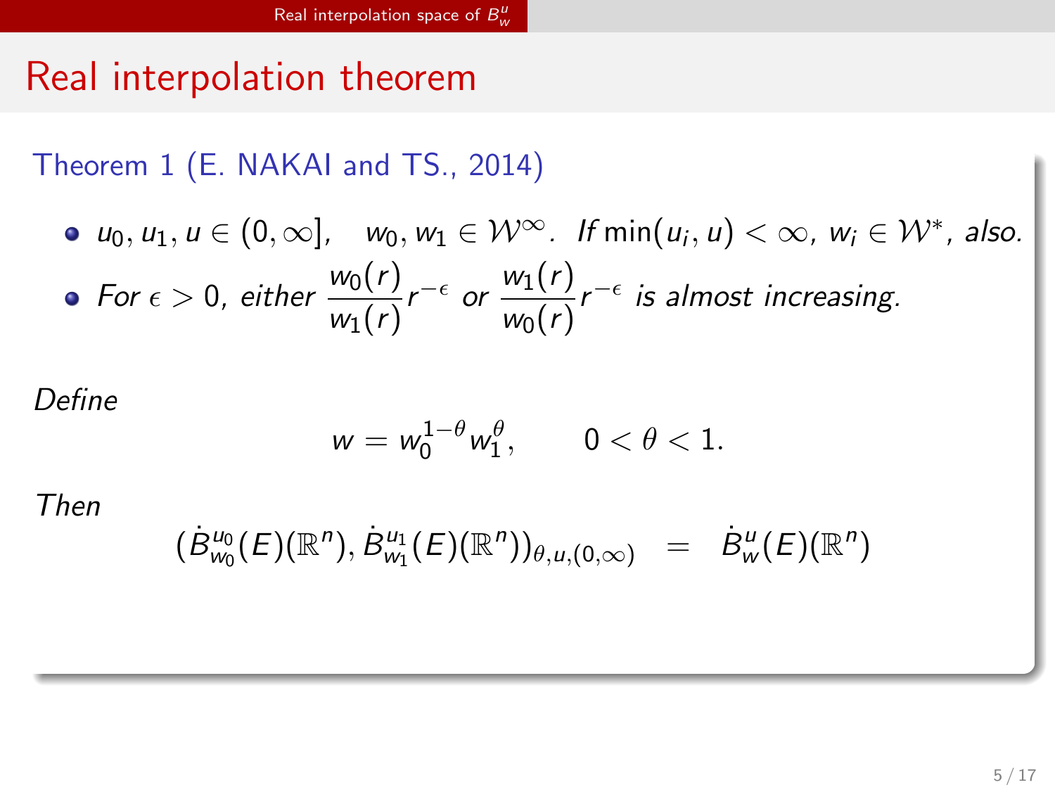# Real interpolation theorem

**Theorem 1 (E. NAKAI and TS., 2014)**

- $u_0, u_1, u \in (0, \infty]$, $\quad w_0, w_1 \in \mathcal{W}^\infty$. *If* $\min(u_i, u) < \infty$, $w_i \in \mathcal{W}^*$, *also.*
- *For* $\epsilon > 0$, *either* $\dfrac{w_0(r)}{w_1(r)} r^{-\epsilon}$ *or* $\dfrac{w_1(r)}{w_0(r)} r^{-\epsilon}$ *is almost increasing.*

*Define*

$$w = w_0^{1-\theta} w_1^{\theta}, \qquad 0 < \theta < 1.$$

*Then*

$$(\dot{B}^{u_0}_{w_0}(E)(\mathbb{R}^n), \dot{B}^{u_1}_{w_1}(E)(\mathbb{R}^n))_{\theta,u,(0,\infty)} \quad = \quad \dot{B}^{u}_{w}(E)(\mathbb{R}^n)$$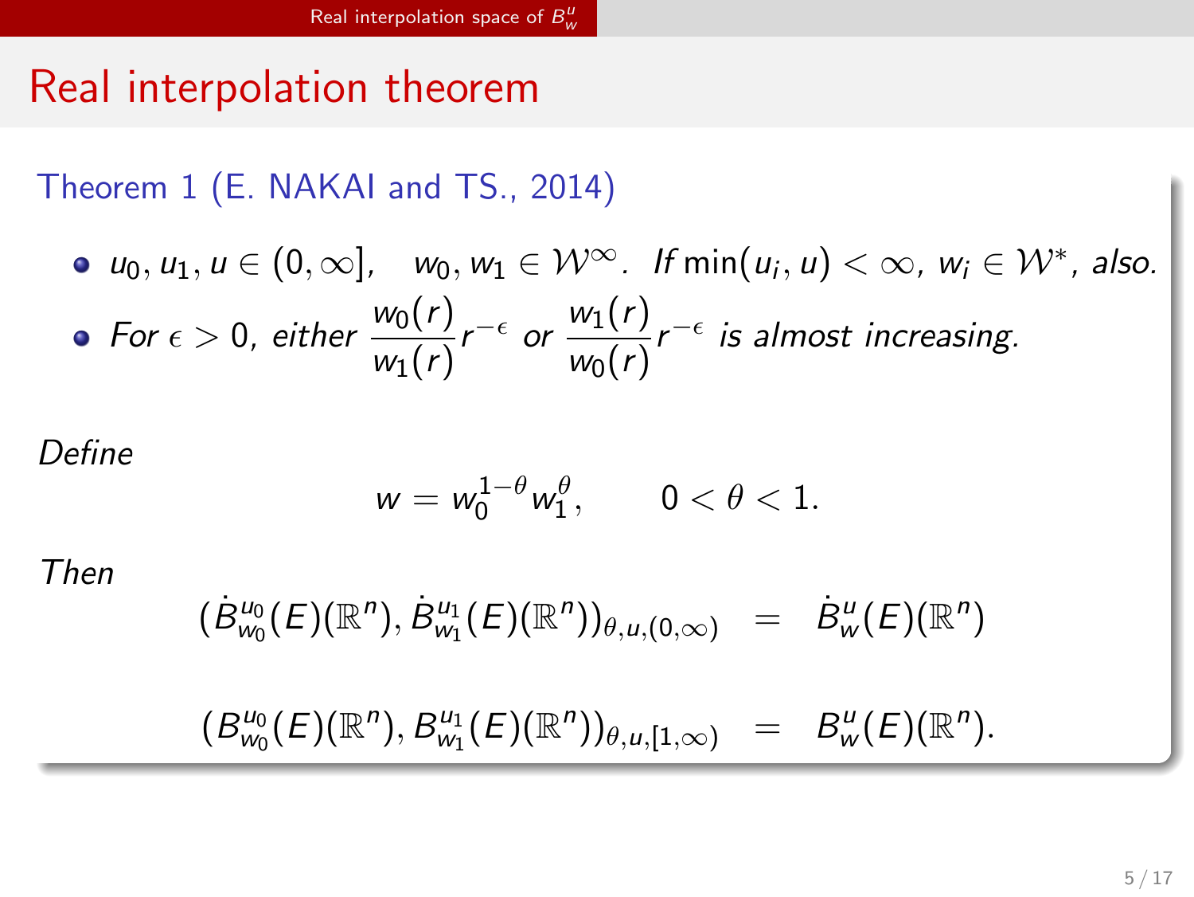# Real interpolation theorem

**Theorem 1 (E. NAKAI and TS., 2014)**

- $u_0, u_1, u \in (0, \infty]$, $\quad w_0, w_1 \in \mathcal{W}^\infty$. *If* $\min(u_i, u) < \infty$, $w_i \in \mathcal{W}^*$, *also.*
- *For* $\epsilon > 0$, *either* $\dfrac{w_0(r)}{w_1(r)} r^{-\epsilon}$ *or* $\dfrac{w_1(r)}{w_0(r)} r^{-\epsilon}$ *is almost increasing.*

*Define*

$$w = w_0^{1-\theta} w_1^{\theta}, \qquad 0 < \theta < 1.$$

*Then*

$$(\dot{B}^{u_0}_{w_0}(E)(\mathbb{R}^n), \dot{B}^{u_1}_{w_1}(E)(\mathbb{R}^n))_{\theta, u, (0,\infty)} = \dot{B}^{u}_{w}(E)(\mathbb{R}^n)$$

$$(B^{u_0}_{w_0}(E)(\mathbb{R}^n), B^{u_1}_{w_1}(E)(\mathbb{R}^n))_{\theta, u, [1,\infty)} = B^{u}_{w}(E)(\mathbb{R}^n).$$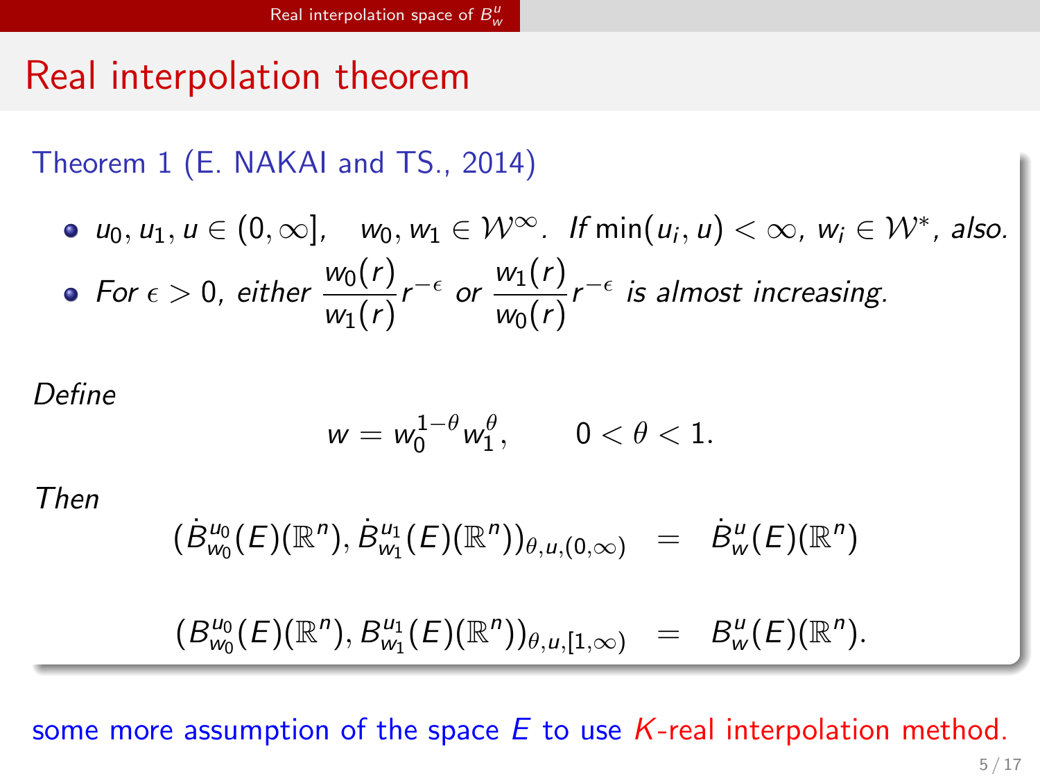## Real interpolation theorem

**Theorem 1 (E. NAKAI and TS., 2014)**

- $u_0, u_1, u \in (0, \infty]$, $\quad w_0, w_1 \in \mathcal{W}^\infty$. *If* $\min(u_i, u) < \infty$, $w_i \in \mathcal{W}^*$, *also.*
- *For* $\epsilon > 0$, *either* $\dfrac{w_0(r)}{w_1(r)} r^{-\epsilon}$ *or* $\dfrac{w_1(r)}{w_0(r)} r^{-\epsilon}$ *is almost increasing.*

*Define*

$$w = w_0^{1-\theta} w_1^{\theta}, \qquad 0 < \theta < 1.$$

*Then*

$$(\dot{B}^{u_0}_{w_0}(E)(\mathbb{R}^n), \dot{B}^{u_1}_{w_1}(E)(\mathbb{R}^n))_{\theta, u, (0,\infty)} = \dot{B}^{u}_{w}(E)(\mathbb{R}^n)$$

$$(B^{u_0}_{w_0}(E)(\mathbb{R}^n), B^{u_1}_{w_1}(E)(\mathbb{R}^n))_{\theta, u, [1,\infty)} = B^{u}_{w}(E)(\mathbb{R}^n).$$

some more assumption of the space $E$ to use $K$-real interpolation method.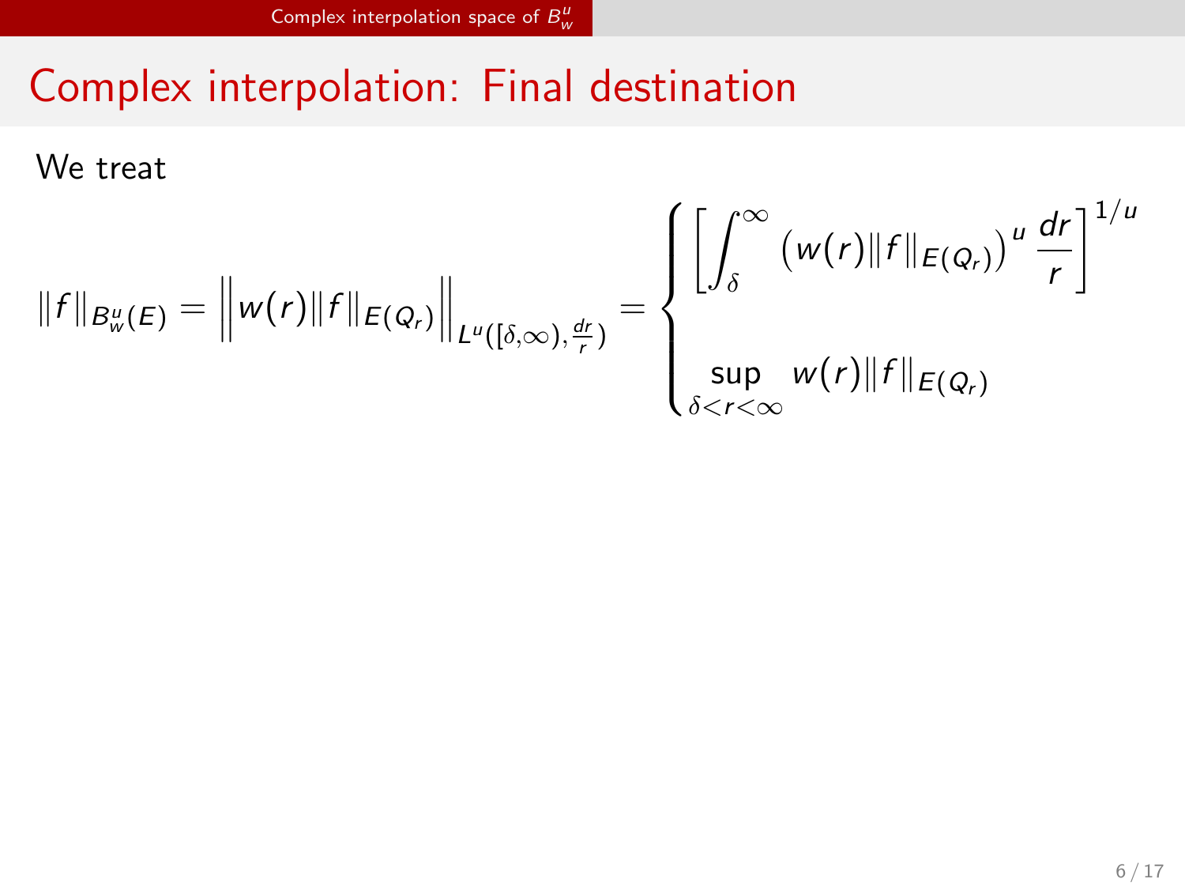# Complex interpolation: Final destination

We treat

$$
\|f\|_{B^u_w(E)} = \left\| w(r) \|f\|_{E(Q_r)} \right\|_{L^u([\delta,\infty), \frac{dr}{r})} = \begin{cases} \left[ \displaystyle\int_\delta^\infty \left( w(r) \|f\|_{E(Q_r)} \right)^u \frac{dr}{r} \right]^{1/u} \\ \displaystyle\sup_{\delta < r < \infty} w(r) \|f\|_{E(Q_r)} \end{cases}
$$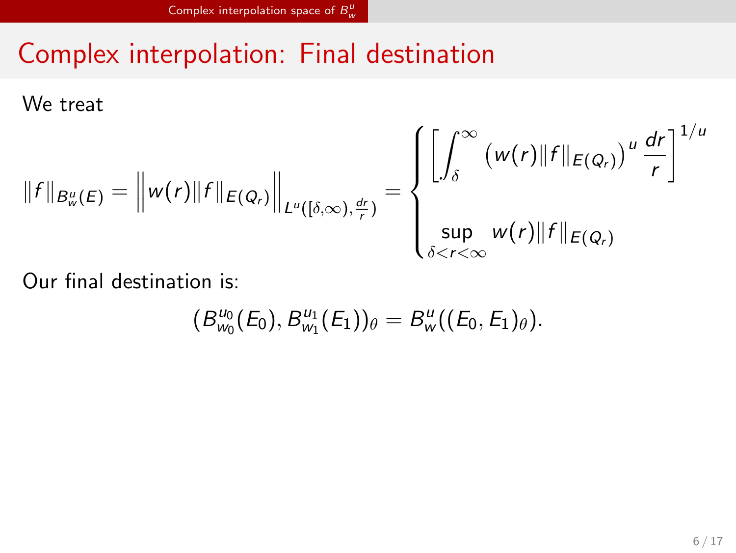# Complex interpolation: Final destination

We treat

$$\|f\|_{B^u_w(E)} = \left\| w(r)\|f\|_{E(Q_r)} \right\|_{L^u([\delta,\infty),\frac{dr}{r})} = \begin{cases} \left[ \displaystyle\int_\delta^\infty \left( w(r)\|f\|_{E(Q_r)} \right)^u \frac{dr}{r} \right]^{1/u} \\ \displaystyle\sup_{\delta<r<\infty} w(r)\|f\|_{E(Q_r)} \end{cases}$$

Our final destination is:

$$(B^{u_0}_{w_0}(E_0), B^{u_1}_{w_1}(E_1))_\theta = B^u_w((E_0, E_1)_\theta).$$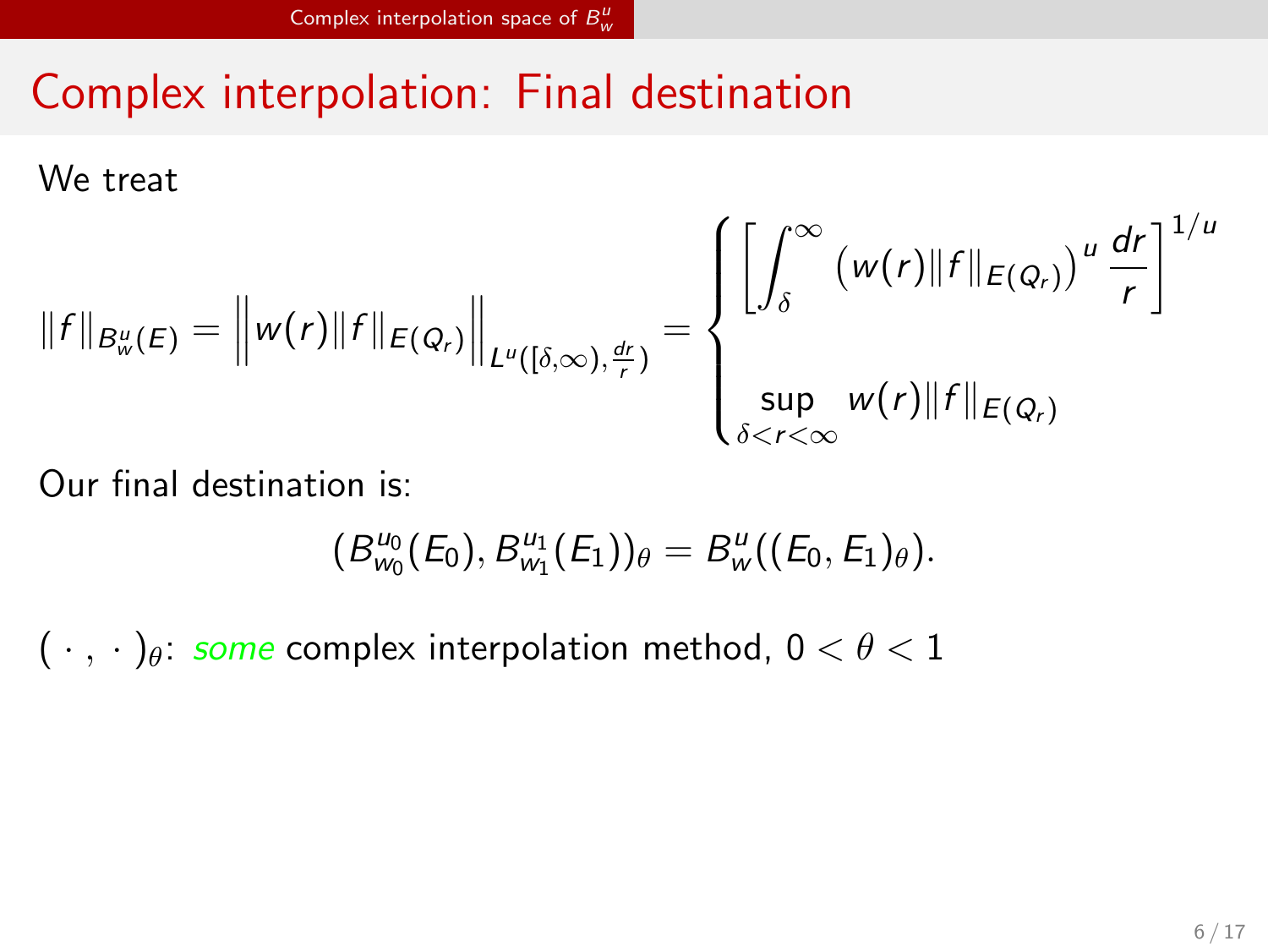# Complex interpolation: Final destination

We treat

$$\|f\|_{B^u_w(E)} = \left\| w(r)\|f\|_{E(Q_r)} \right\|_{L^u([\delta,\infty),\frac{dr}{r})} = \begin{cases} \left[ \displaystyle\int_\delta^\infty \left( w(r)\|f\|_{E(Q_r)} \right)^u \frac{dr}{r} \right]^{1/u} \\ \displaystyle\sup_{\delta<r<\infty} w(r)\|f\|_{E(Q_r)} \end{cases}$$

Our final destination is:

$$(B^{u_0}_{w_0}(E_0), B^{u_1}_{w_1}(E_1))_\theta = B^u_w((E_0, E_1)_\theta).$$

$(\,\cdot\,,\,\cdot\,)_\theta$: *some* complex interpolation method, $0 < \theta < 1$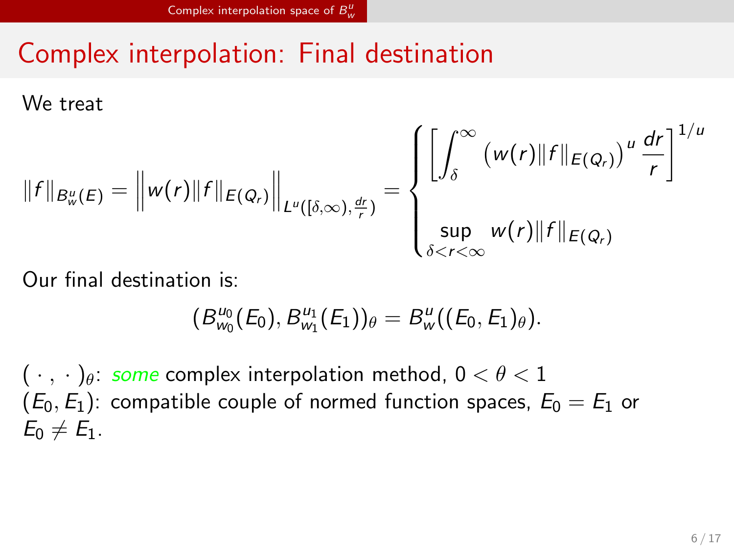# Complex interpolation: Final destination

We treat

$$\|f\|_{B^u_w(E)} = \left\| w(r)\|f\|_{E(Q_r)} \right\|_{L^u([\delta,\infty),\frac{dr}{r})} = \begin{cases} \left[ \displaystyle\int_\delta^\infty \left( w(r)\|f\|_{E(Q_r)} \right)^u \frac{dr}{r} \right]^{1/u} \\ \displaystyle\sup_{\delta<r<\infty} w(r)\|f\|_{E(Q_r)} \end{cases}$$

Our final destination is:

$$(B^{u_0}_{w_0}(E_0), B^{u_1}_{w_1}(E_1))_\theta = B^u_w((E_0, E_1)_\theta).$$

$(\,\cdot\,,\,\cdot\,)_\theta$: *some* complex interpolation method, $0 < \theta < 1$
$(E_0, E_1)$: compatible couple of normed function spaces, $E_0 = E_1$ or $E_0 \neq E_1$.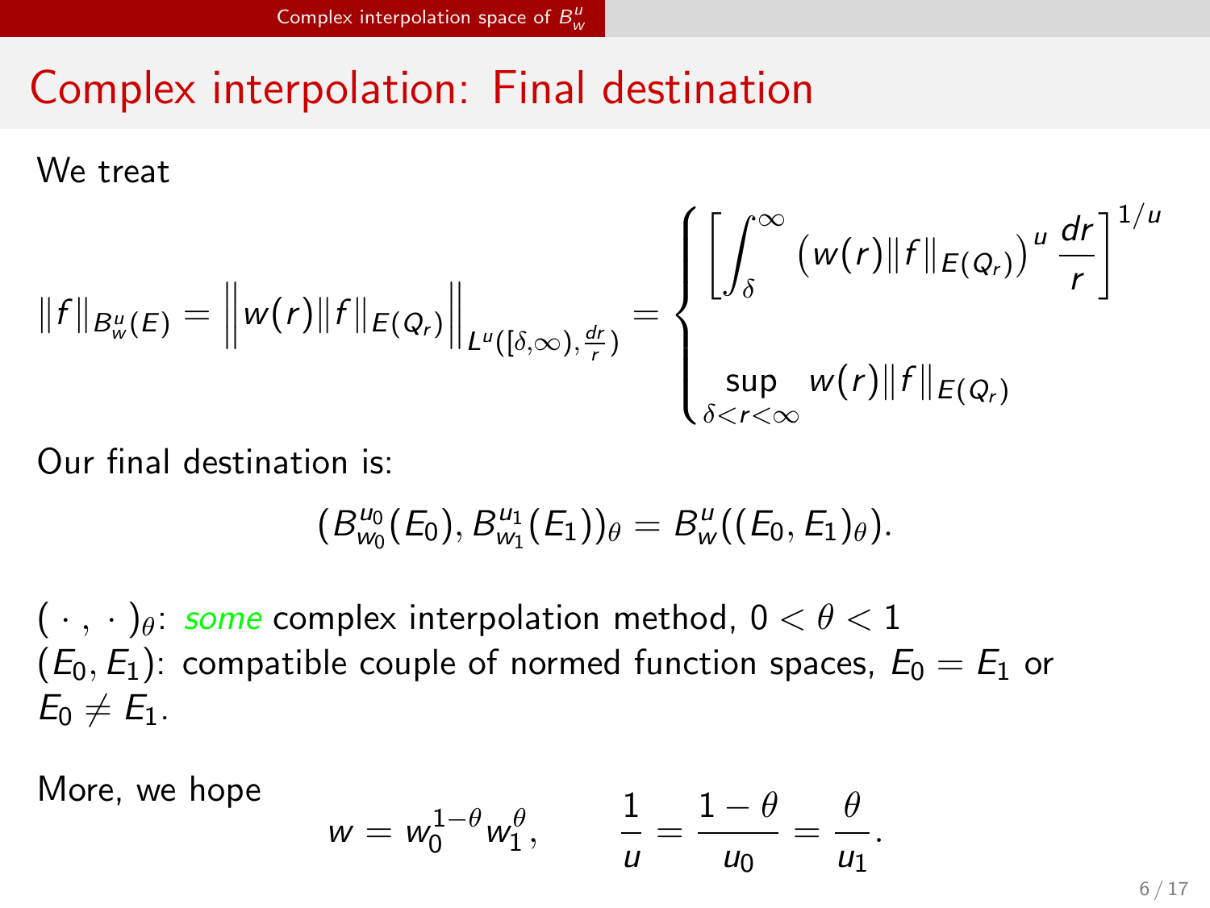# Complex interpolation: Final destination

We treat

$$\|f\|_{B^u_w(E)} = \left\| w(r)\|f\|_{E(Q_r)} \right\|_{L^u([\delta,\infty),\frac{dr}{r})} = \begin{cases} \left[ \displaystyle\int_\delta^\infty \left( w(r)\|f\|_{E(Q_r)} \right)^u \frac{dr}{r} \right]^{1/u} \\ \displaystyle\sup_{\delta<r<\infty} w(r)\|f\|_{E(Q_r)} \end{cases}$$

Our final destination is:

$$(B^{u_0}_{w_0}(E_0), B^{u_1}_{w_1}(E_1))_\theta = B^u_w((E_0, E_1)_\theta).$$

$(\,\cdot\,,\,\cdot\,)_\theta$: *some* complex interpolation method, $0 < \theta < 1$
$(E_0, E_1)$: compatible couple of normed function spaces, $E_0 = E_1$ or $E_0 \neq E_1$.

More, we hope

$$w = w_0^{1-\theta} w_1^\theta, \qquad \frac{1}{u} = \frac{1-\theta}{u_0} = \frac{\theta}{u_1}.$$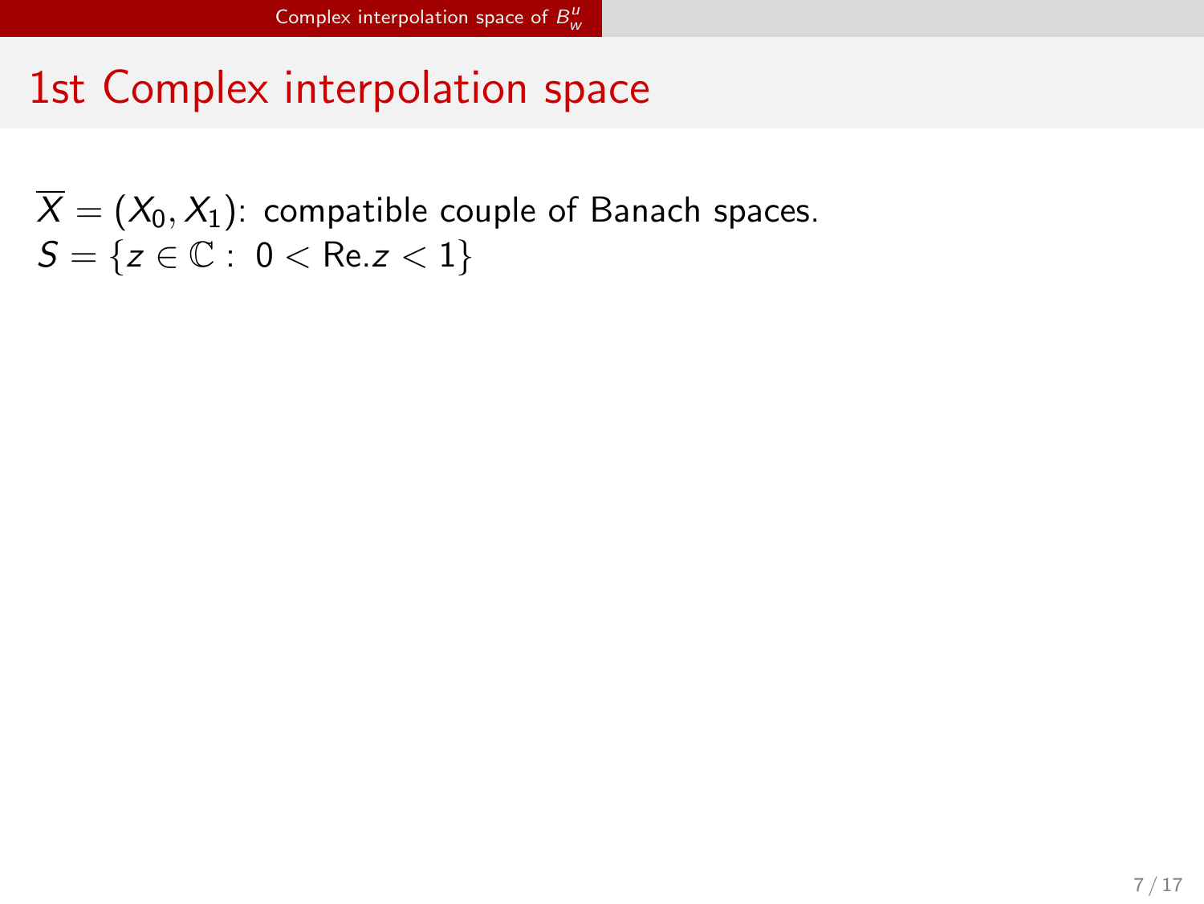# 1st Complex interpolation space

$\overline{X} = (X_0, X_1)$: compatible couple of Banach spaces.
$S = \{z \in \mathbb{C} : \ 0 < \text{Re}.z < 1\}$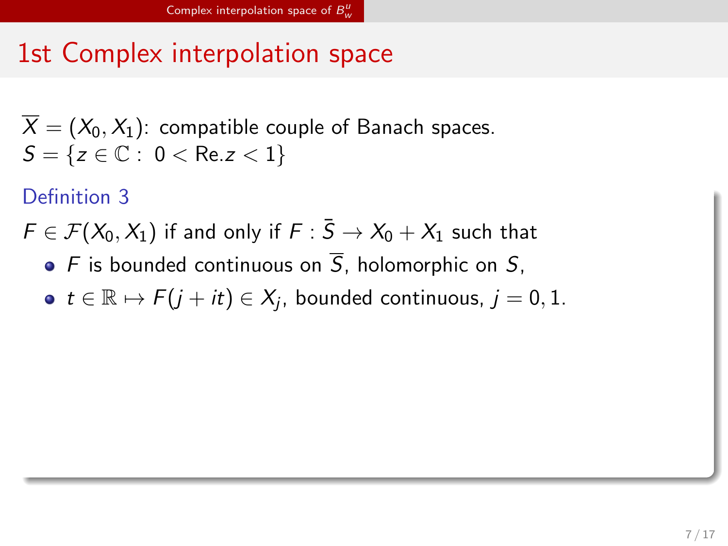# 1st Complex interpolation space

$\overline{X} = (X_0, X_1)$: compatible couple of Banach spaces.
$S = \{z \in \mathbb{C} : 0 < \text{Re}.z < 1\}$

**Definition 3**

$F \in \mathcal{F}(X_0, X_1)$ if and only if $F : \bar{S} \to X_0 + X_1$ such that

- $F$ is bounded continuous on $\overline{S}$, holomorphic on $S$,
- $t \in \mathbb{R} \mapsto F(j + it) \in X_j$, bounded continuous, $j = 0, 1$.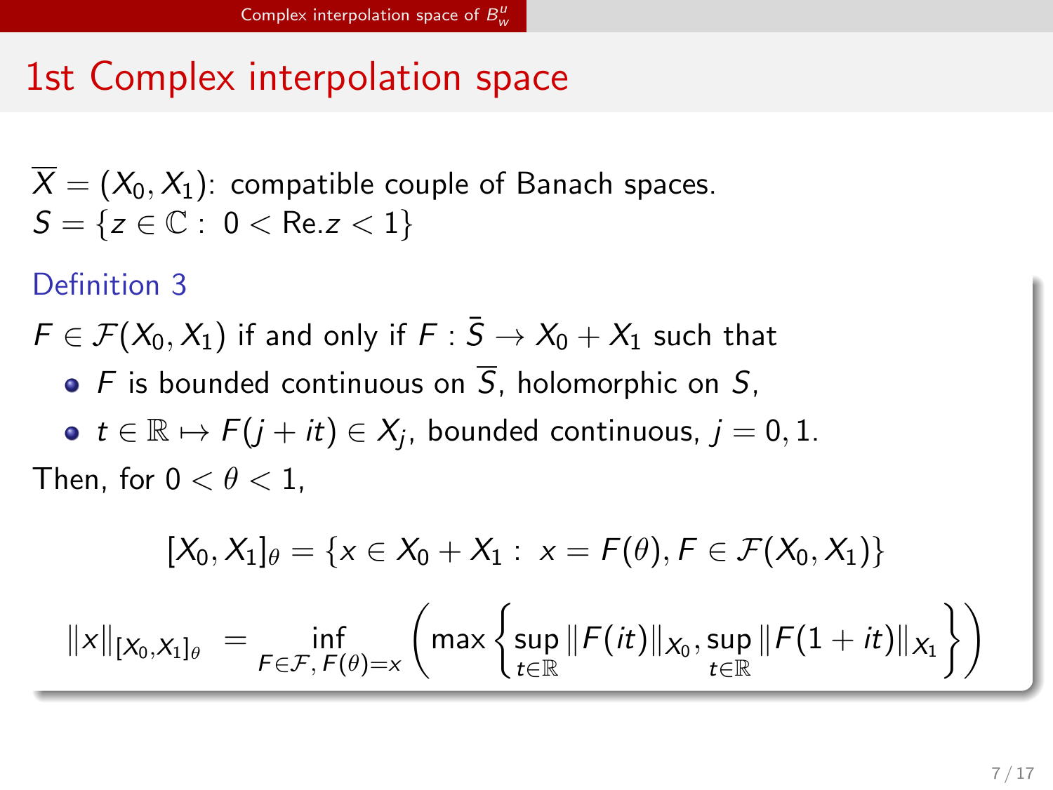# 1st Complex interpolation space

$\overline{X} = (X_0, X_1)$: compatible couple of Banach spaces.
$S = \{z \in \mathbb{C} : \ 0 < \text{Re}.z < 1\}$

### Definition 3

$F \in \mathcal{F}(X_0, X_1)$ if and only if $F : \bar{S} \to X_0 + X_1$ such that

- $F$ is bounded continuous on $\overline{S}$, holomorphic on $S$,
- $t \in \mathbb{R} \mapsto F(j + it) \in X_j$, bounded continuous, $j = 0, 1$.

Then, for $0 < \theta < 1$,

$$[X_0, X_1]_\theta = \{x \in X_0 + X_1 : \ x = F(\theta), F \in \mathcal{F}(X_0, X_1)\}$$

$$\|x\|_{[X_0,X_1]_\theta} = \inf_{F \in \mathcal{F},\, F(\theta)=x} \left( \max \left\{ \sup_{t \in \mathbb{R}} \|F(it)\|_{X_0}, \sup_{t \in \mathbb{R}} \|F(1+it)\|_{X_1} \right\} \right)$$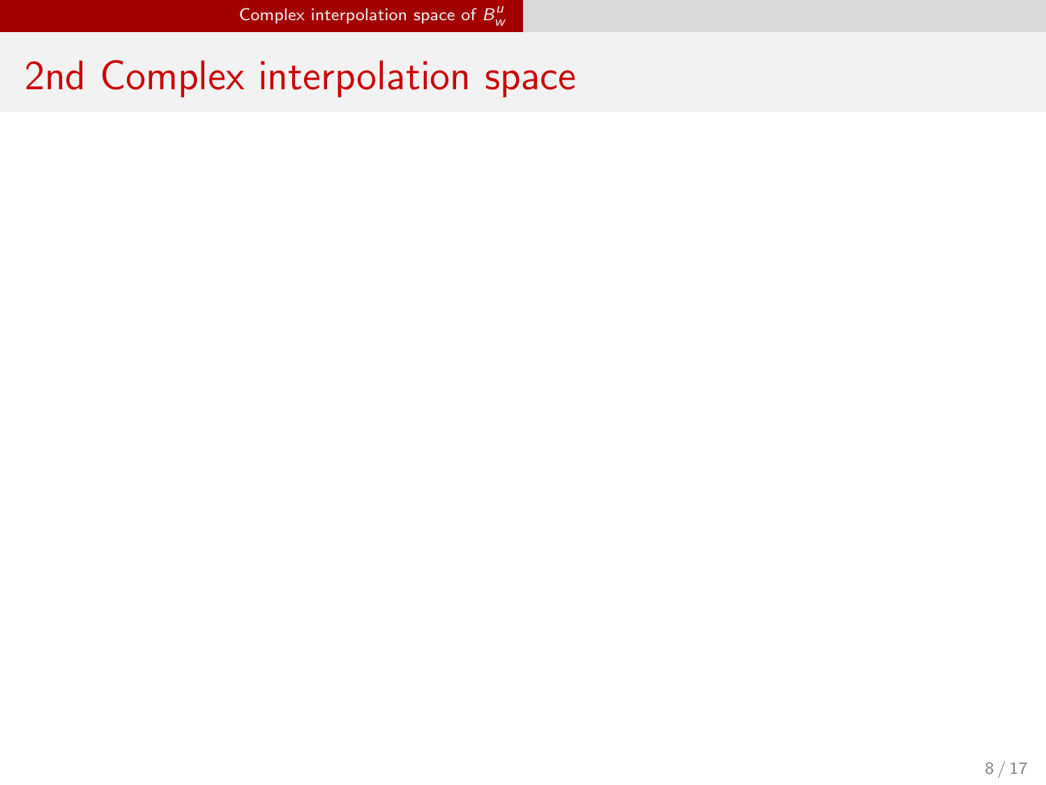# 2nd Complex interpolation space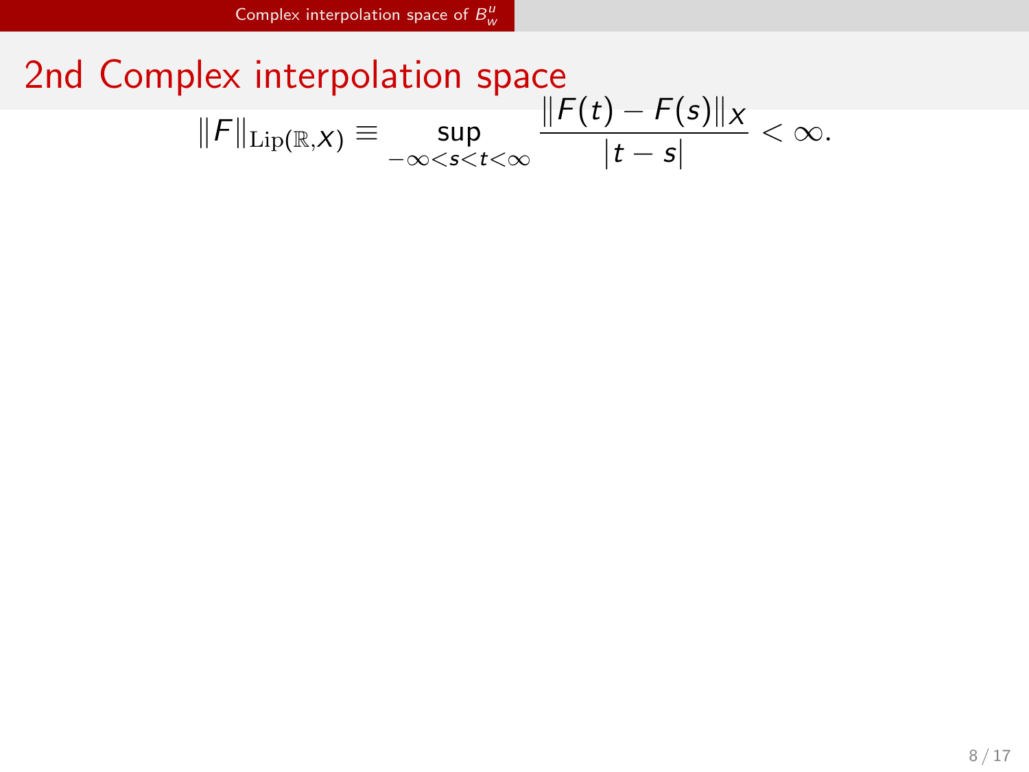# 2nd Complex interpolation space

$$\|F\|_{\mathrm{Lip}(\mathbb{R},X)} \equiv \sup_{-\infty<s<t<\infty} \frac{\|F(t)-F(s)\|_X}{|t-s|} < \infty.$$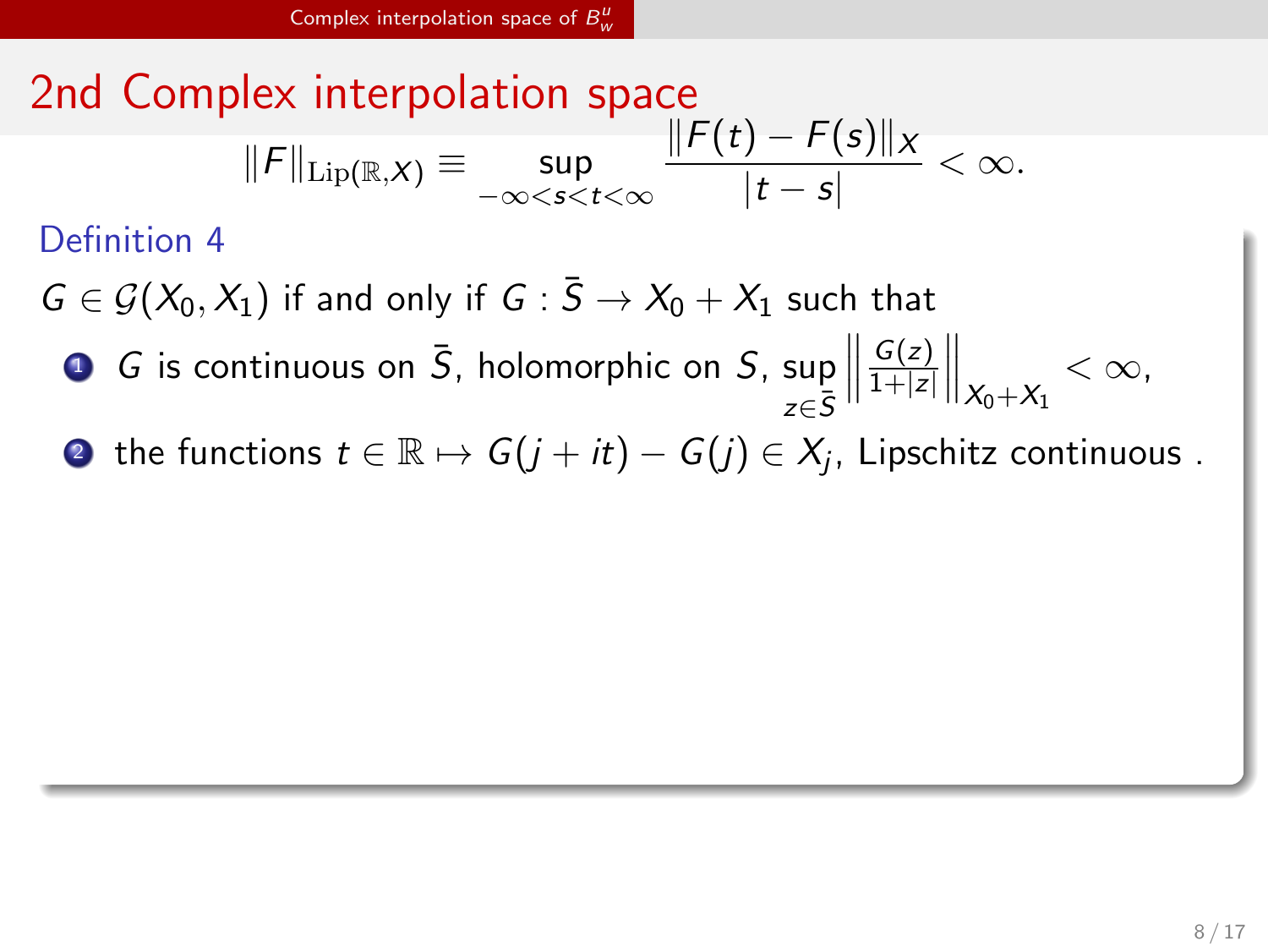## 2nd Complex interpolation space

$$\|F\|_{\mathrm{Lip}(\mathbb{R},X)} \equiv \sup_{-\infty<s<t<\infty} \frac{\|F(t)-F(s)\|_X}{|t-s|} < \infty.$$

**Definition 4**

$G \in \mathcal{G}(X_0, X_1)$ if and only if $G : \bar{S} \to X_0 + X_1$ such that

1. $G$ is continuous on $\bar{S}$, holomorphic on $S$, $\sup_{z \in \bar{S}} \left\| \frac{G(z)}{1+|z|} \right\|_{X_0+X_1} < \infty$,
2. the functions $t \in \mathbb{R} \mapsto G(j+it) - G(j) \in X_j$, Lipschitz continuous .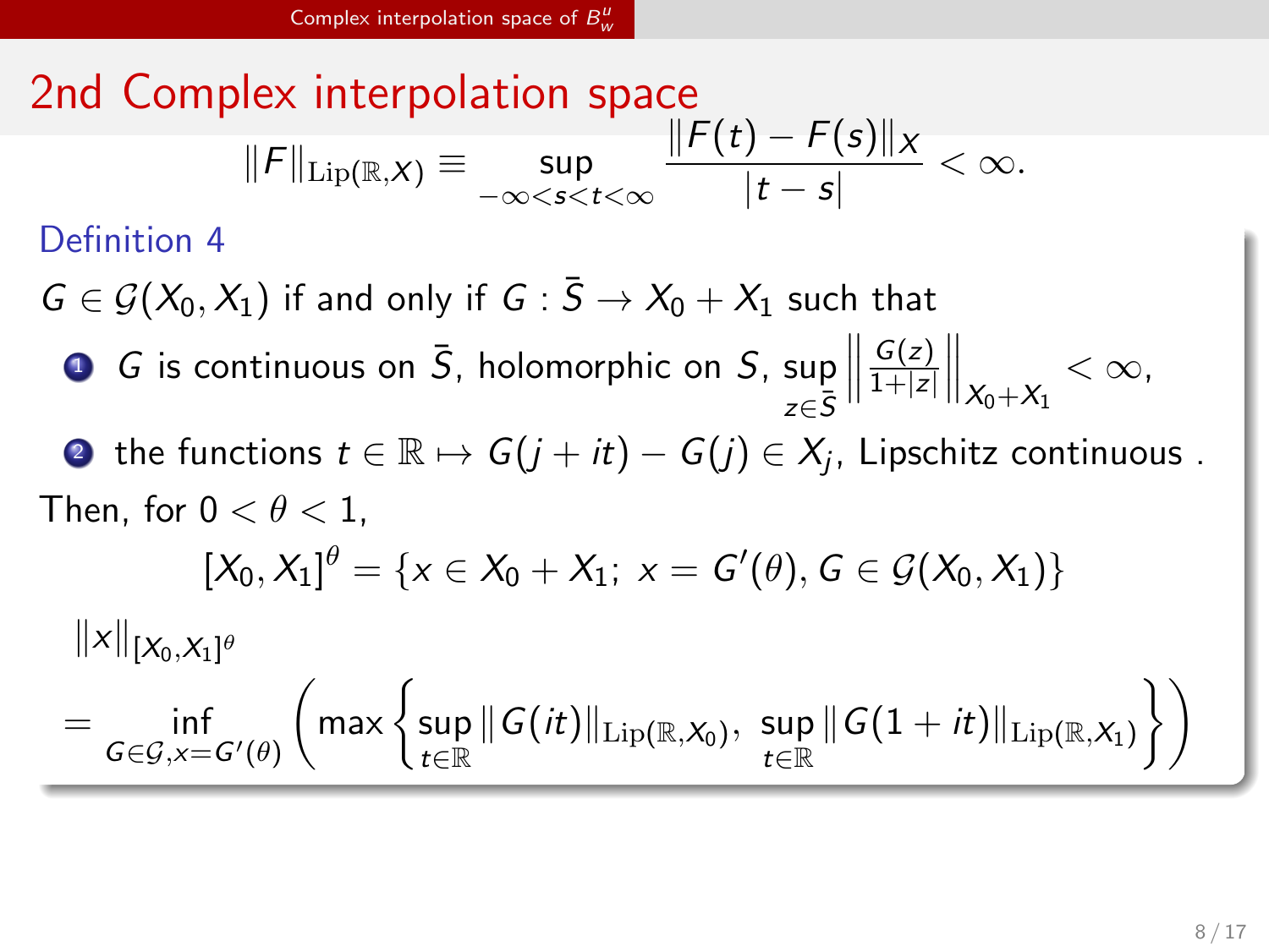## 2nd Complex interpolation space

$$\|F\|_{\mathrm{Lip}(\mathbb{R},X)} \equiv \sup_{-\infty<s<t<\infty} \frac{\|F(t)-F(s)\|_X}{|t-s|} < \infty.$$

**Definition 4**

$G \in \mathcal{G}(X_0, X_1)$ if and only if $G : \bar{S} \to X_0 + X_1$ such that

1. $G$ is continuous on $\bar{S}$, holomorphic on $S$, $\sup_{z\in\bar{S}} \left\| \frac{G(z)}{1+|z|} \right\|_{X_0+X_1} < \infty$,
2. the functions $t \in \mathbb{R} \mapsto G(j+it) - G(j) \in X_j$, Lipschitz continuous .

Then, for $0 < \theta < 1$,

$$[X_0, X_1]^\theta = \{x \in X_0 + X_1;\ x = G'(\theta), G \in \mathcal{G}(X_0, X_1)\}$$

$$\|x\|_{[X_0,X_1]^\theta}$$

$$= \inf_{G\in\mathcal{G}, x=G'(\theta)} \left( \max\left\{ \sup_{t\in\mathbb{R}} \|G(it)\|_{\mathrm{Lip}(\mathbb{R},X_0)},\ \sup_{t\in\mathbb{R}} \|G(1+it)\|_{\mathrm{Lip}(\mathbb{R},X_1)} \right\} \right)$$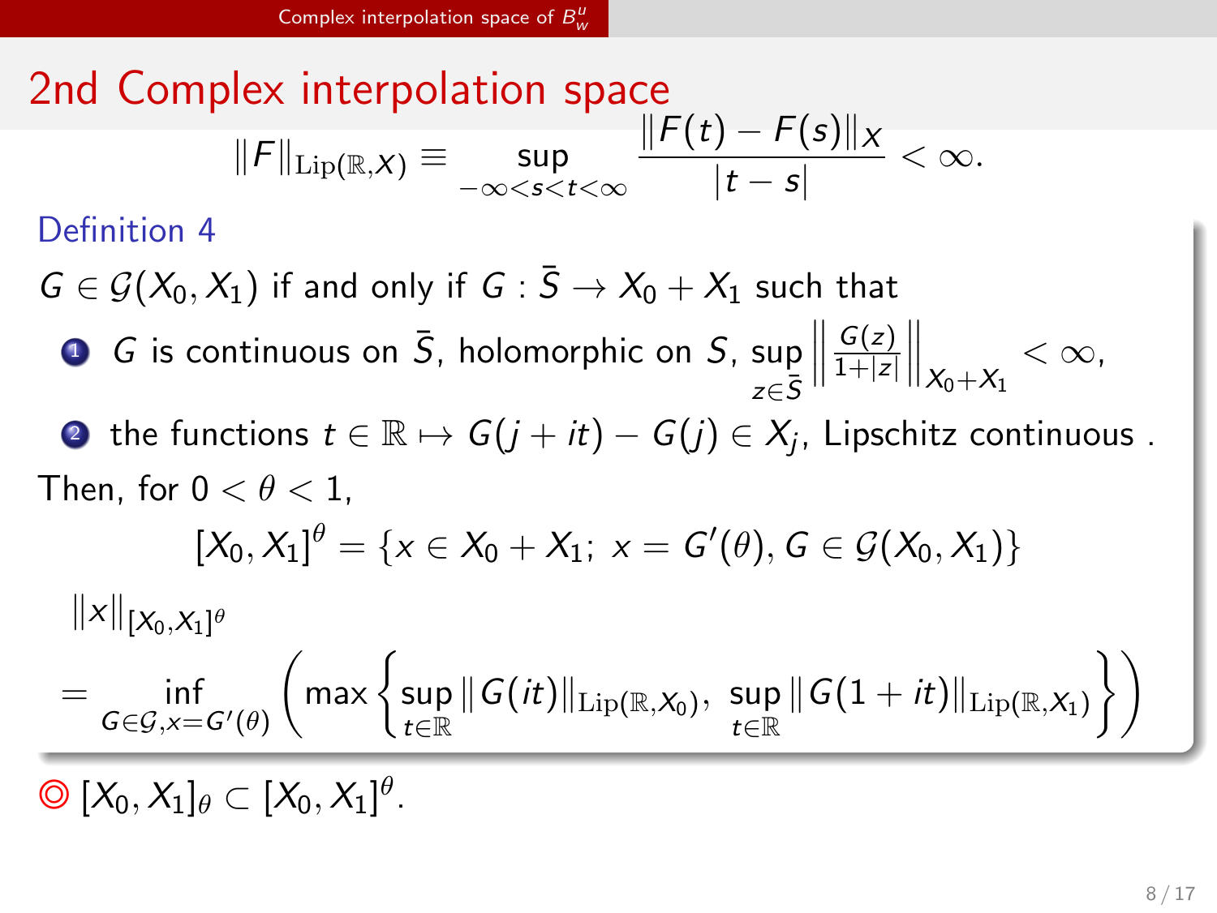## 2nd Complex interpolation space

$$\|F\|_{\mathrm{Lip}(\mathbb{R},X)} \equiv \sup_{-\infty<s<t<\infty} \frac{\|F(t)-F(s)\|_X}{|t-s|} < \infty.$$

**Definition 4**

$G \in \mathcal{G}(X_0, X_1)$ if and only if $G : \bar{S} \to X_0 + X_1$ such that

1. $G$ is continuous on $\bar{S}$, holomorphic on $S$, $\sup_{z\in\bar{S}} \left\| \frac{G(z)}{1+|z|} \right\|_{X_0+X_1} < \infty$,
2. the functions $t \in \mathbb{R} \mapsto G(j+it) - G(j) \in X_j$, Lipschitz continuous .

Then, for $0 < \theta < 1$,

$$[X_0, X_1]^\theta = \{x \in X_0 + X_1;\ x = G'(\theta), G \in \mathcal{G}(X_0, X_1)\}$$

$$\|x\|_{[X_0,X_1]^\theta}$$

$$= \inf_{G\in\mathcal{G}, x=G'(\theta)} \left( \max\left\{ \sup_{t\in\mathbb{R}} \|G(it)\|_{\mathrm{Lip}(\mathbb{R},X_0)},\ \sup_{t\in\mathbb{R}} \|G(1+it)\|_{\mathrm{Lip}(\mathbb{R},X_1)} \right\} \right)$$

◎ $[X_0, X_1]_\theta \subset [X_0, X_1]^\theta$.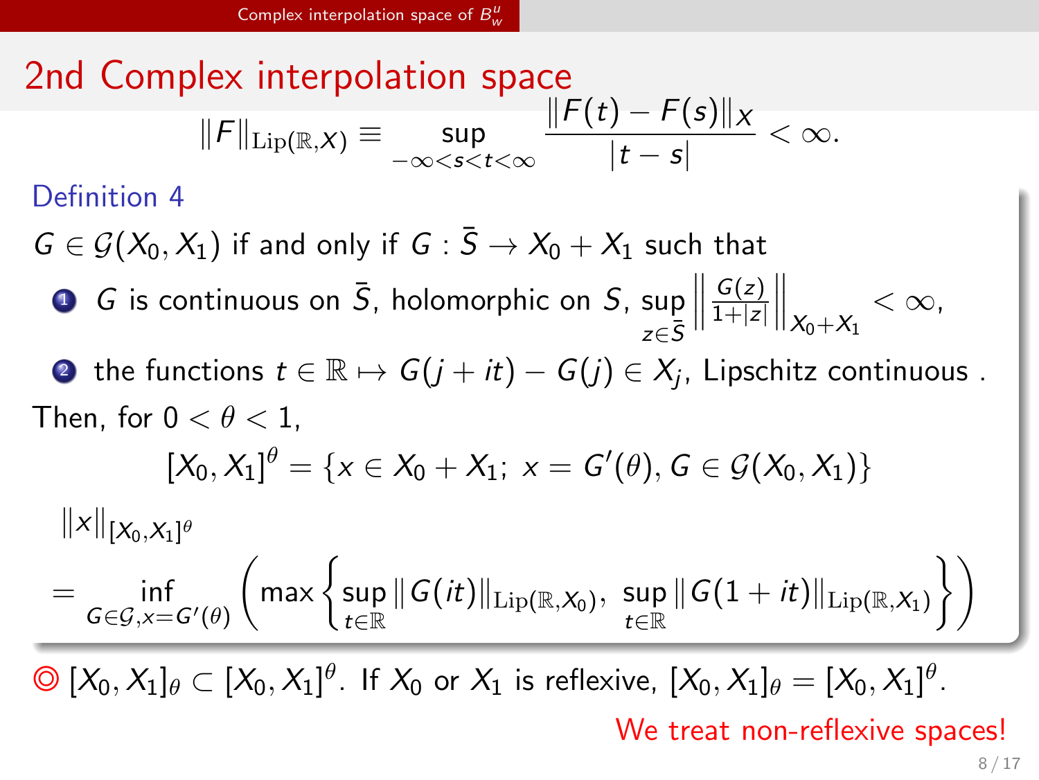## 2nd Complex interpolation space

$$\|F\|_{\mathrm{Lip}(\mathbb{R},X)} \equiv \sup_{-\infty<s<t<\infty} \frac{\|F(t)-F(s)\|_X}{|t-s|} < \infty.$$

**Definition 4**

$G \in \mathcal{G}(X_0, X_1)$ if and only if $G : \bar{S} \to X_0 + X_1$ such that

1. $G$ is continuous on $\bar{S}$, holomorphic on $S$, $\sup_{z\in\bar{S}} \left\| \frac{G(z)}{1+|z|} \right\|_{X_0+X_1} < \infty$,
2. the functions $t \in \mathbb{R} \mapsto G(j+it) - G(j) \in X_j$, Lipschitz continuous .

Then, for $0 < \theta < 1$,

$$[X_0, X_1]^\theta = \{x \in X_0 + X_1;\ x = G'(\theta), G \in \mathcal{G}(X_0, X_1)\}$$

$$\|x\|_{[X_0,X_1]^\theta}$$

$$= \inf_{G\in\mathcal{G}, x=G'(\theta)} \left( \max\left\{ \sup_{t\in\mathbb{R}} \|G(it)\|_{\mathrm{Lip}(\mathbb{R},X_0)},\ \sup_{t\in\mathbb{R}} \|G(1+it)\|_{\mathrm{Lip}(\mathbb{R},X_1)} \right\} \right)$$

◎ $[X_0, X_1]_\theta \subset [X_0, X_1]^\theta$. If $X_0$ or $X_1$ is reflexive, $[X_0, X_1]_\theta = [X_0, X_1]^\theta$.

We treat non-reflexive spaces!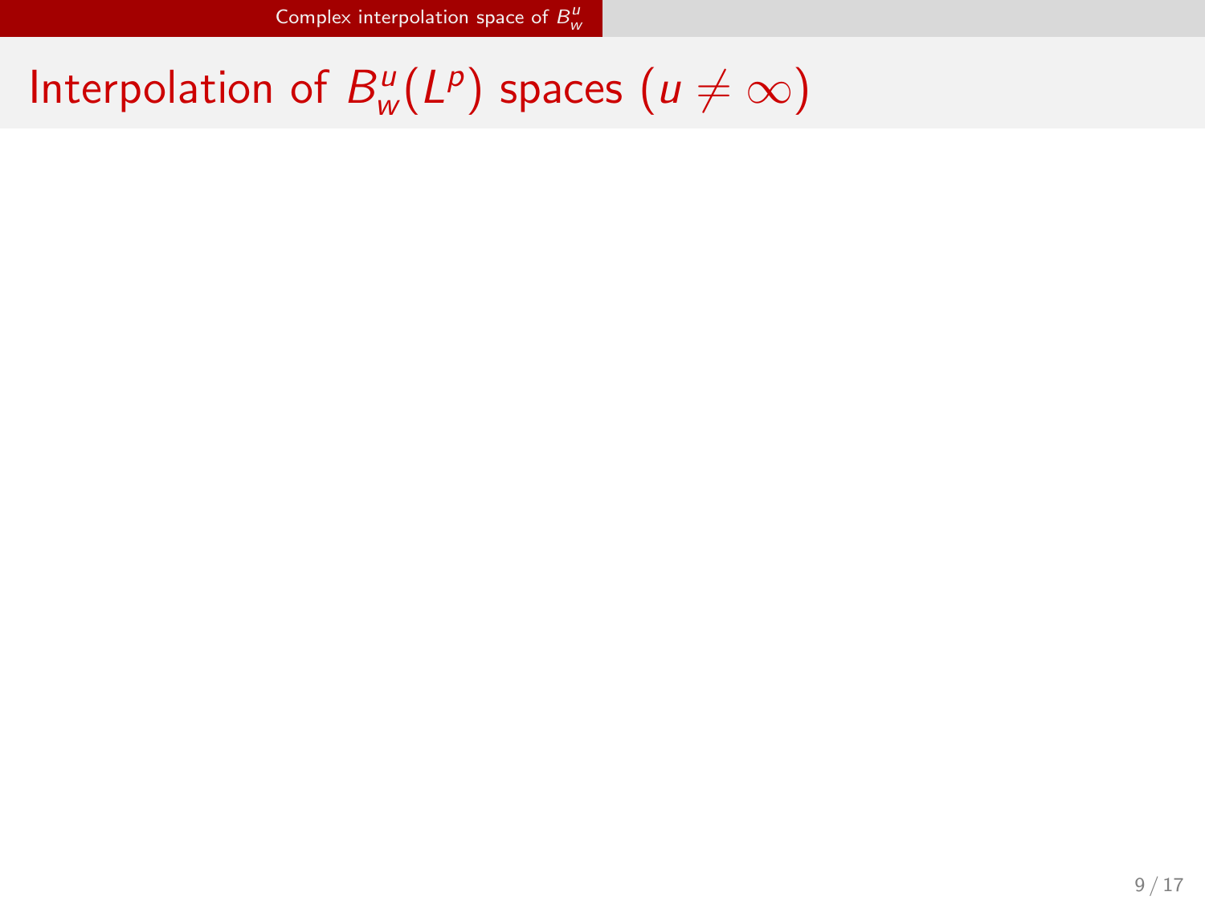# Interpolation of $B_w^u(L^p)$ spaces ($u \neq \infty$)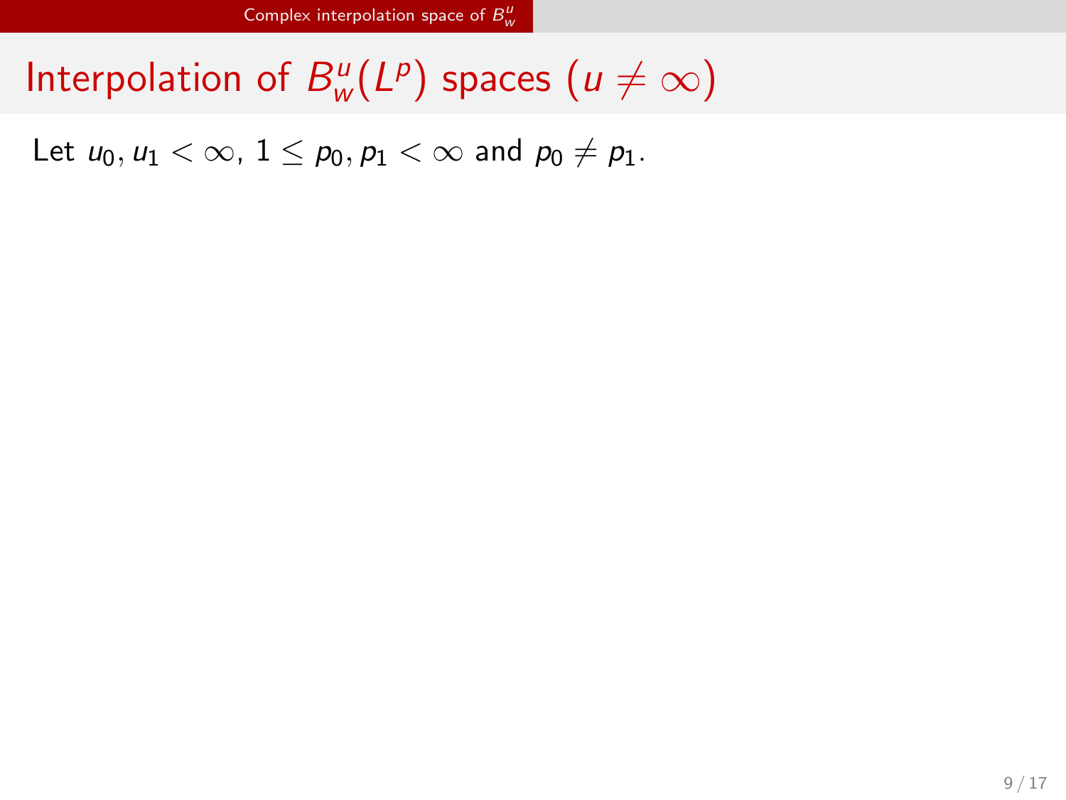# Interpolation of $B_w^u(L^p)$ spaces ($u \neq \infty$)

Let $u_0, u_1 < \infty$, $1 \leq p_0, p_1 < \infty$ and $p_0 \neq p_1$.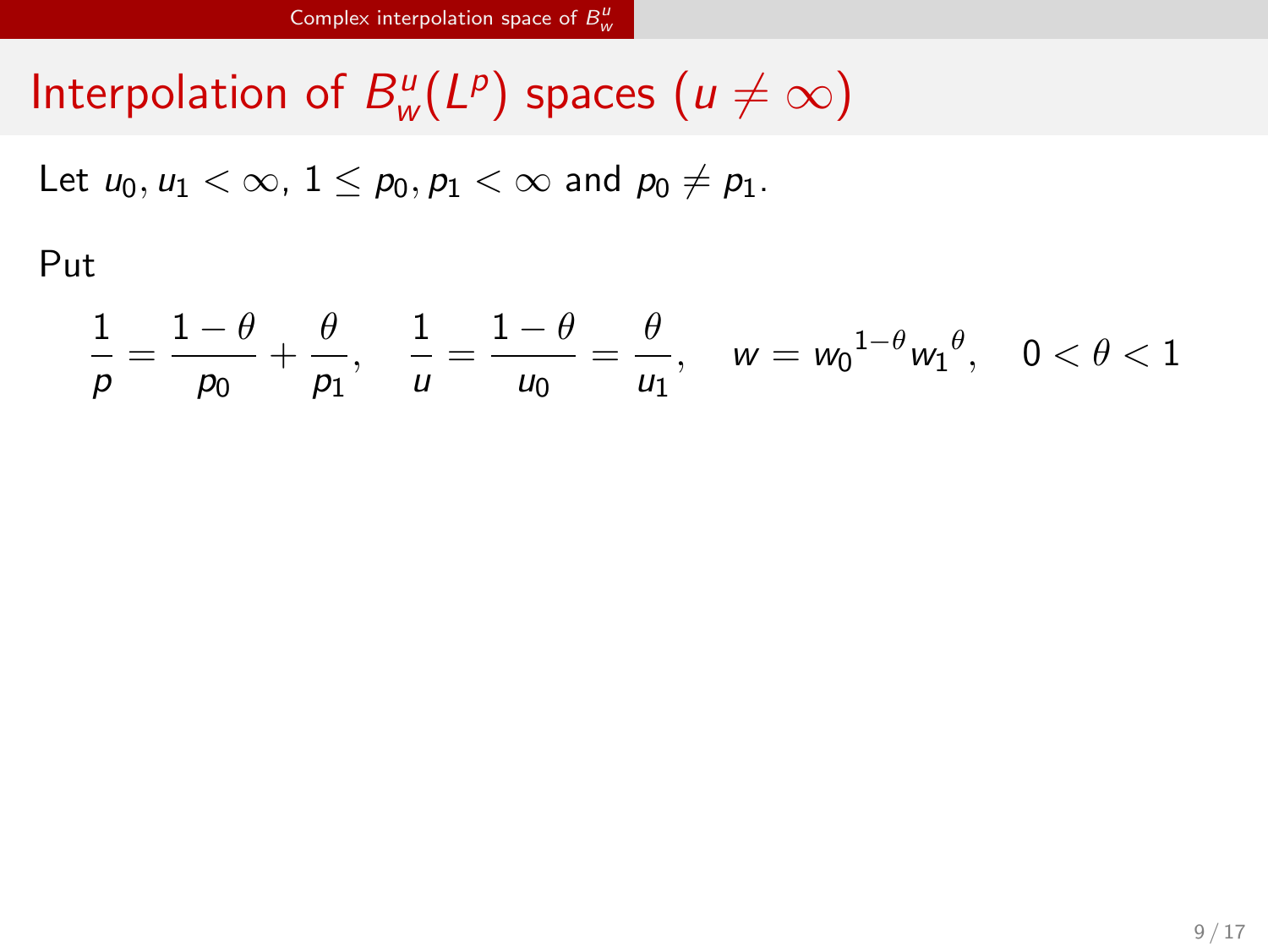# Interpolation of $B^u_w(L^p)$ spaces ($u \neq \infty$)

Let $u_0, u_1 < \infty$, $1 \leq p_0, p_1 < \infty$ and $p_0 \neq p_1$.

Put

$$\frac{1}{p} = \frac{1-\theta}{p_0} + \frac{\theta}{p_1}, \quad \frac{1}{u} = \frac{1-\theta}{u_0} = \frac{\theta}{u_1}, \quad w = {w_0}^{1-\theta} {w_1}^{\theta}, \quad 0 < \theta < 1$$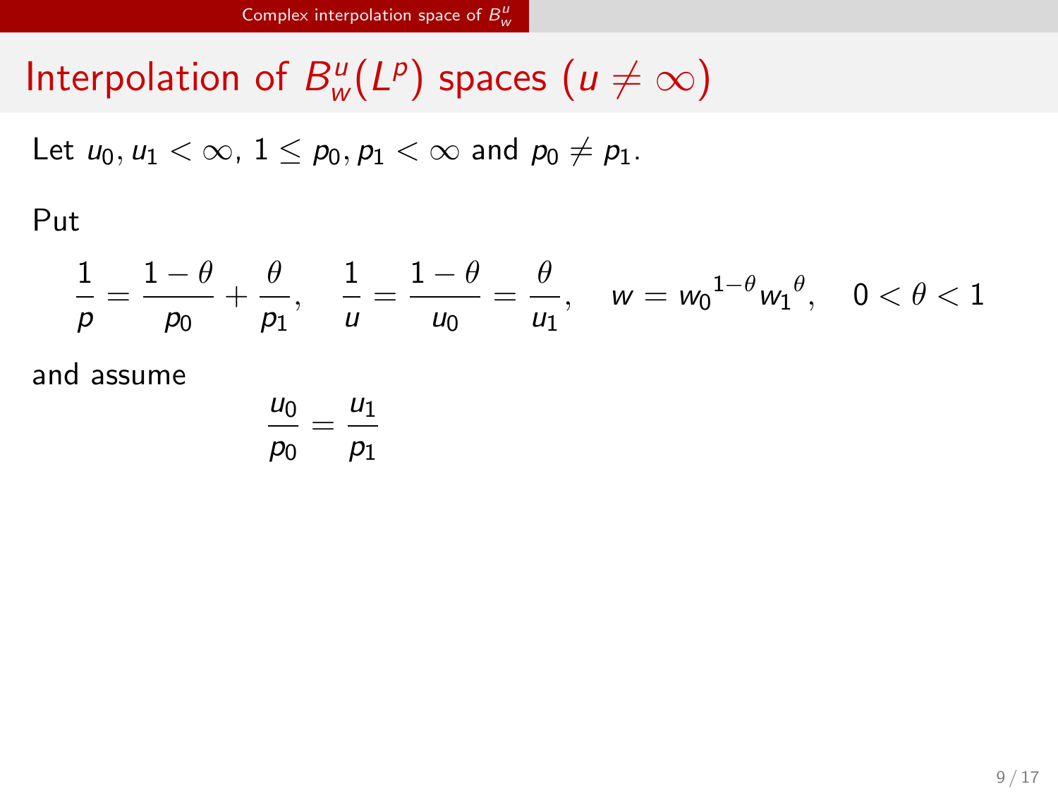# Interpolation of $B_w^u(L^p)$ spaces ($u \neq \infty$)

Let $u_0, u_1 < \infty$, $1 \leq p_0, p_1 < \infty$ and $p_0 \neq p_1$.

Put

$$\frac{1}{p} = \frac{1-\theta}{p_0} + \frac{\theta}{p_1}, \quad \frac{1}{u} = \frac{1-\theta}{u_0} = \frac{\theta}{u_1}, \quad w = {w_0}^{1-\theta}{w_1}^{\theta}, \quad 0 < \theta < 1$$

and assume

$$\frac{u_0}{p_0} = \frac{u_1}{p_1}$$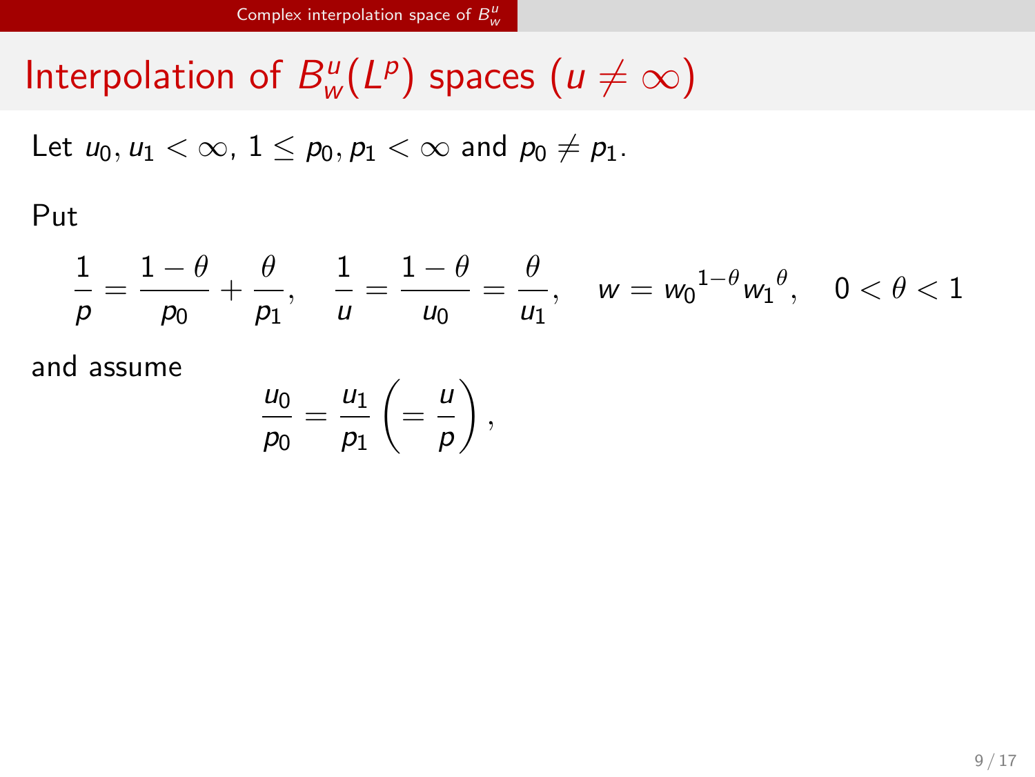# Interpolation of $B_w^u(L^p)$ spaces ($u \neq \infty$)

Let $u_0, u_1 < \infty$, $1 \leq p_0, p_1 < \infty$ and $p_0 \neq p_1$.

Put

$$\frac{1}{p} = \frac{1-\theta}{p_0} + \frac{\theta}{p_1}, \quad \frac{1}{u} = \frac{1-\theta}{u_0} = \frac{\theta}{u_1}, \quad w = {w_0}^{1-\theta}{w_1}^{\theta}, \quad 0 < \theta < 1$$

and assume

$$\frac{u_0}{p_0} = \frac{u_1}{p_1}\left(= \frac{u}{p}\right),$$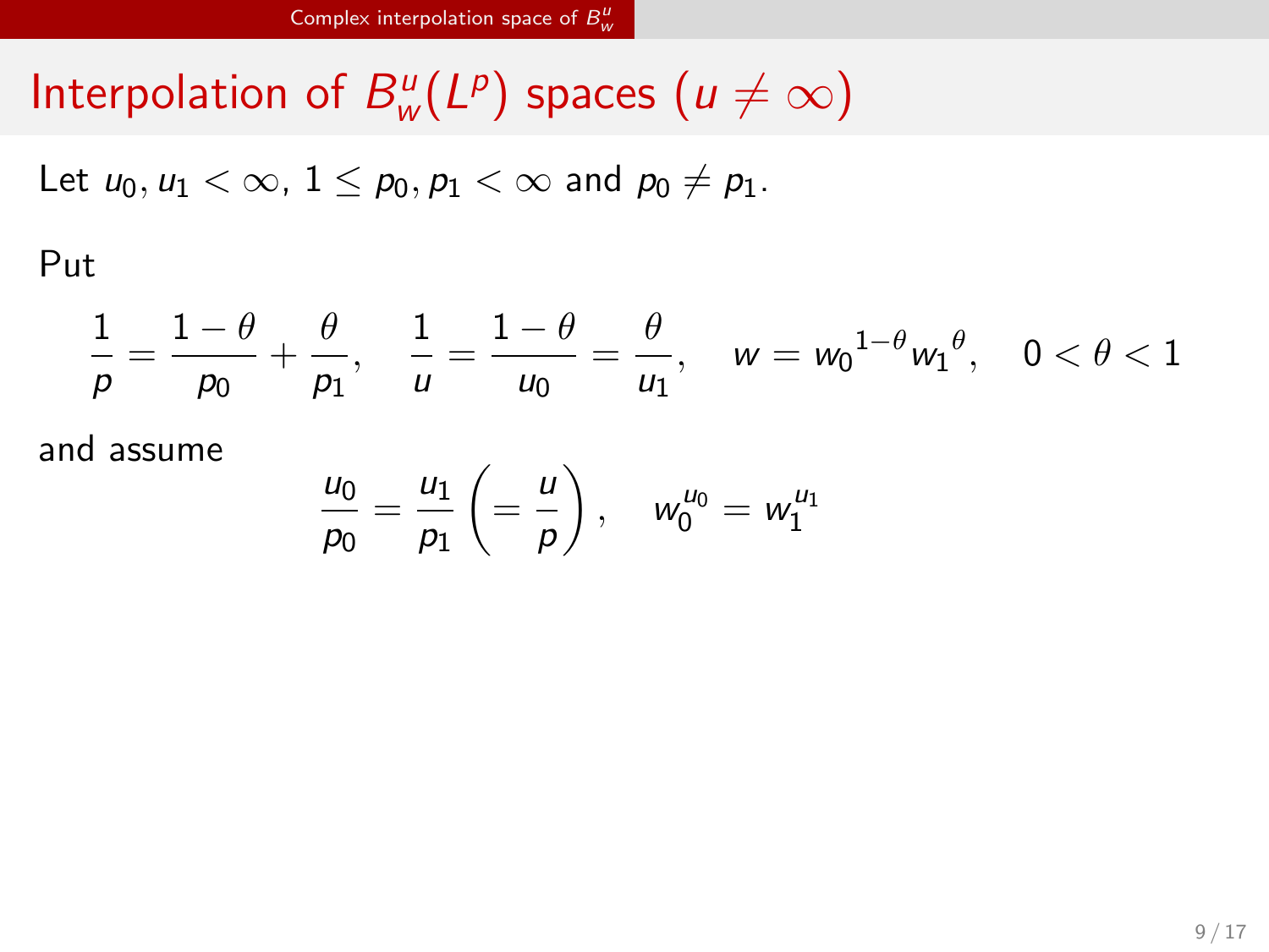# Interpolation of $B^u_w(L^p)$ spaces ($u \neq \infty$)

Let $u_0, u_1 < \infty$, $1 \leq p_0, p_1 < \infty$ and $p_0 \neq p_1$.

Put

$$\frac{1}{p} = \frac{1-\theta}{p_0} + \frac{\theta}{p_1}, \quad \frac{1}{u} = \frac{1-\theta}{u_0} = \frac{\theta}{u_1}, \quad w = {w_0}^{1-\theta}{w_1}^{\theta}, \quad 0 < \theta < 1$$

and assume

$$\frac{u_0}{p_0} = \frac{u_1}{p_1} \left( = \frac{u}{p} \right), \quad w_0^{u_0} = w_1^{u_1}$$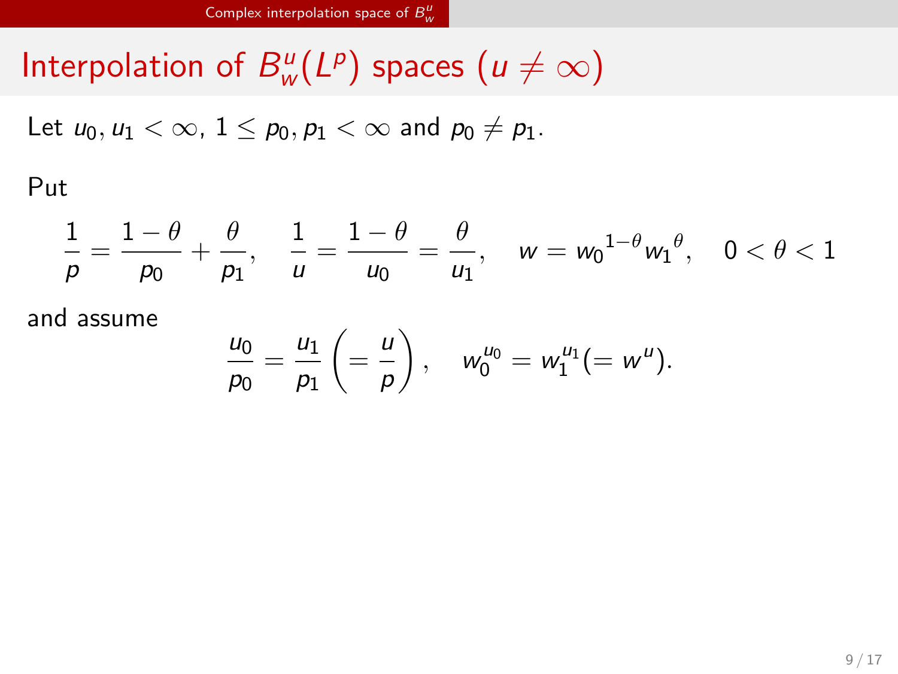# Interpolation of $B_w^u(L^p)$ spaces ($u \neq \infty$)

Let $u_0, u_1 < \infty$, $1 \leq p_0, p_1 < \infty$ and $p_0 \neq p_1$.

Put

$$\frac{1}{p} = \frac{1-\theta}{p_0} + \frac{\theta}{p_1}, \quad \frac{1}{u} = \frac{1-\theta}{u_0} = \frac{\theta}{u_1}, \quad w = {w_0}^{1-\theta}{w_1}^{\theta}, \quad 0 < \theta < 1$$

and assume

$$\frac{u_0}{p_0} = \frac{u_1}{p_1} \left( = \frac{u}{p} \right), \quad w_0^{u_0} = w_1^{u_1} (= w^u).$$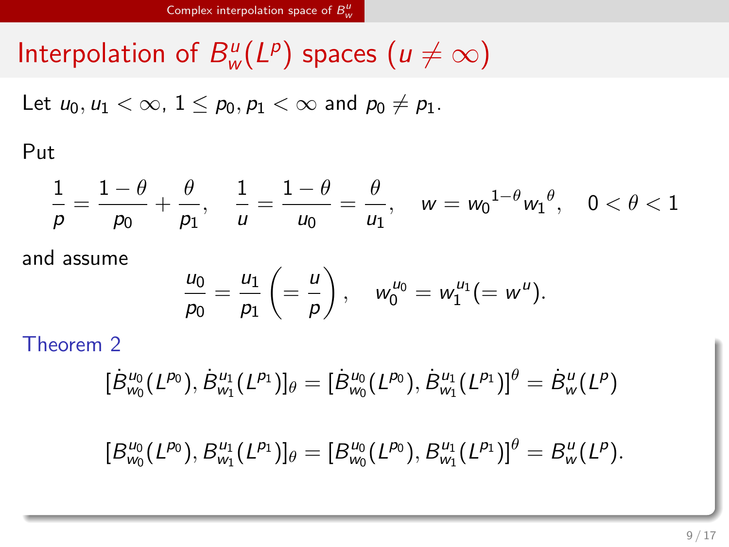# Interpolation of $B^u_w(L^p)$ spaces ($u \neq \infty$)

Let $u_0, u_1 < \infty$, $1 \leq p_0, p_1 < \infty$ and $p_0 \neq p_1$.

Put

$$\frac{1}{p} = \frac{1-\theta}{p_0} + \frac{\theta}{p_1}, \quad \frac{1}{u} = \frac{1-\theta}{u_0} = \frac{\theta}{u_1}, \quad w = {w_0}^{1-\theta}{w_1}^{\theta}, \quad 0 < \theta < 1$$

and assume

$$\frac{u_0}{p_0} = \frac{u_1}{p_1} \left( = \frac{u}{p} \right), \quad w_0^{u_0} = w_1^{u_1} (= w^u).$$

**Theorem 2**

$$[\dot{B}^{u_0}_{w_0}(L^{p_0}), \dot{B}^{u_1}_{w_1}(L^{p_1})]_\theta = [\dot{B}^{u_0}_{w_0}(L^{p_0}), \dot{B}^{u_1}_{w_1}(L^{p_1})]^\theta = \dot{B}^u_w(L^p)$$

$$[B^{u_0}_{w_0}(L^{p_0}), B^{u_1}_{w_1}(L^{p_1})]_\theta = [B^{u_0}_{w_0}(L^{p_0}), B^{u_1}_{w_1}(L^{p_1})]^\theta = B^u_w(L^p).$$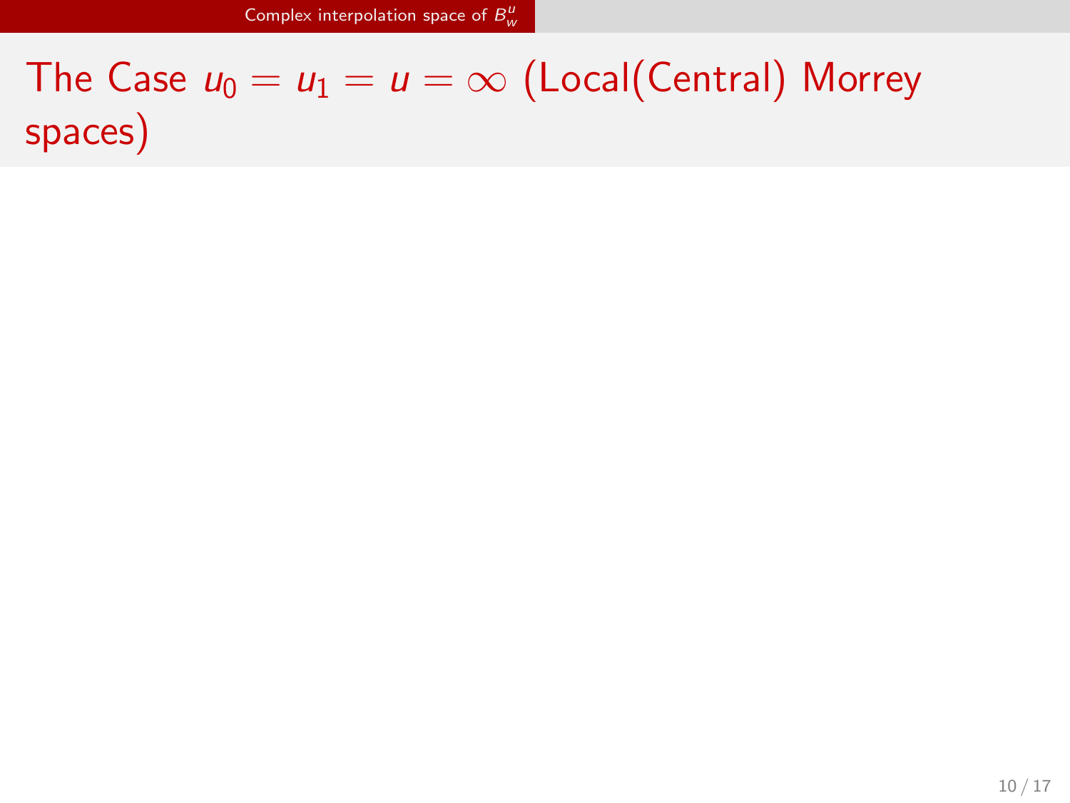# The Case $u_0 = u_1 = u = \infty$ (Local(Central) Morrey spaces)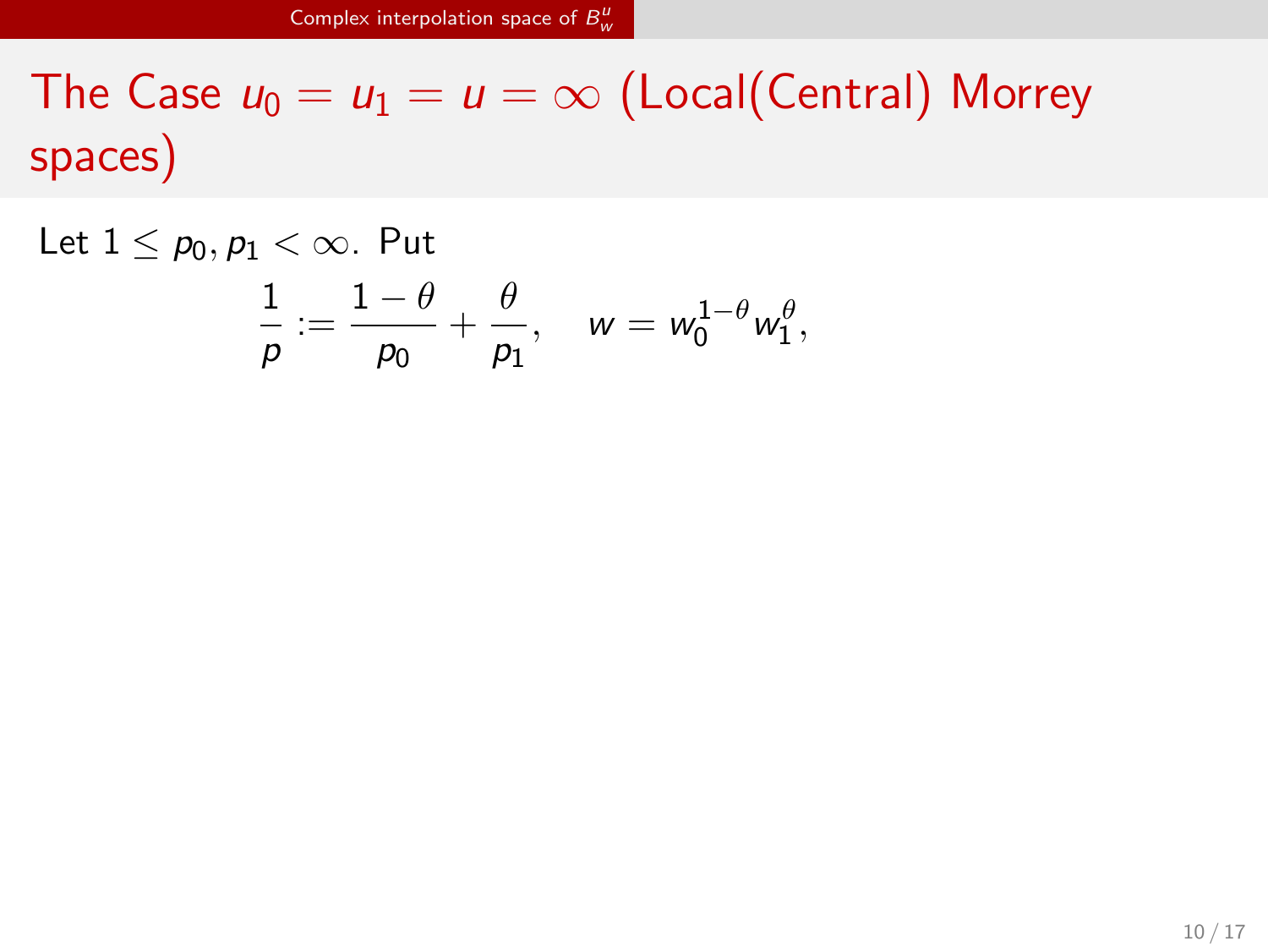# The Case $u_0 = u_1 = u = \infty$ (Local(Central) Morrey spaces)

Let $1 \leq p_0, p_1 < \infty$. Put

$$\frac{1}{p} := \frac{1-\theta}{p_0} + \frac{\theta}{p_1}, \quad w = w_0^{1-\theta} w_1^{\theta},$$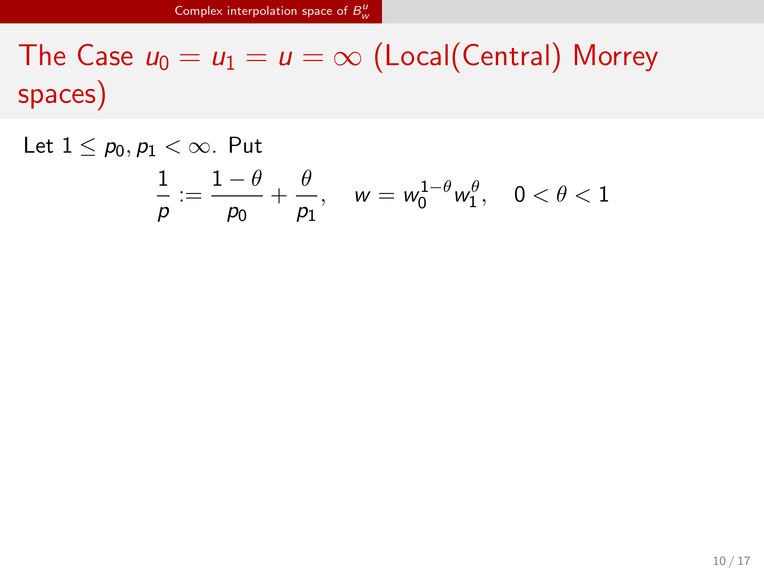# The Case $u_0 = u_1 = u = \infty$ (Local(Central) Morrey spaces)

Let $1 \leq p_0, p_1 < \infty$. Put

$$\frac{1}{p} := \frac{1-\theta}{p_0} + \frac{\theta}{p_1}, \quad w = w_0^{1-\theta} w_1^{\theta}, \quad 0 < \theta < 1$$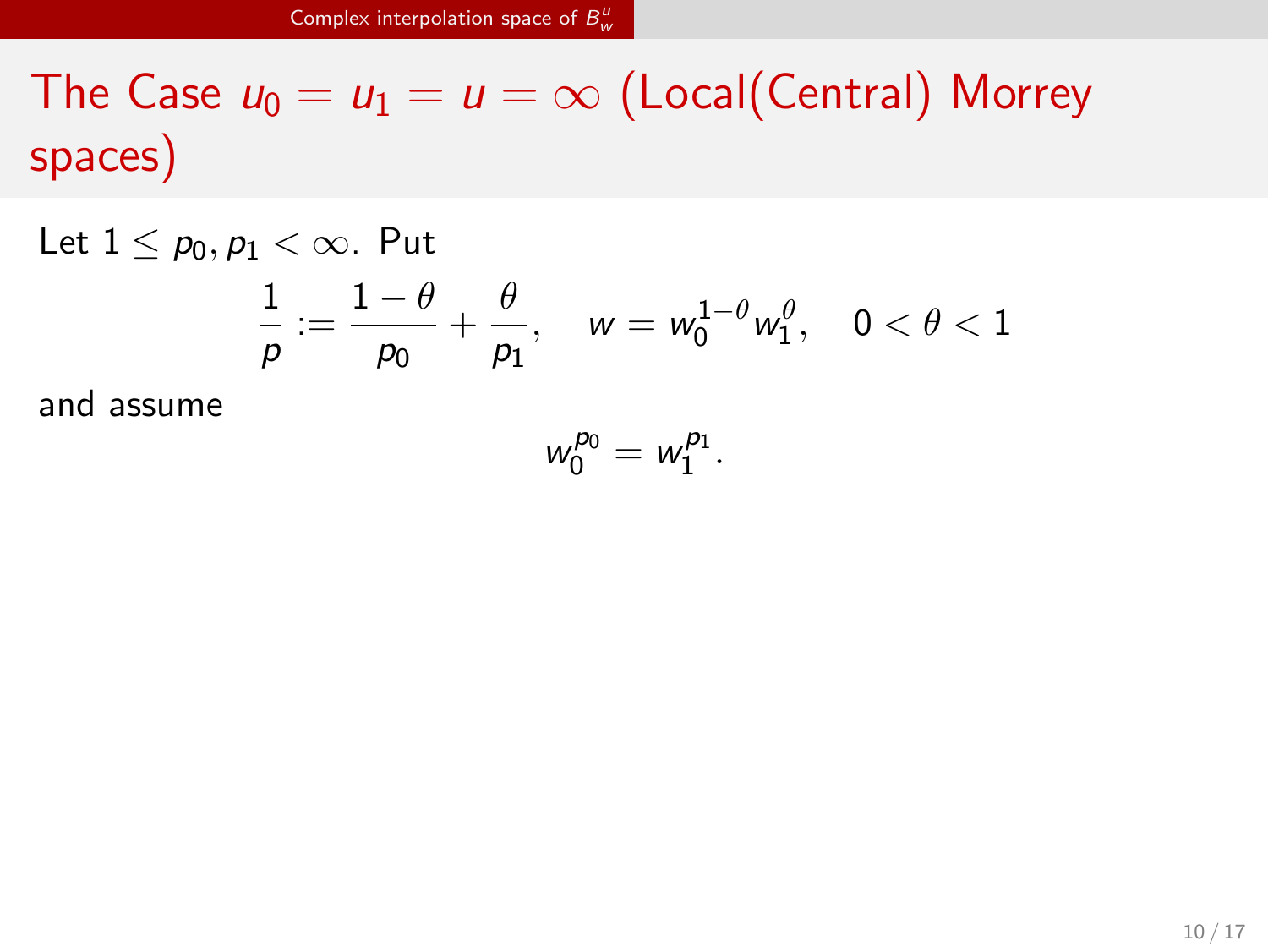# The Case $u_0 = u_1 = u = \infty$ (Local(Central) Morrey spaces)

Let $1 \leq p_0, p_1 < \infty$. Put

$$\frac{1}{p} := \frac{1-\theta}{p_0} + \frac{\theta}{p_1}, \quad w = w_0^{1-\theta} w_1^{\theta}, \quad 0 < \theta < 1$$

and assume

$$w_0^{p_0} = w_1^{p_1}.$$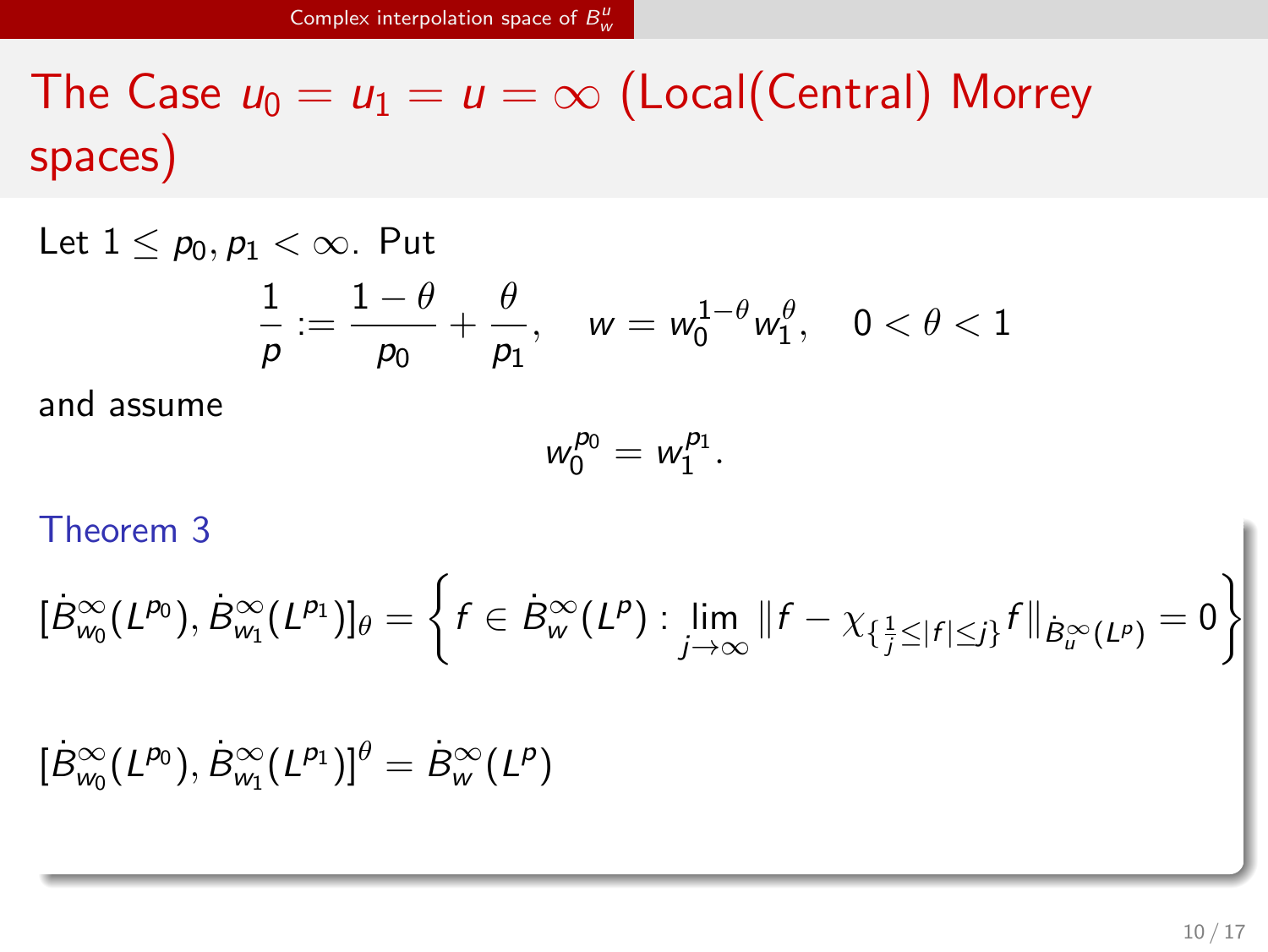# The Case $u_0 = u_1 = u = \infty$ (Local(Central) Morrey spaces)

Let $1 \le p_0, p_1 < \infty$. Put

$$\frac{1}{p} := \frac{1-\theta}{p_0} + \frac{\theta}{p_1}, \quad w = w_0^{1-\theta} w_1^{\theta}, \quad 0 < \theta < 1$$

and assume

$$w_0^{p_0} = w_1^{p_1}.$$

**Theorem 3**

$$[\dot{B}^{\infty}_{w_0}(L^{p_0}), \dot{B}^{\infty}_{w_1}(L^{p_1})]_{\theta} = \left\{ f \in \dot{B}^{\infty}_{w}(L^p) : \lim_{j \to \infty} \| f - \chi_{\{\frac{1}{j} \le |f| \le j\}} f \|_{\dot{B}^{\infty}_{u}(L^p)} = 0 \right\}$$

$$[\dot{B}^{\infty}_{w_0}(L^{p_0}), \dot{B}^{\infty}_{w_1}(L^{p_1})]^{\theta} = \dot{B}^{\infty}_{w}(L^p)$$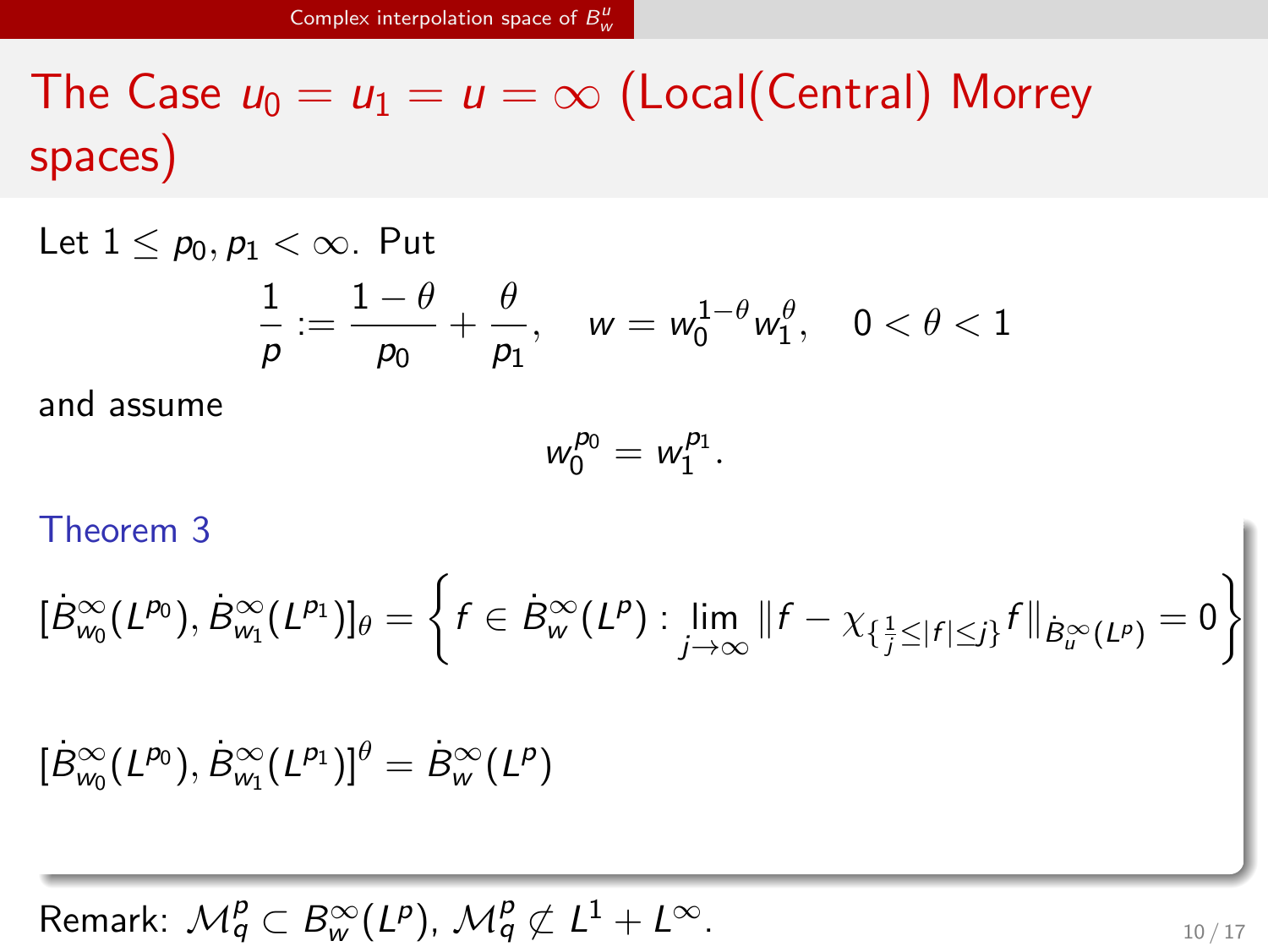# The Case $u_0 = u_1 = u = \infty$ (Local(Central) Morrey spaces)

Let $1 \le p_0, p_1 < \infty$. Put

$$\frac{1}{p} := \frac{1-\theta}{p_0} + \frac{\theta}{p_1}, \quad w = w_0^{1-\theta} w_1^{\theta}, \quad 0 < \theta < 1$$

and assume

$$w_0^{p_0} = w_1^{p_1}.$$

**Theorem 3**

$$[\dot{B}^{\infty}_{w_0}(L^{p_0}), \dot{B}^{\infty}_{w_1}(L^{p_1})]_\theta = \left\{ f \in \dot{B}^{\infty}_{w}(L^{p}) : \lim_{j\to\infty} \| f - \chi_{\{\frac{1}{j} \le |f| \le j\}} f \|_{\dot{B}^{\infty}_{u}(L^p)} = 0 \right\}$$

$$[\dot{B}^{\infty}_{w_0}(L^{p_0}), \dot{B}^{\infty}_{w_1}(L^{p_1})]^\theta = \dot{B}^{\infty}_{w}(L^{p})$$

Remark: $\mathcal{M}^p_q \subset B^{\infty}_{w}(L^p)$, $\mathcal{M}^p_q \not\subset L^1 + L^\infty$.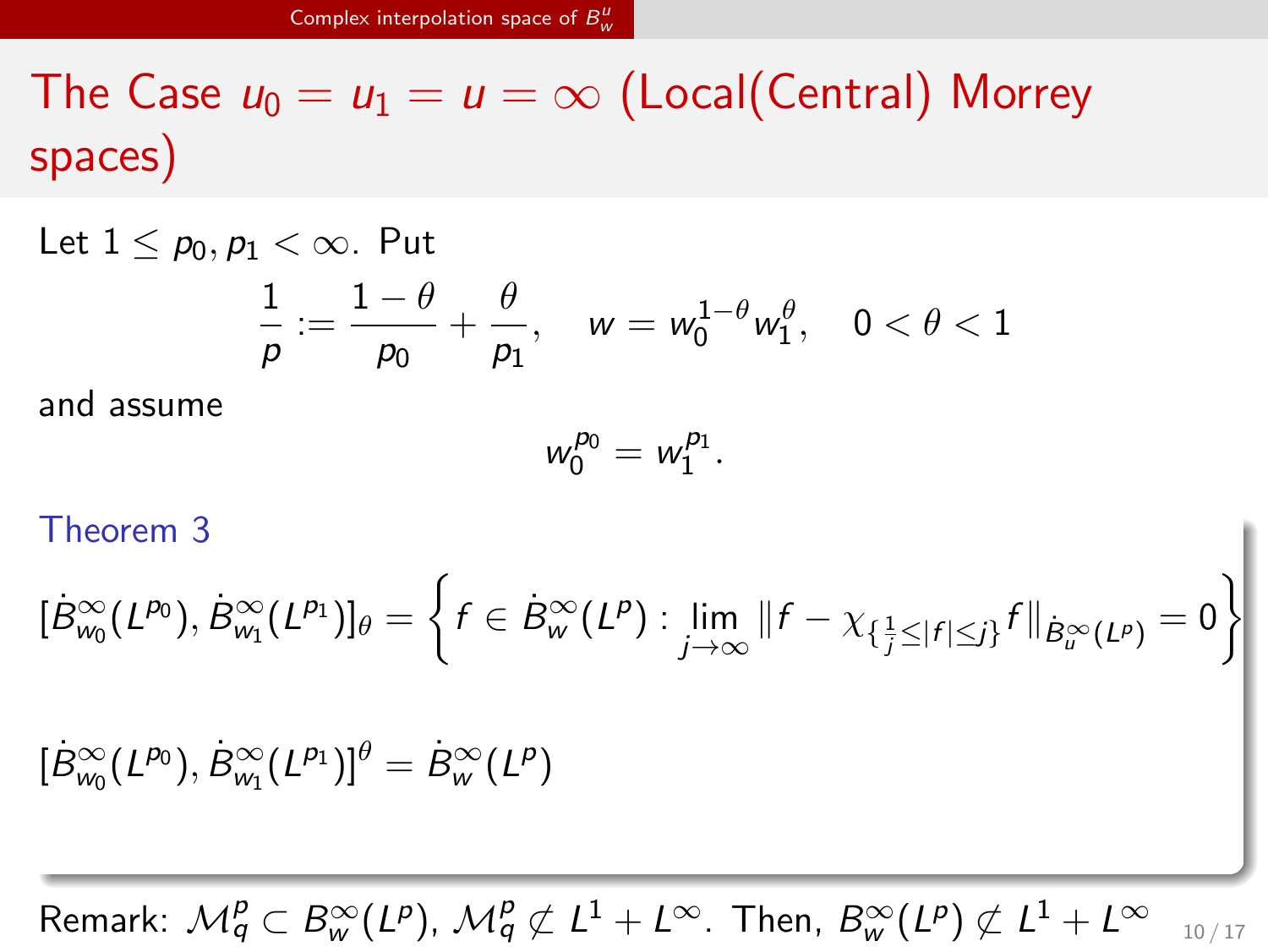# The Case $u_0 = u_1 = u = \infty$ (Local(Central) Morrey spaces)

Let $1 \le p_0, p_1 < \infty$. Put

$$\frac{1}{p} := \frac{1-\theta}{p_0} + \frac{\theta}{p_1}, \quad w = w_0^{1-\theta} w_1^{\theta}, \quad 0 < \theta < 1$$

and assume

$$w_0^{p_0} = w_1^{p_1}.$$

**Theorem 3**

$$[\dot{B}^{\infty}_{w_0}(L^{p_0}), \dot{B}^{\infty}_{w_1}(L^{p_1})]_{\theta} = \left\{ f \in \dot{B}^{\infty}_{w}(L^p) : \lim_{j \to \infty} \| f - \chi_{\{\frac{1}{j} \le |f| \le j\}} f \|_{\dot{B}^{\infty}_{u}(L^p)} = 0 \right\}$$

$$[\dot{B}^{\infty}_{w_0}(L^{p_0}), \dot{B}^{\infty}_{w_1}(L^{p_1})]^{\theta} = \dot{B}^{\infty}_{w}(L^p)$$

Remark: $\mathcal{M}^p_q \subset B^{\infty}_w(L^p)$, $\mathcal{M}^p_q \not\subset L^1 + L^{\infty}$. Then, $B^{\infty}_w(L^p) \not\subset L^1 + L^{\infty}$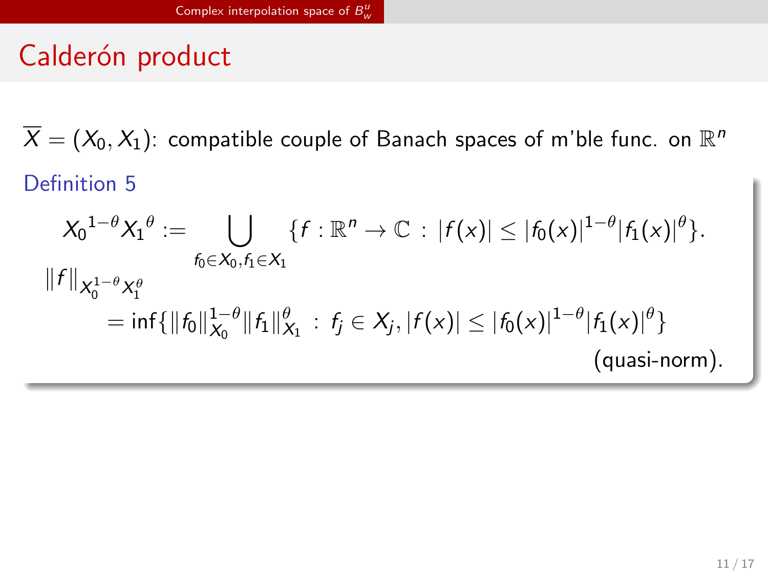# Calderón product

$\overline{X} = (X_0, X_1)$: compatible couple of Banach spaces of m'ble func. on $\mathbb{R}^n$

**Definition 5**

$$X_0{}^{1-\theta} X_1{}^{\theta} := \bigcup_{f_0 \in X_0, f_1 \in X_1} \{f : \mathbb{R}^n \to \mathbb{C} \, : \, |f(x)| \le |f_0(x)|^{1-\theta} |f_1(x)|^{\theta}\}.$$

$$\|f\|_{X_0^{1-\theta} X_1^{\theta}} = \inf\{\|f_0\|_{X_0}^{1-\theta} \|f_1\|_{X_1}^{\theta} \, : \, f_j \in X_j, |f(x)| \le |f_0(x)|^{1-\theta} |f_1(x)|^{\theta}\}$$

(quasi-norm).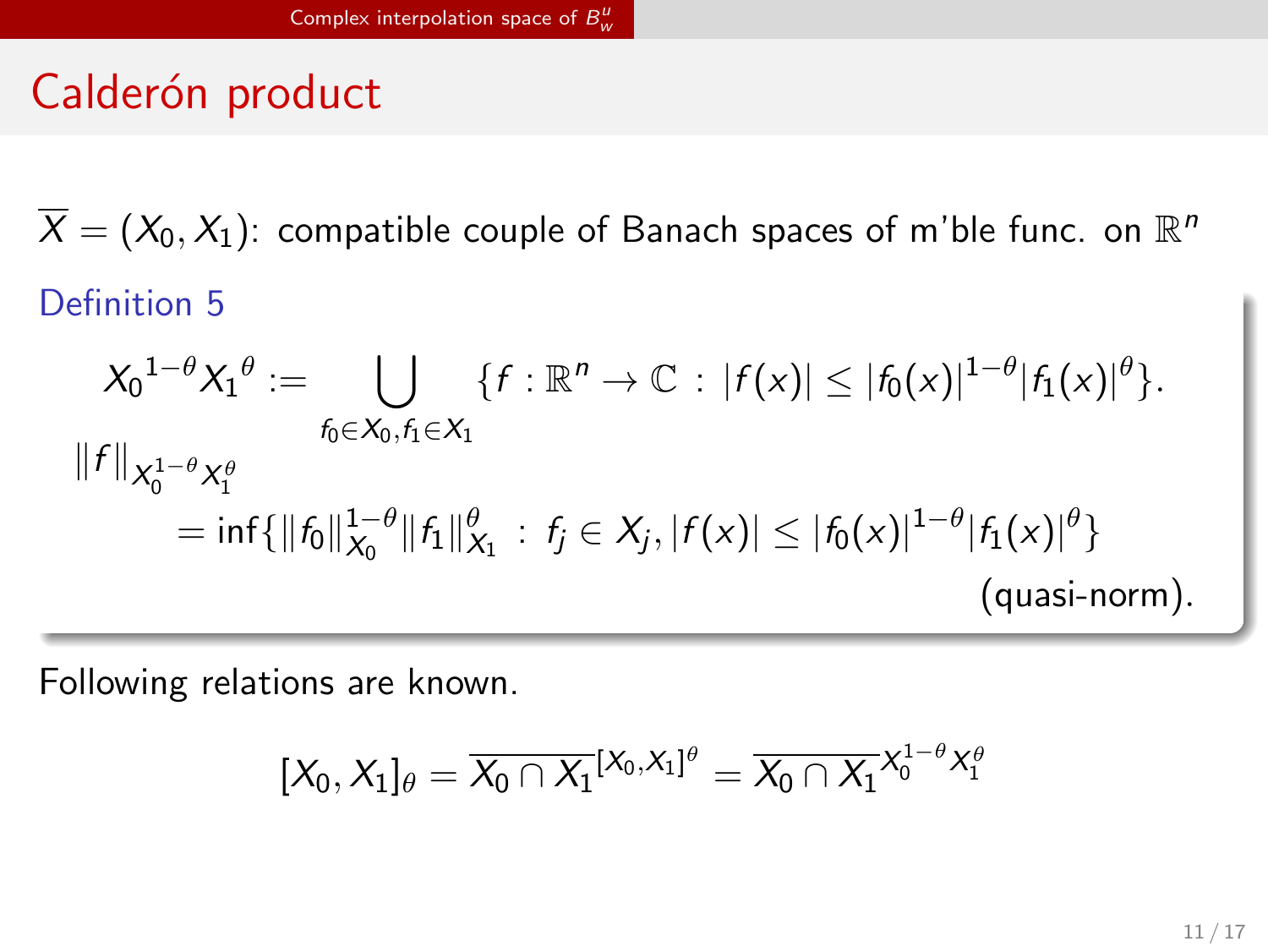# Calderón product

$\overline{X} = (X_0, X_1)$: compatible couple of Banach spaces of m'ble func. on $\mathbb{R}^n$

**Definition 5**

$$X_0{}^{1-\theta} X_1{}^{\theta} := \bigcup_{f_0 \in X_0, f_1 \in X_1} \{ f : \mathbb{R}^n \to \mathbb{C} \, : \, |f(x)| \le |f_0(x)|^{1-\theta} |f_1(x)|^{\theta} \}.$$

$$\|f\|_{X_0^{1-\theta} X_1^{\theta}} = \inf \{ \|f_0\|_{X_0}^{1-\theta} \|f_1\|_{X_1}^{\theta} \, : \, f_j \in X_j, |f(x)| \le |f_0(x)|^{1-\theta} |f_1(x)|^{\theta} \}$$

(quasi-norm).

Following relations are known.

$$[X_0, X_1]_\theta = \overline{X_0 \cap X_1}^{[X_0, X_1]^\theta} = \overline{X_0 \cap X_1}^{X_0^{1-\theta} X_1^{\theta}}$$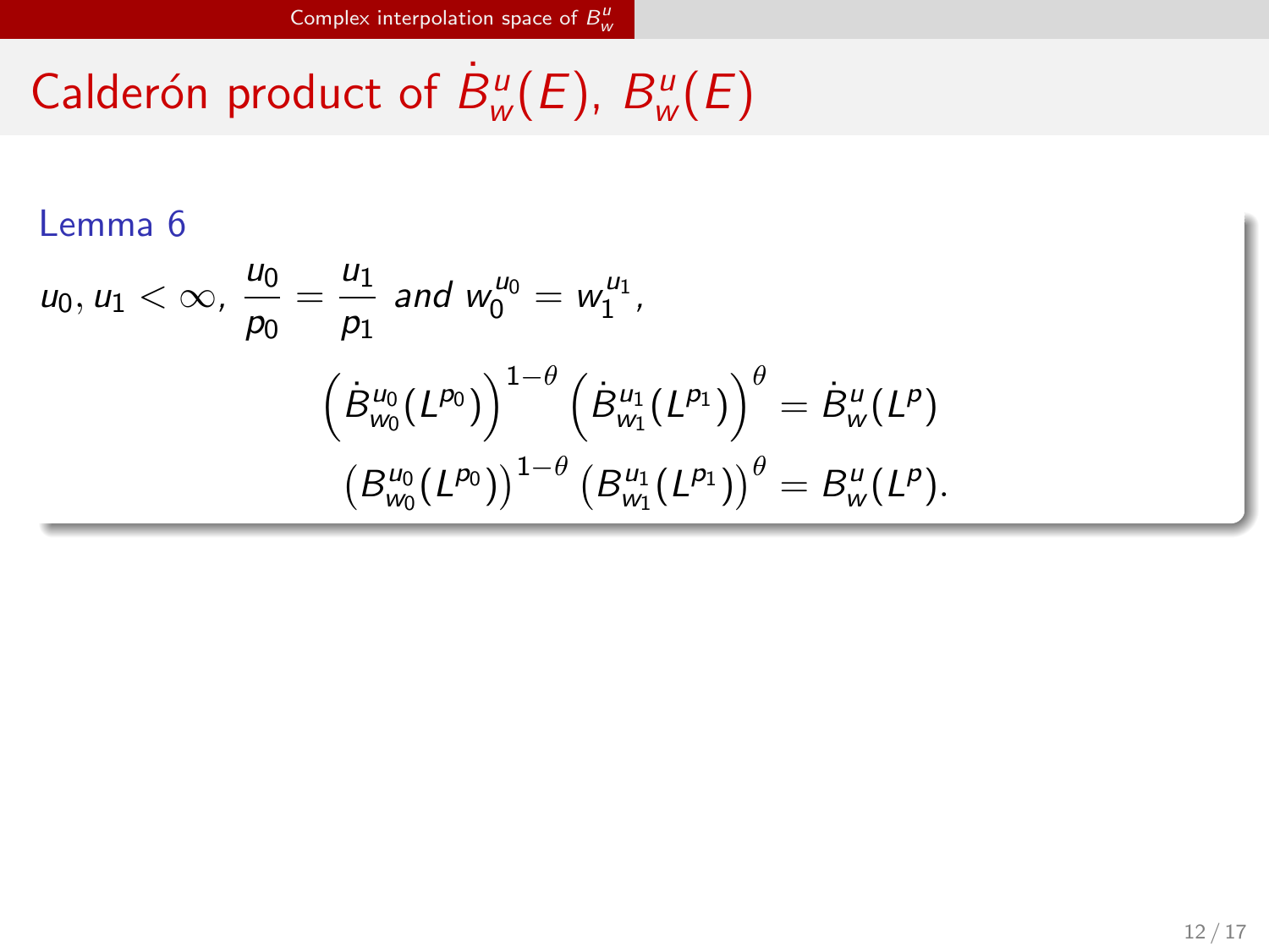# Calderón product of $\dot{B}^u_w(E)$, $B^u_w(E)$

**Lemma 6**

$u_0, u_1 < \infty$, $\dfrac{u_0}{p_0} = \dfrac{u_1}{p_1}$ *and* $w_0^{u_0} = w_1^{u_1}$,

$$\left(\dot{B}^{u_0}_{w_0}(L^{p_0})\right)^{1-\theta}\left(\dot{B}^{u_1}_{w_1}(L^{p_1})\right)^{\theta} = \dot{B}^u_w(L^p)$$

$$\left(B^{u_0}_{w_0}(L^{p_0})\right)^{1-\theta}\left(B^{u_1}_{w_1}(L^{p_1})\right)^{\theta} = B^u_w(L^p).$$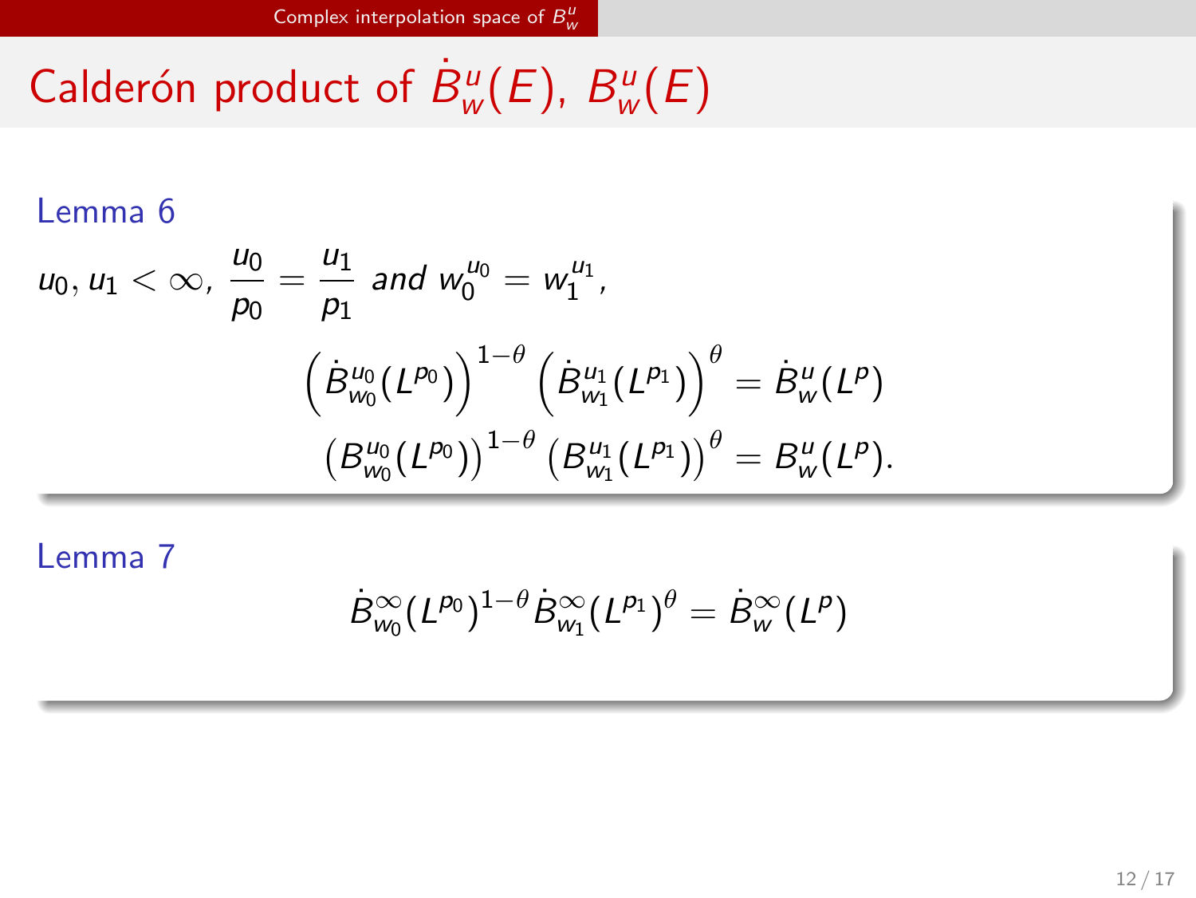# Calderón product of $\dot{B}^u_w(E)$, $B^u_w(E)$

**Lemma 6**

$u_0, u_1 < \infty$, $\dfrac{u_0}{p_0} = \dfrac{u_1}{p_1}$ *and* $w_0^{u_0} = w_1^{u_1}$,

$$\left(\dot{B}^{u_0}_{w_0}(L^{p_0})\right)^{1-\theta}\left(\dot{B}^{u_1}_{w_1}(L^{p_1})\right)^{\theta} = \dot{B}^u_w(L^p)$$

$$\left(B^{u_0}_{w_0}(L^{p_0})\right)^{1-\theta}\left(B^{u_1}_{w_1}(L^{p_1})\right)^{\theta} = B^u_w(L^p).$$

**Lemma 7**

$$\dot{B}^{\infty}_{w_0}(L^{p_0})^{1-\theta}\dot{B}^{\infty}_{w_1}(L^{p_1})^{\theta} = \dot{B}^{\infty}_{w}(L^{p})$$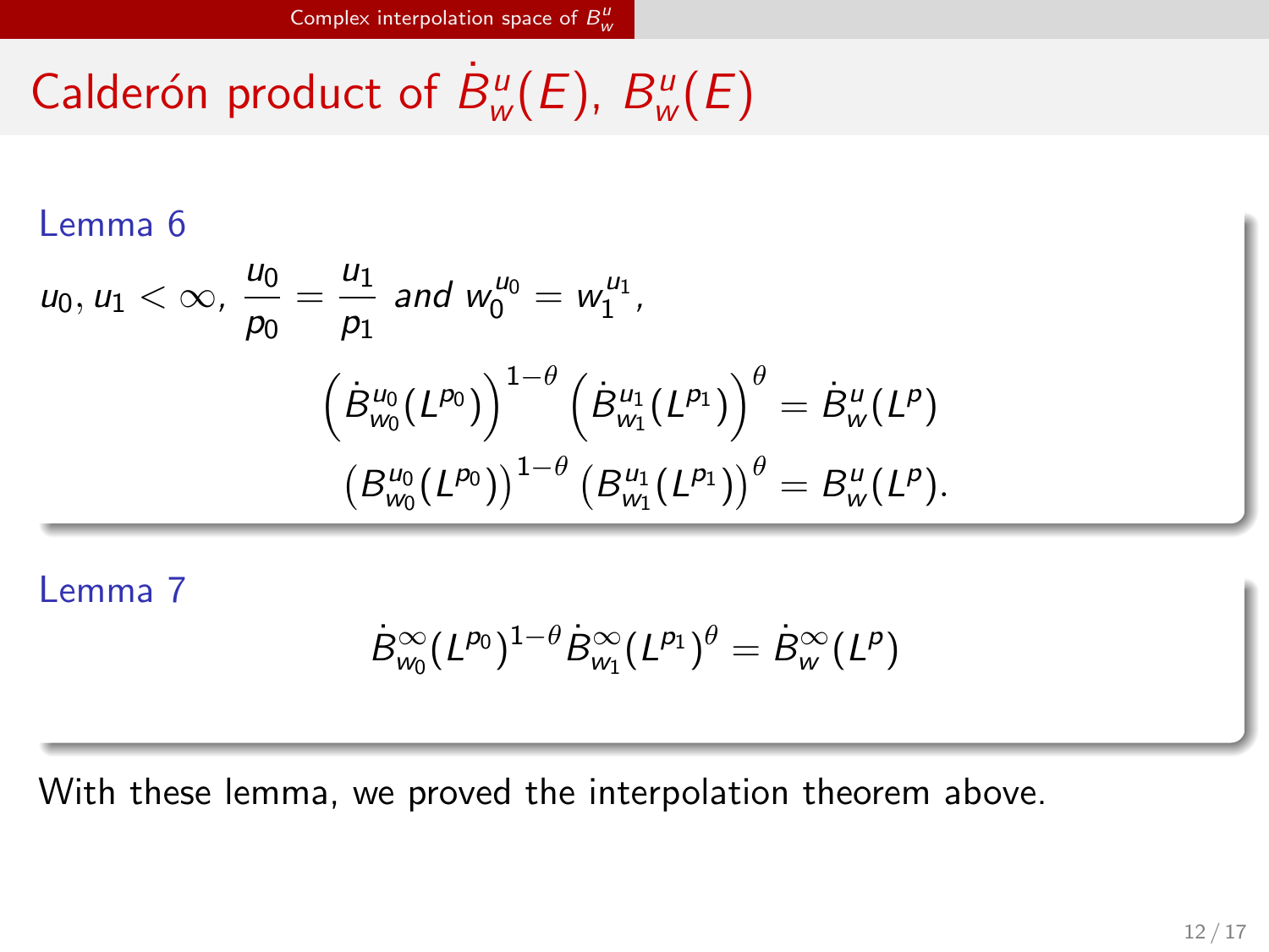# Calderón product of $\dot{B}^u_w(E)$, $B^u_w(E)$

**Lemma 6**

$u_0, u_1 < \infty$, $\dfrac{u_0}{p_0} = \dfrac{u_1}{p_1}$ *and* $w_0^{u_0} = w_1^{u_1}$,

$$\left(\dot{B}^{u_0}_{w_0}(L^{p_0})\right)^{1-\theta}\left(\dot{B}^{u_1}_{w_1}(L^{p_1})\right)^{\theta} = \dot{B}^u_w(L^p)$$

$$\left(B^{u_0}_{w_0}(L^{p_0})\right)^{1-\theta}\left(B^{u_1}_{w_1}(L^{p_1})\right)^{\theta} = B^u_w(L^p).$$

**Lemma 7**

$$\dot{B}^{\infty}_{w_0}(L^{p_0})^{1-\theta}\dot{B}^{\infty}_{w_1}(L^{p_1})^{\theta} = \dot{B}^{\infty}_w(L^p)$$

With these lemma, we proved the interpolation theorem above.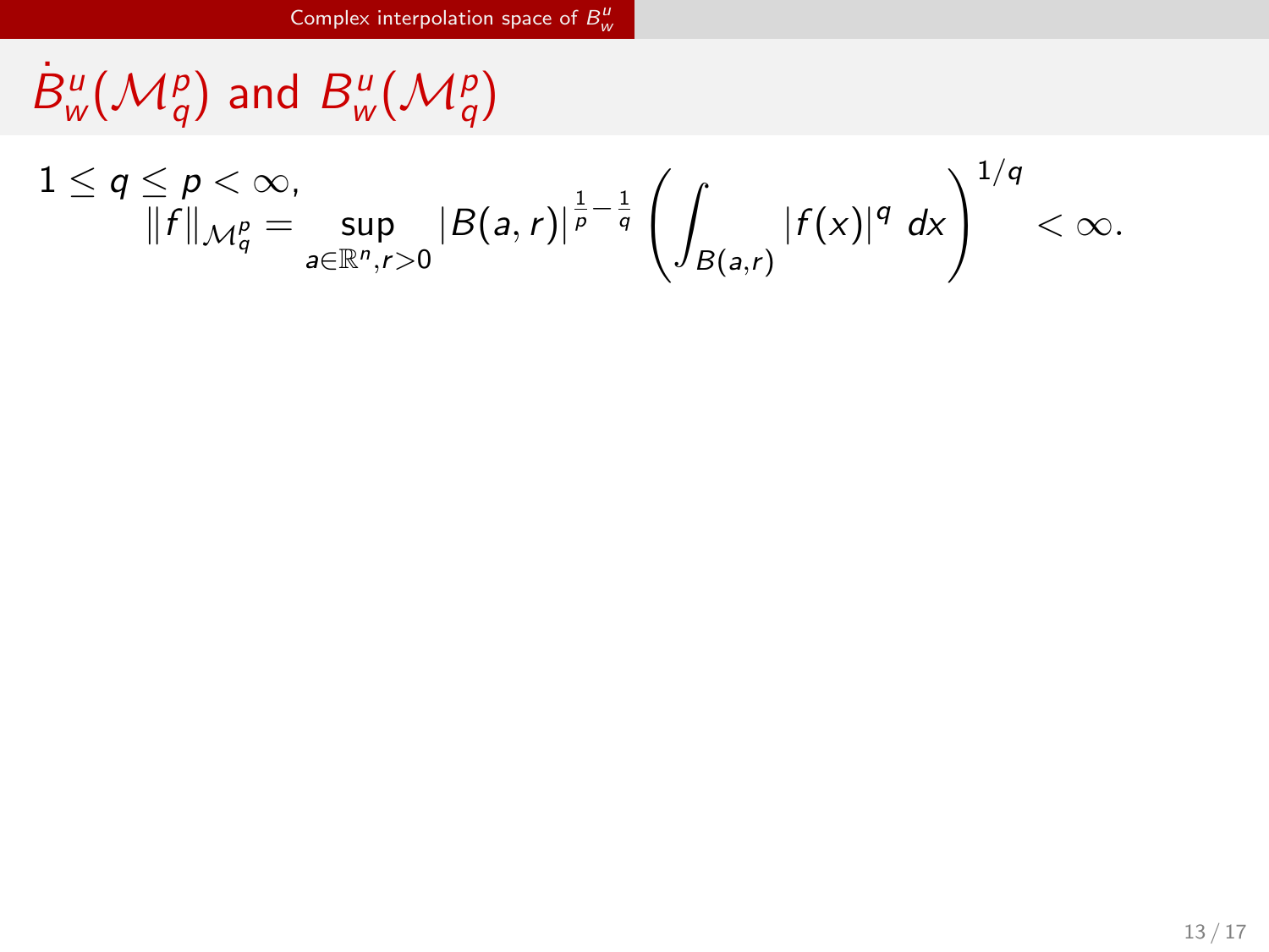## $\dot{B}^u_w(\mathcal{M}^p_q)$ and $B^u_w(\mathcal{M}^p_q)$

$$1 \le q \le p < \infty, \quad \|f\|_{\mathcal{M}^p_q} = \sup_{a \in \mathbb{R}^n, r>0} |B(a,r)|^{\frac{1}{p}-\frac{1}{q}} \left( \int_{B(a,r)} |f(x)|^q \, dx \right)^{1/q} < \infty.$$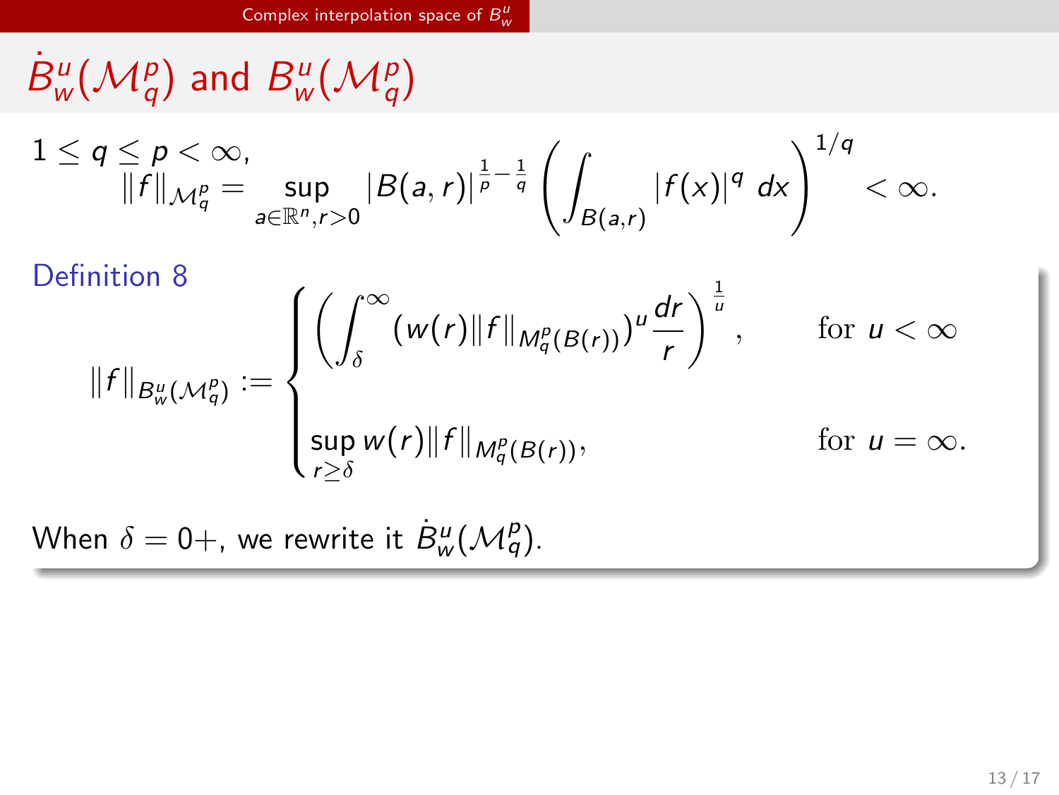# $\dot{B}^u_w(\mathcal{M}^p_q)$ and $B^u_w(\mathcal{M}^p_q)$

$1 \le q \le p < \infty$,

$$\|f\|_{\mathcal{M}^p_q} = \sup_{a \in \mathbb{R}^n, r>0} |B(a,r)|^{\frac{1}{p}-\frac{1}{q}} \left( \int_{B(a,r)} |f(x)|^q \, dx \right)^{1/q} < \infty.$$

**Definition 8**

$$\|f\|_{B^u_w(\mathcal{M}^p_q)} := \begin{cases} \left( \displaystyle\int_\delta^\infty (w(r)\|f\|_{M^p_q(B(r))})^u \frac{dr}{r} \right)^{\frac{1}{u}}, & \text{for } u < \infty \\[2ex] \displaystyle\sup_{r \ge \delta} w(r)\|f\|_{M^p_q(B(r))}, & \text{for } u = \infty. \end{cases}$$

When $\delta = 0+$, we rewrite it $\dot{B}^u_w(\mathcal{M}^p_q)$.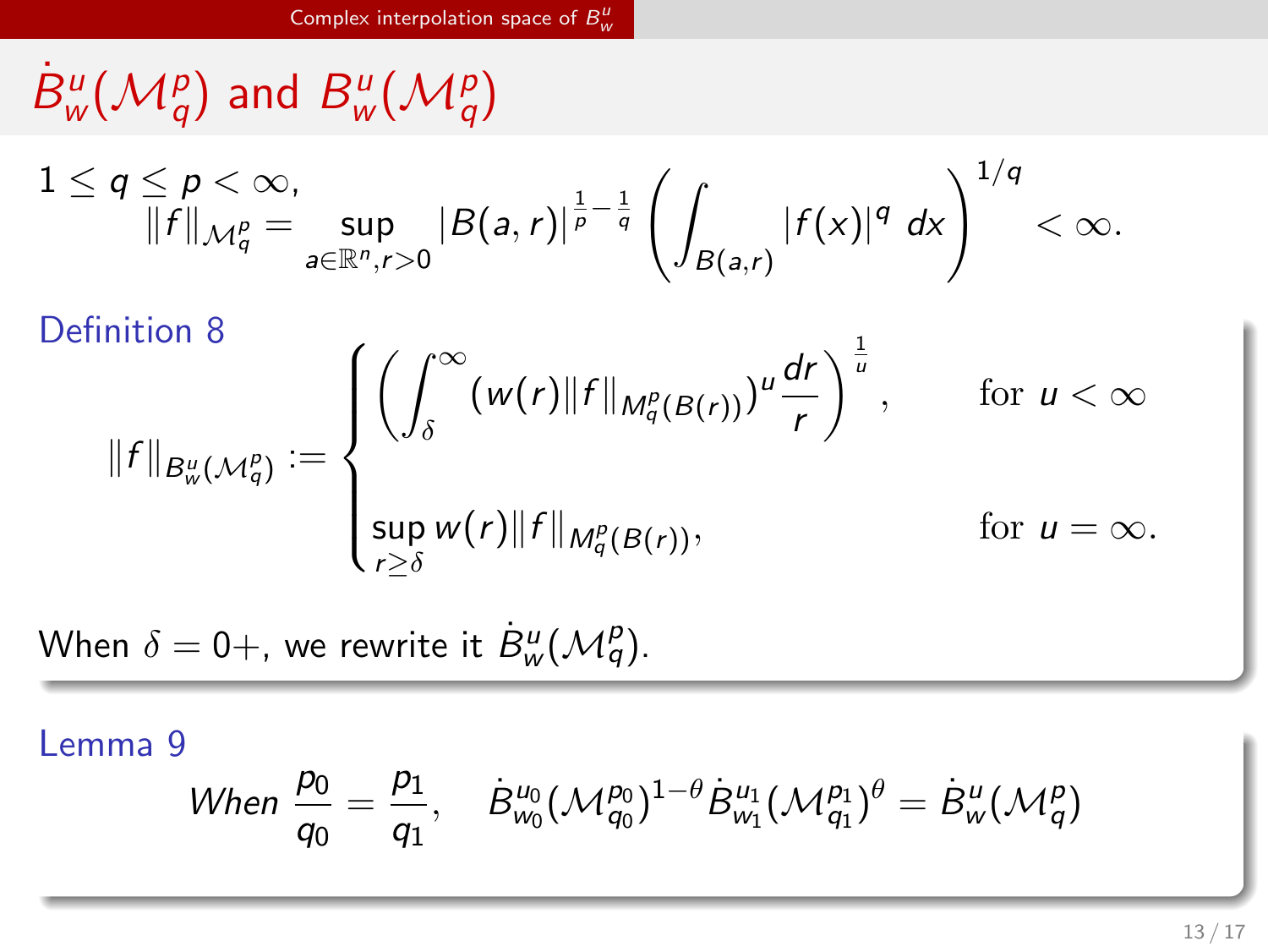## $\dot{B}^u_w(\mathcal{M}^p_q)$ and $B^u_w(\mathcal{M}^p_q)$

$1 \le q \le p < \infty$,

$$\|f\|_{\mathcal{M}^p_q} = \sup_{a\in\mathbb{R}^n, r>0} |B(a,r)|^{\frac{1}{p}-\frac{1}{q}} \left( \int_{B(a,r)} |f(x)|^q \, dx \right)^{1/q} < \infty.$$

**Definition 8**

$$\|f\|_{B^u_w(\mathcal{M}^p_q)} := \begin{cases} \left( \displaystyle\int_\delta^\infty (w(r)\|f\|_{M^p_q(B(r))})^u \frac{dr}{r} \right)^{\frac{1}{u}}, & \text{for } u < \infty \\ \displaystyle\sup_{r\ge\delta} w(r)\|f\|_{M^p_q(B(r))}, & \text{for } u = \infty. \end{cases}$$

When $\delta = 0+$, we rewrite it $\dot{B}^u_w(\mathcal{M}^p_q)$.

**Lemma 9**

*When* $\dfrac{p_0}{q_0} = \dfrac{p_1}{q_1}$, $\quad \dot{B}^{u_0}_{w_0}(\mathcal{M}^{p_0}_{q_0})^{1-\theta} \dot{B}^{u_1}_{w_1}(\mathcal{M}^{p_1}_{q_1})^{\theta} = \dot{B}^u_w(\mathcal{M}^p_q)$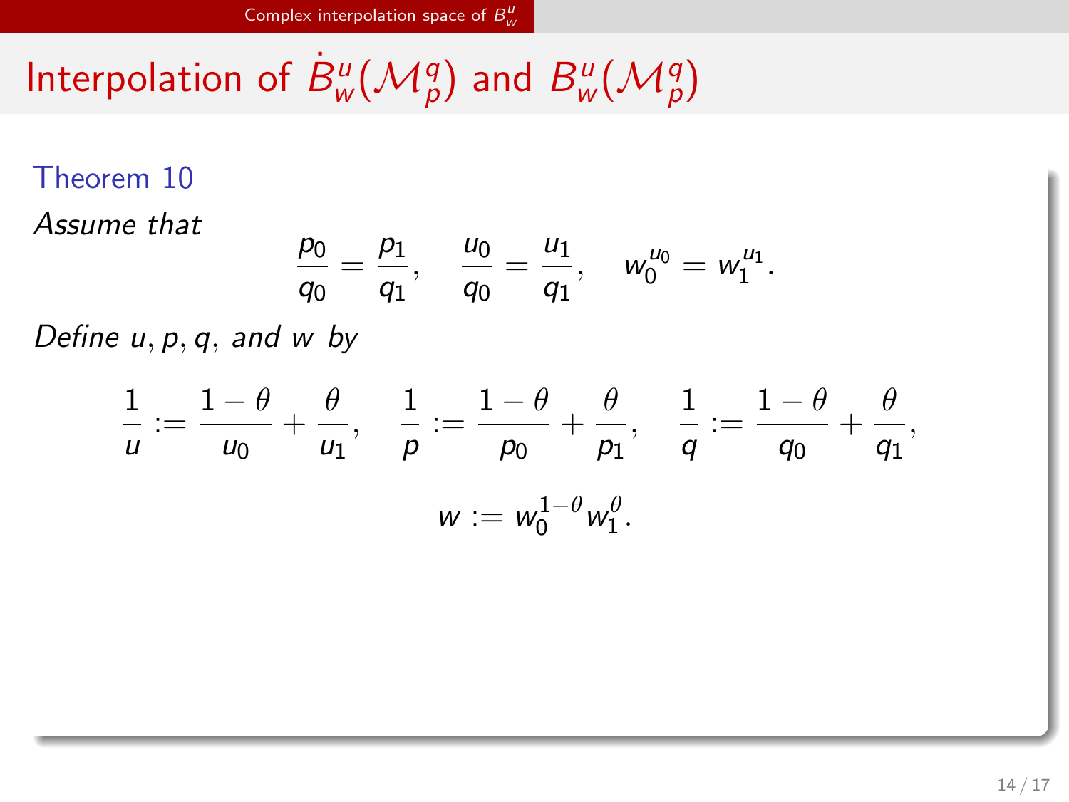# Interpolation of $\dot{B}^u_w(\mathcal{M}^q_p)$ and $B^u_w(\mathcal{M}^q_p)$

**Theorem 10**

*Assume that*

$$\frac{p_0}{q_0} = \frac{p_1}{q_1}, \quad \frac{u_0}{q_0} = \frac{u_1}{q_1}, \quad w_0^{u_0} = w_1^{u_1}.$$

*Define $u, p, q,$ and $w$ by*

$$\frac{1}{u} := \frac{1-\theta}{u_0} + \frac{\theta}{u_1}, \quad \frac{1}{p} := \frac{1-\theta}{p_0} + \frac{\theta}{p_1}, \quad \frac{1}{q} := \frac{1-\theta}{q_0} + \frac{\theta}{q_1},$$

$$w := w_0^{1-\theta} w_1^{\theta}.$$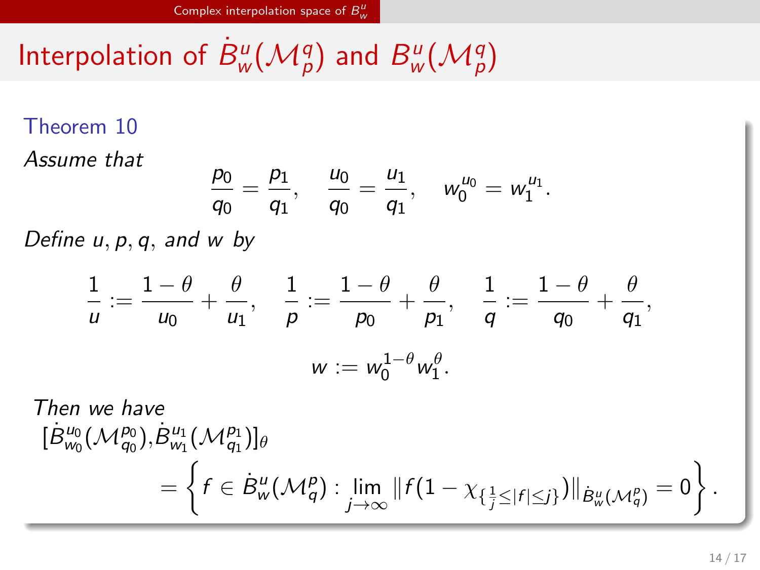# Interpolation of $\dot{B}^u_w(\mathcal{M}^q_p)$ and $B^u_w(\mathcal{M}^q_p)$

**Theorem 10**

*Assume that*

$$\frac{p_0}{q_0} = \frac{p_1}{q_1}, \quad \frac{u_0}{q_0} = \frac{u_1}{q_1}, \quad w_0^{u_0} = w_1^{u_1}.$$

*Define $u, p, q,$ and $w$ by*

$$\frac{1}{u} := \frac{1-\theta}{u_0} + \frac{\theta}{u_1}, \quad \frac{1}{p} := \frac{1-\theta}{p_0} + \frac{\theta}{p_1}, \quad \frac{1}{q} := \frac{1-\theta}{q_0} + \frac{\theta}{q_1},$$

$$w := w_0^{1-\theta} w_1^{\theta}.$$

*Then we have*

$$[\dot{B}^{u_0}_{w_0}(\mathcal{M}^{p_0}_{q_0}), \dot{B}^{u_1}_{w_1}(\mathcal{M}^{p_1}_{q_1})]_\theta = \left\{ f \in \dot{B}^u_w(\mathcal{M}^p_q) : \lim_{j\to\infty} \|f(1 - \chi_{\{\frac{1}{j} \le |f| \le j\}})\|_{\dot{B}^u_w(\mathcal{M}^p_q)} = 0 \right\}.$$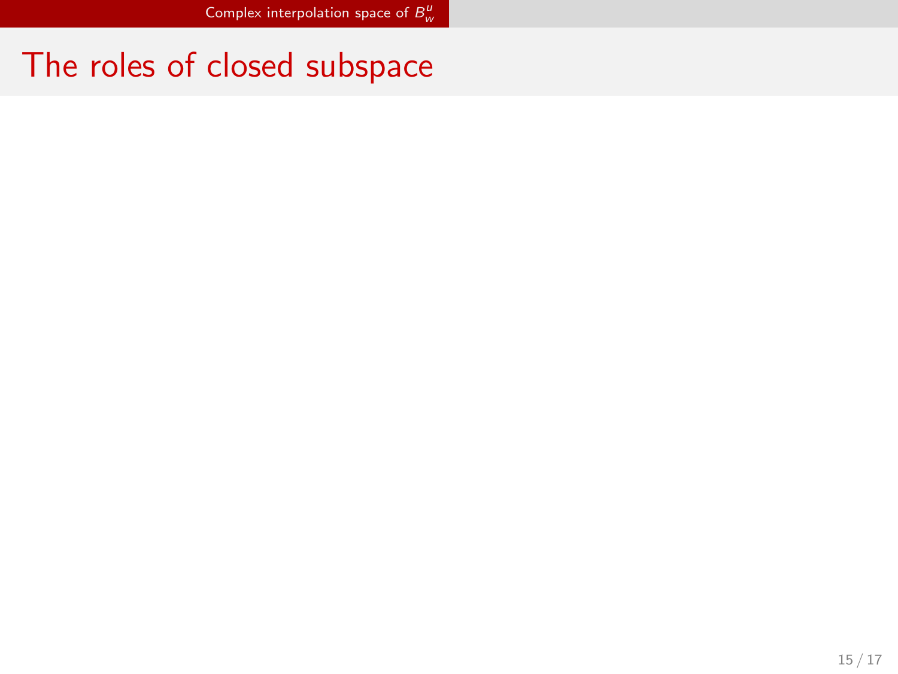# The roles of closed subspace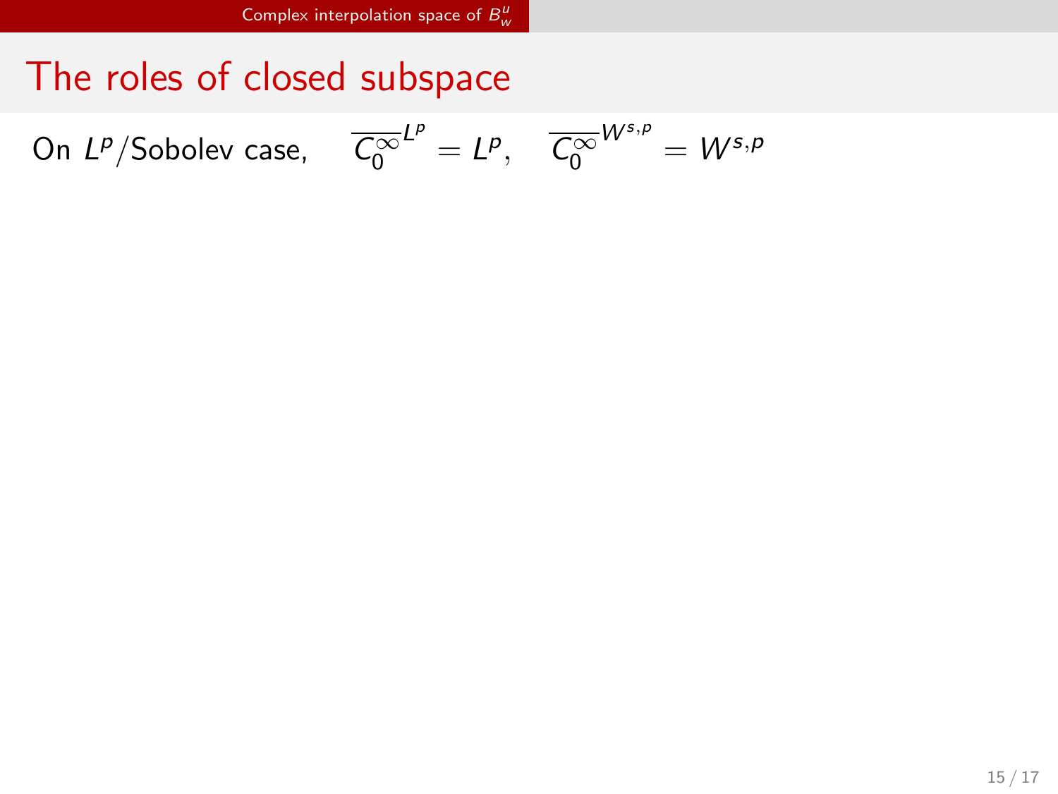# The roles of closed subspace

On $L^p$/Sobolev case, $\overline{C_0^\infty}^{L^p} = L^p, \quad \overline{C_0^\infty}^{W^{s,p}} = W^{s,p}$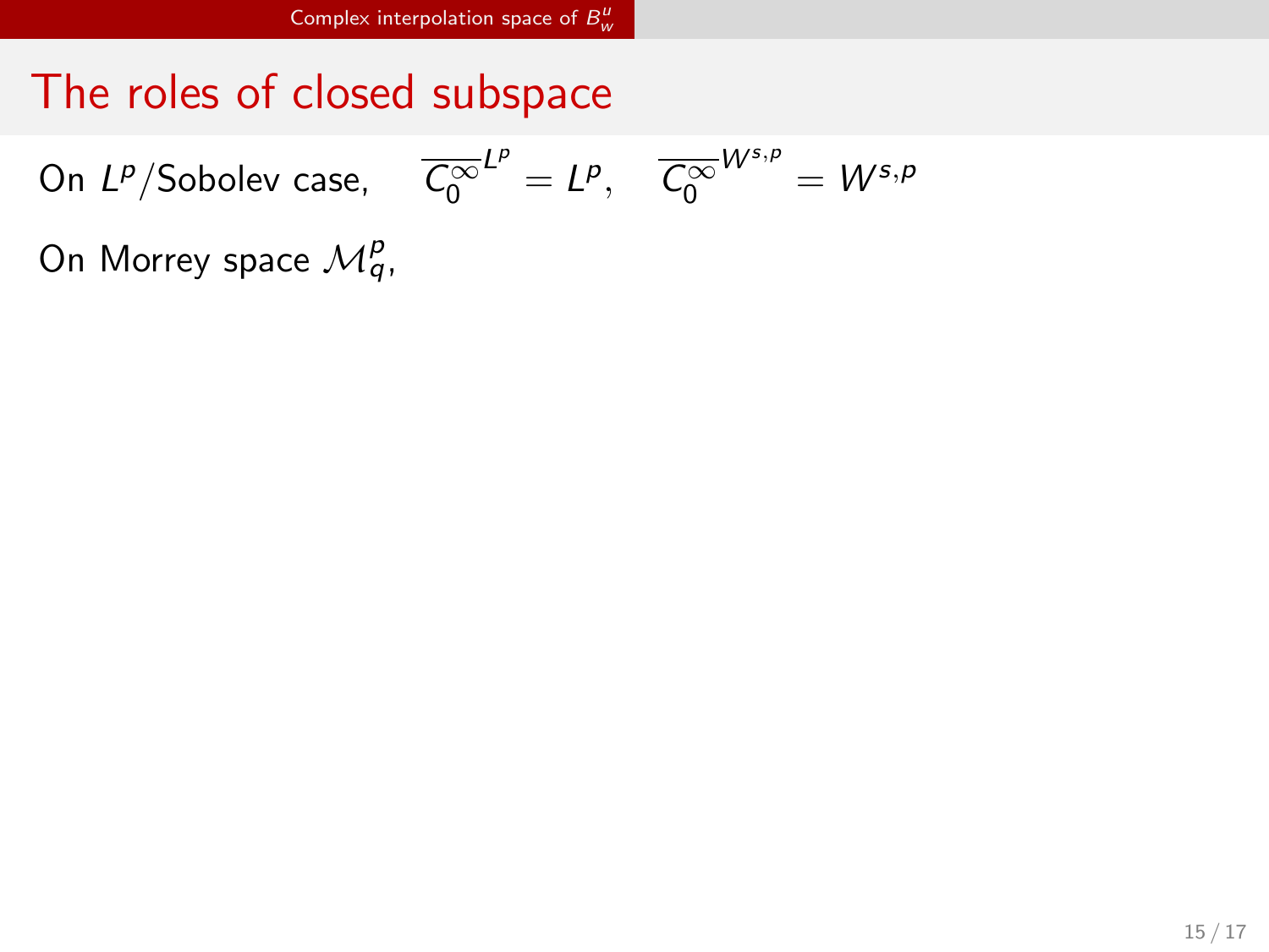# The roles of closed subspace

On $L^p$/Sobolev case, $\overline{C_0^\infty}^{L^p} = L^p$, $\overline{C_0^\infty}^{W^{s,p}} = W^{s,p}$

On Morrey space $\mathcal{M}^p_q$,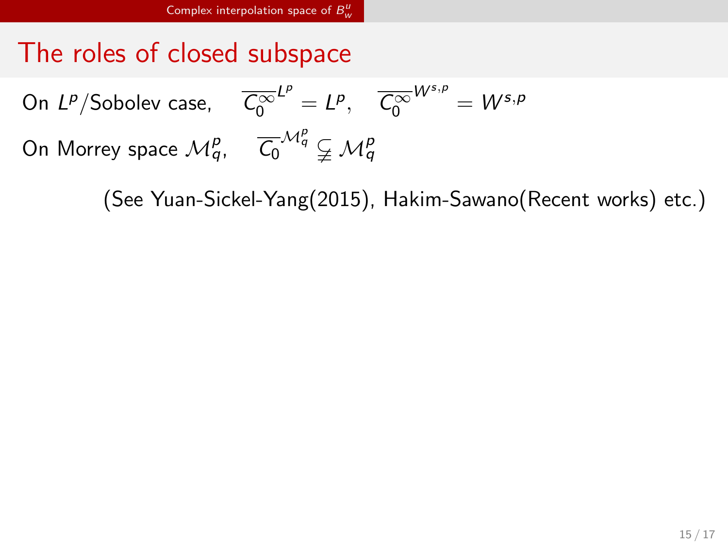# The roles of closed subspace

On $L^p$/Sobolev case, $\overline{C_0^\infty}^{L^p} = L^p$, $\overline{C_0^\infty}^{W^{s,p}} = W^{s,p}$

On Morrey space $\mathcal{M}_q^p$, $\overline{C_0}^{\mathcal{M}_q^p} \subsetneq \mathcal{M}_q^p$

(See Yuan-Sickel-Yang(2015), Hakim-Sawano(Recent works) etc.)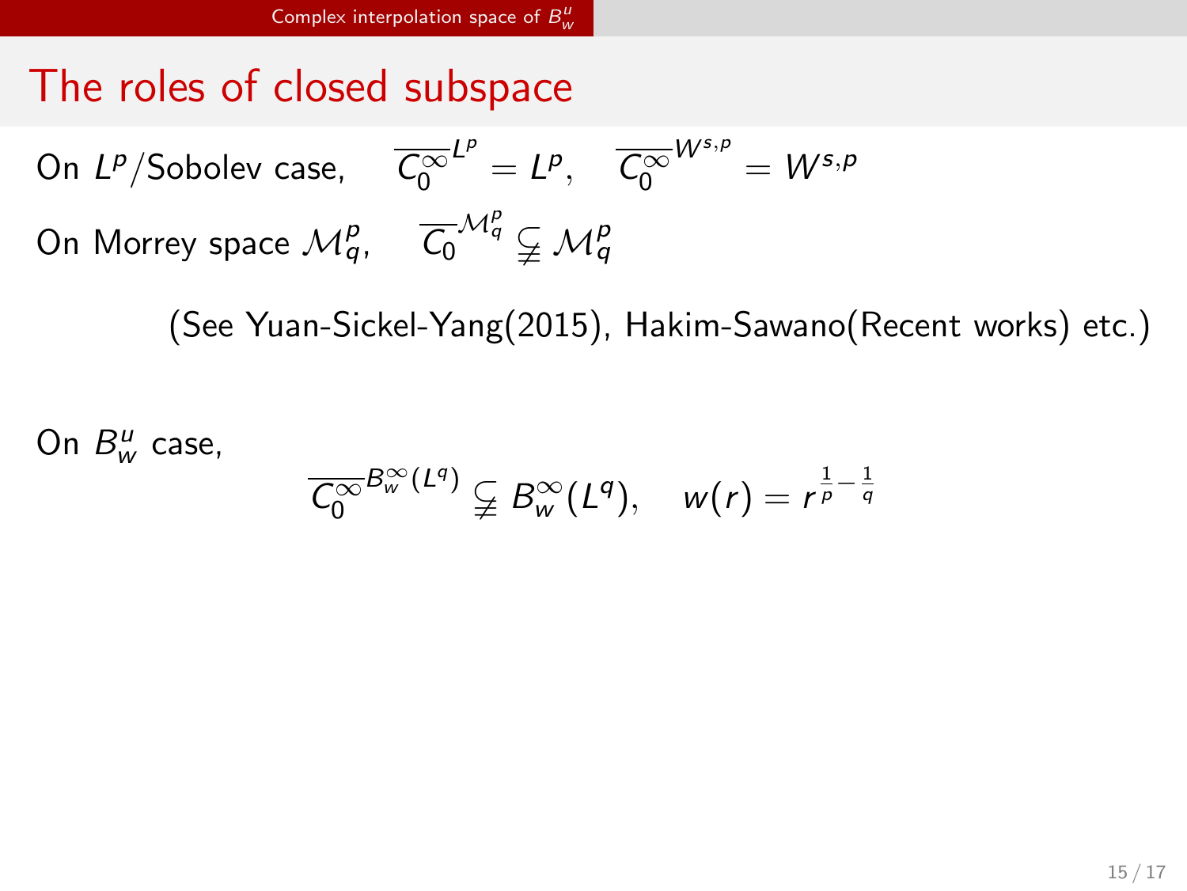# The roles of closed subspace

On $L^p$/Sobolev case, $\overline{C_0^\infty}^{L^p} = L^p$, $\overline{C_0^\infty}^{W^{s,p}} = W^{s,p}$

On Morrey space $\mathcal{M}^p_q$, $\overline{C_0}^{\mathcal{M}^p_q} \subsetneq \mathcal{M}^p_q$

(See Yuan-Sickel-Yang(2015), Hakim-Sawano(Recent works) etc.)

On $B^u_w$ case,

$$\overline{C_0^\infty}^{B^\infty_w(L^q)} \subsetneq B^\infty_w(L^q), \quad w(r) = r^{\frac{1}{p}-\frac{1}{q}}$$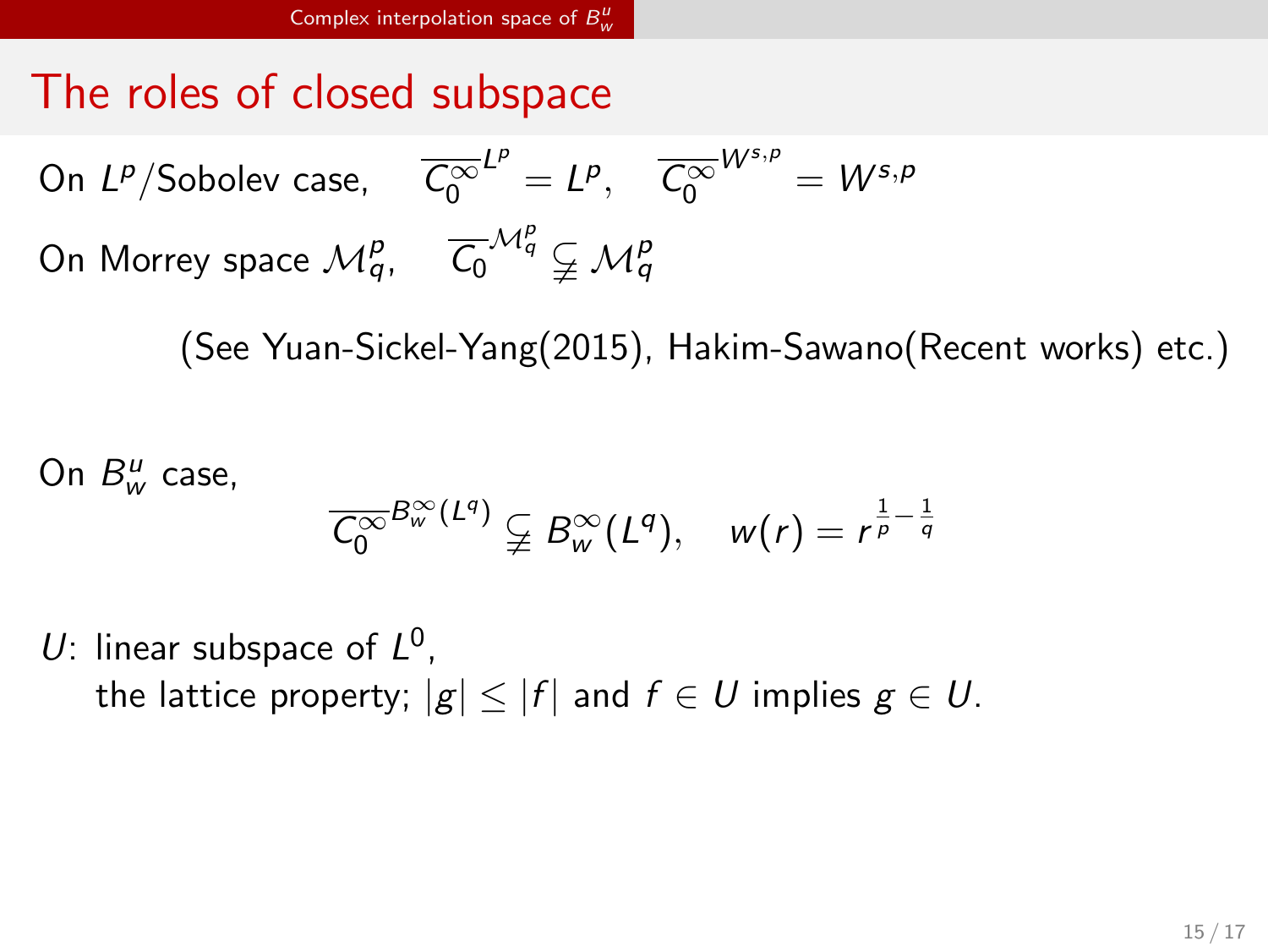# The roles of closed subspace

On $L^p$/Sobolev case, $\overline{C_0^\infty}^{L^p} = L^p$, $\overline{C_0^\infty}^{W^{s,p}} = W^{s,p}$

On Morrey space $\mathcal{M}_q^p$, $\overline{C_0}^{\mathcal{M}_q^p} \subsetneqq \mathcal{M}_q^p$

(See Yuan-Sickel-Yang(2015), Hakim-Sawano(Recent works) etc.)

On $B_w^u$ case,

$$\overline{C_0^\infty}^{B_w^\infty(L^q)} \subsetneqq B_w^\infty(L^q), \quad w(r) = r^{\frac{1}{p} - \frac{1}{q}}$$

$U$: linear subspace of $L^0$,
the lattice property; $|g| \le |f|$ and $f \in U$ implies $g \in U$.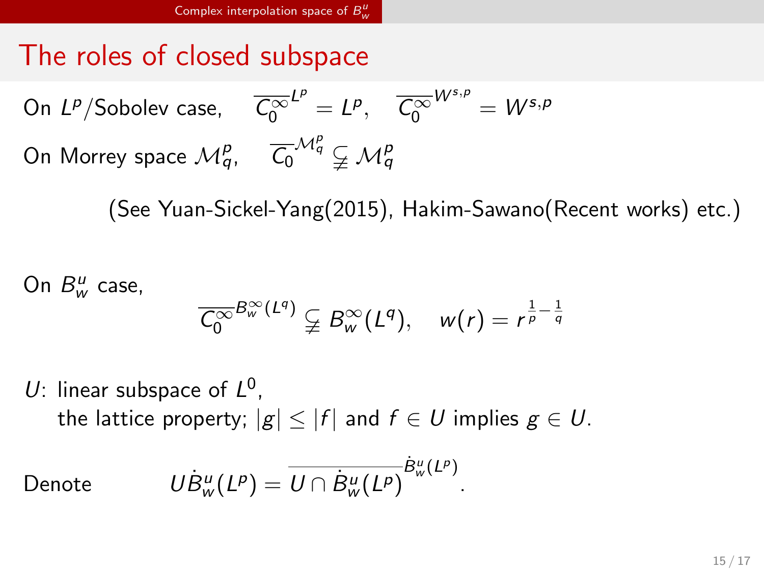# The roles of closed subspace

On $L^p$/Sobolev case, $\overline{C_0^\infty}^{L^p} = L^p$, $\overline{C_0^\infty}^{W^{s,p}} = W^{s,p}$

On Morrey space $\mathcal{M}_q^p$, $\overline{C_0}^{\mathcal{M}_q^p} \subsetneqq \mathcal{M}_q^p$

(See Yuan-Sickel-Yang(2015), Hakim-Sawano(Recent works) etc.)

On $B_w^u$ case,

$$\overline{C_0^\infty}^{B_w^\infty(L^q)} \subsetneqq B_w^\infty(L^q), \quad w(r) = r^{\frac{1}{p}-\frac{1}{q}}$$

$U$: linear subspace of $L^0$,
the lattice property; $|g| \le |f|$ and $f \in U$ implies $g \in U$.

Denote
$$U\dot{B}_w^u(L^p) = \overline{U \cap \dot{B}_w^u(L^p)}^{\dot{B}_w^u(L^p)}.$$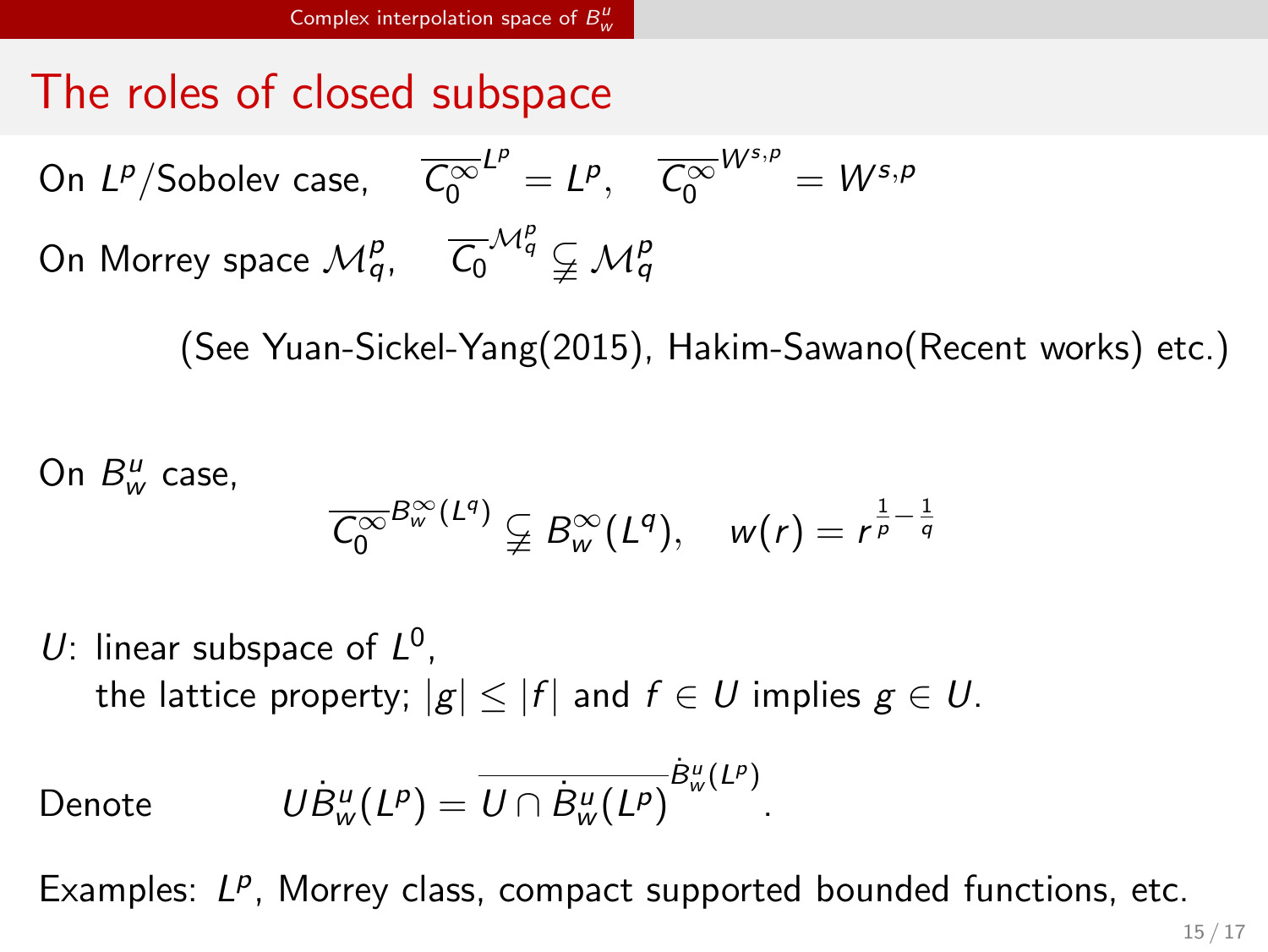# The roles of closed subspace

On $L^p$/Sobolev case, $\quad \overline{C_0^\infty}^{L^p} = L^p, \quad \overline{C_0^\infty}^{W^{s,p}} = W^{s,p}$

On Morrey space $\mathcal{M}^p_q$, $\quad \overline{C_0}^{\mathcal{M}^p_q} \subsetneqq \mathcal{M}^p_q$

(See Yuan-Sickel-Yang(2015), Hakim-Sawano(Recent works) etc.)

On $B^u_w$ case,

$$\overline{C_0^\infty}^{B^\infty_w(L^q)} \subsetneqq B^\infty_w(L^q), \quad w(r) = r^{\frac{1}{p}-\frac{1}{q}}$$

$U$: linear subspace of $L^0$,
the lattice property; $|g| \le |f|$ and $f \in U$ implies $g \in U$.

Denote
$$U\dot{B}^u_w(L^p) = \overline{U \cap \dot{B}^u_w(L^p)}^{\dot{B}^u_w(L^p)}.$$

Examples: $L^p$, Morrey class, compact supported bounded functions, etc.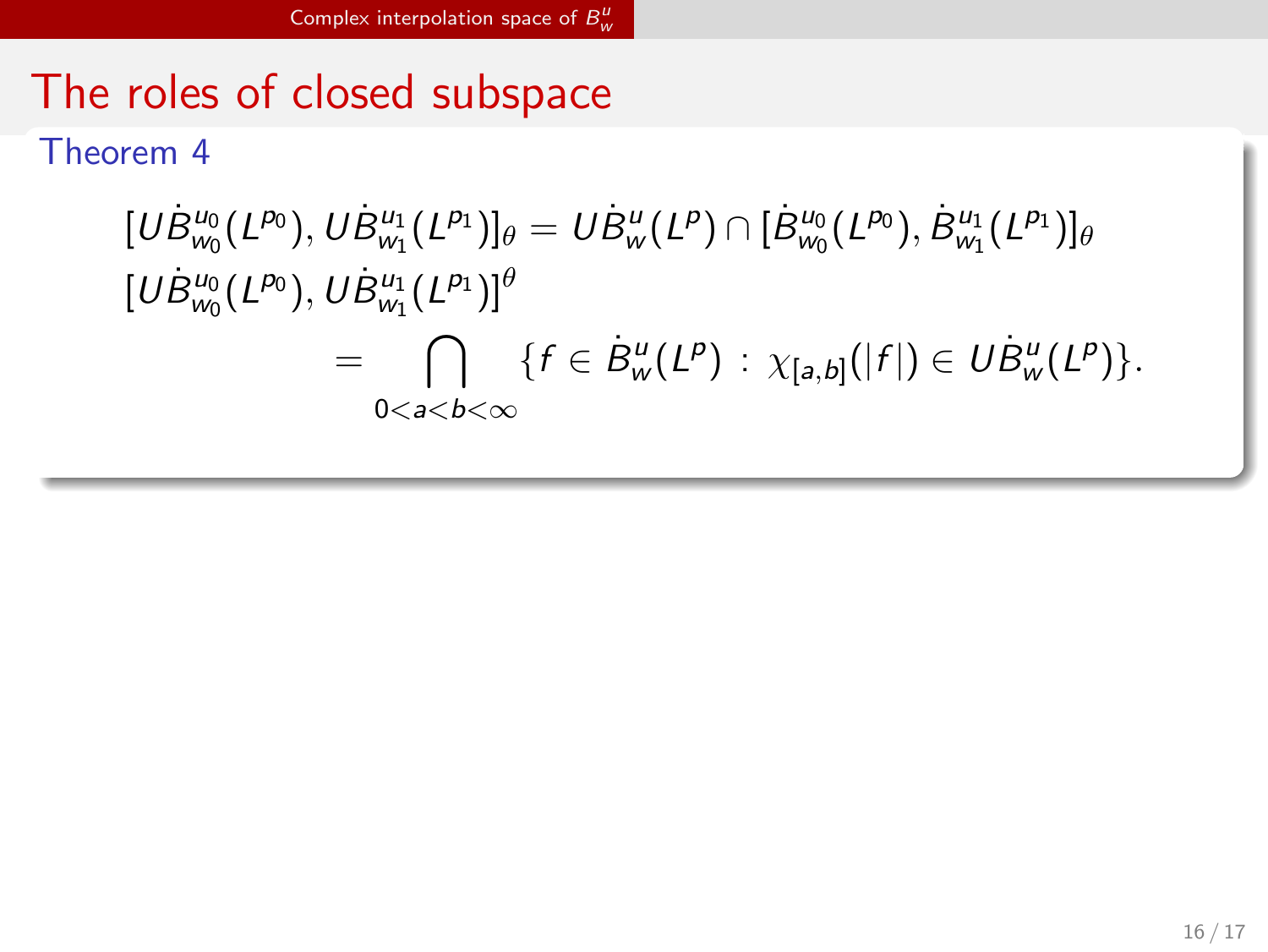# The roles of closed subspace

**Theorem 4**

$$[U\dot{B}^{u_0}_{w_0}(L^{p_0}), U\dot{B}^{u_1}_{w_1}(L^{p_1})]_\theta = U\dot{B}^{u}_{w}(L^{p}) \cap [\dot{B}^{u_0}_{w_0}(L^{p_0}), \dot{B}^{u_1}_{w_1}(L^{p_1})]_\theta$$

$$[U\dot{B}^{u_0}_{w_0}(L^{p_0}), U\dot{B}^{u_1}_{w_1}(L^{p_1})]^\theta = \bigcap_{0<a<b<\infty} \{f \in \dot{B}^{u}_{w}(L^{p}) \,:\, \chi_{[a,b]}(|f|) \in U\dot{B}^{u}_{w}(L^{p})\}.$$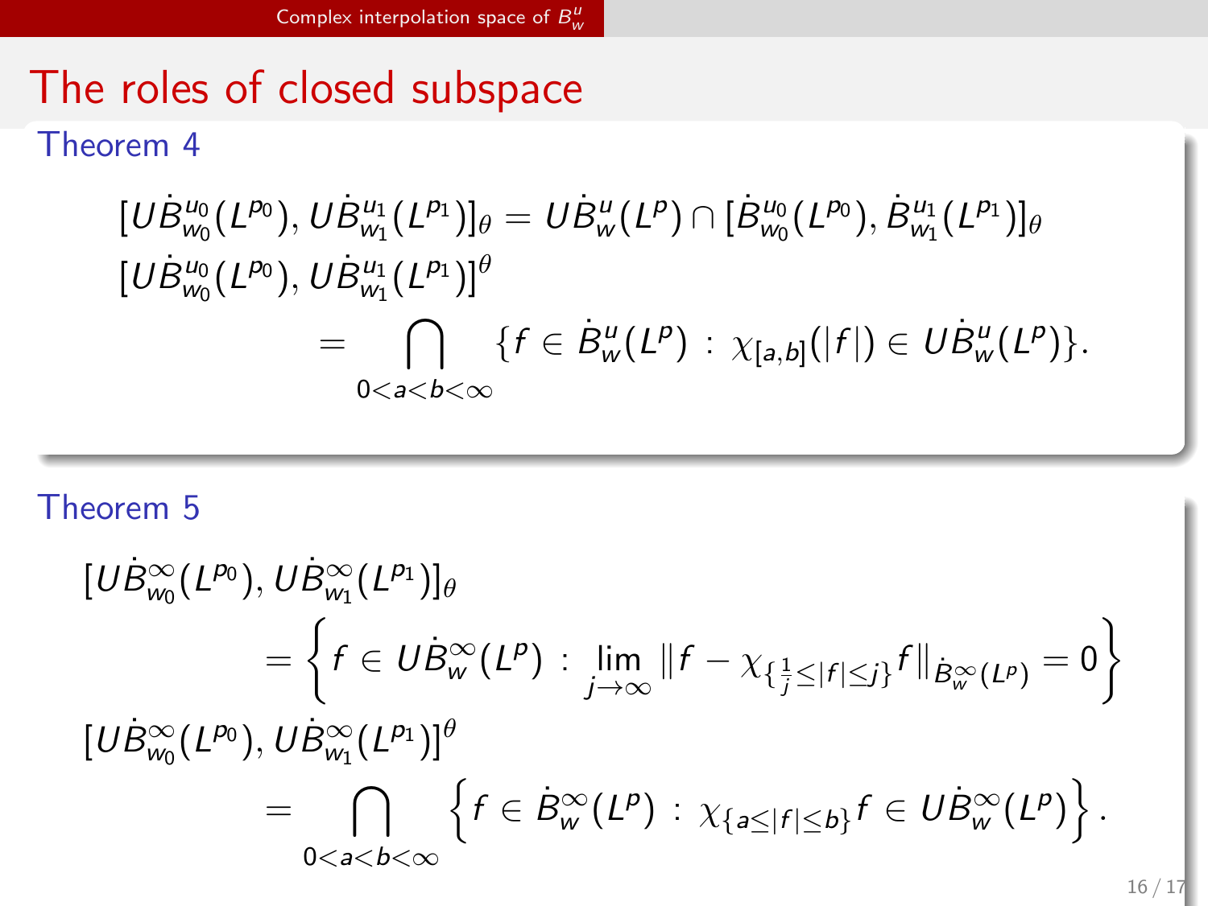# The roles of closed subspace

### Theorem 4

$$[U\dot{B}^{u_0}_{w_0}(L^{p_0}), U\dot{B}^{u_1}_{w_1}(L^{p_1})]_\theta = U\dot{B}^{u}_{w}(L^{p}) \cap [\dot{B}^{u_0}_{w_0}(L^{p_0}), \dot{B}^{u_1}_{w_1}(L^{p_1})]_\theta$$

$$[U\dot{B}^{u_0}_{w_0}(L^{p_0}), U\dot{B}^{u_1}_{w_1}(L^{p_1})]^\theta = \bigcap_{0<a<b<\infty} \{f \in \dot{B}^{u}_{w}(L^{p}) \,:\, \chi_{[a,b]}(|f|) \in U\dot{B}^{u}_{w}(L^{p})\}.$$

### Theorem 5

$$[U\dot{B}^{\infty}_{w_0}(L^{p_0}), U\dot{B}^{\infty}_{w_1}(L^{p_1})]_\theta = \left\{ f \in U\dot{B}^{\infty}_{w}(L^{p}) \,:\, \lim_{j\to\infty} \|f - \chi_{\{\frac{1}{j}\le|f|\le j\}} f\|_{\dot{B}^{\infty}_{w}(L^{p})} = 0 \right\}$$

$$[U\dot{B}^{\infty}_{w_0}(L^{p_0}), U\dot{B}^{\infty}_{w_1}(L^{p_1})]^\theta = \bigcap_{0<a<b<\infty} \left\{ f \in \dot{B}^{\infty}_{w}(L^{p}) \,:\, \chi_{\{a\le|f|\le b\}} f \in U\dot{B}^{\infty}_{w}(L^{p}) \right\}.$$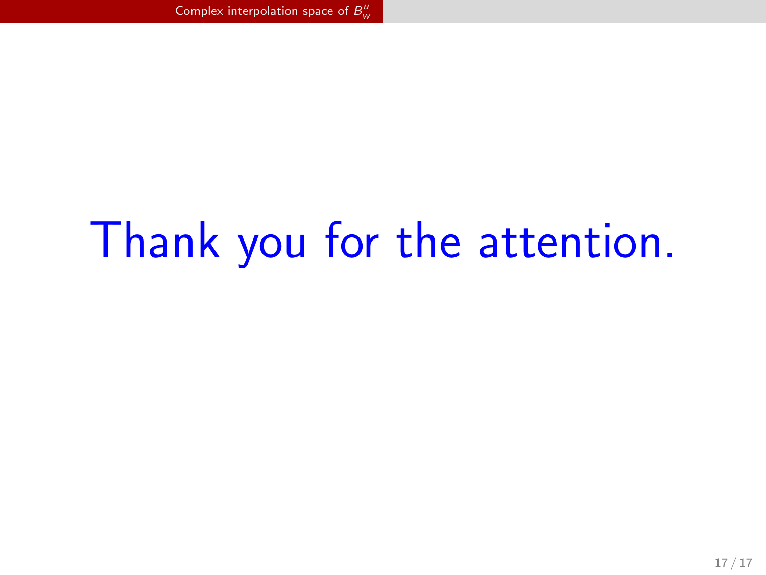Thank you for the attention.